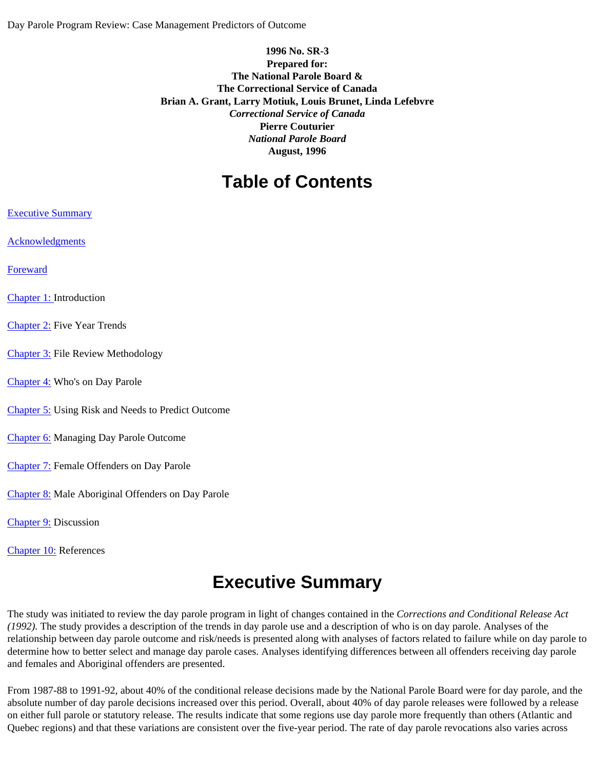Day Parole Program Review: Case Management Predictors of Outcome

**1996 No. SR-3**
**Prepared for:**
**The National Parole Board &**
**The Correctional Service of Canada**
**Brian A. Grant, Larry Motiuk, Louis Brunet, Linda Lefebvre**
***Correctional Service of Canada***
**Pierre Couturier**
***National Parole Board***
**August, 1996**

# Table of Contents

Executive Summary

Acknowledgments

Foreward

Chapter 1: Introduction

Chapter 2: Five Year Trends

Chapter 3: File Review Methodology

Chapter 4: Who's on Day Parole

Chapter 5: Using Risk and Needs to Predict Outcome

Chapter 6: Managing Day Parole Outcome

Chapter 7: Female Offenders on Day Parole

Chapter 8: Male Aboriginal Offenders on Day Parole

Chapter 9: Discussion

Chapter 10: References

# Executive Summary

The study was initiated to review the day parole program in light of changes contained in the *Corrections and Conditional Release Act (1992).* The study provides a description of the trends in day parole use and a description of who is on day parole. Analyses of the relationship between day parole outcome and risk/needs is presented along with analyses of factors related to failure while on day parole to determine how to better select and manage day parole cases. Analyses identifying differences between all offenders receiving day parole and females and Aboriginal offenders are presented.

From 1987-88 to 1991-92, about 40% of the conditional release decisions made by the National Parole Board were for day parole, and the absolute number of day parole decisions increased over this period. Overall, about 40% of day parole releases were followed by a release on either full parole or statutory release. The results indicate that some regions use day parole more frequently than others (Atlantic and Quebec regions) and that these variations are consistent over the five-year period. The rate of day parole revocations also varies across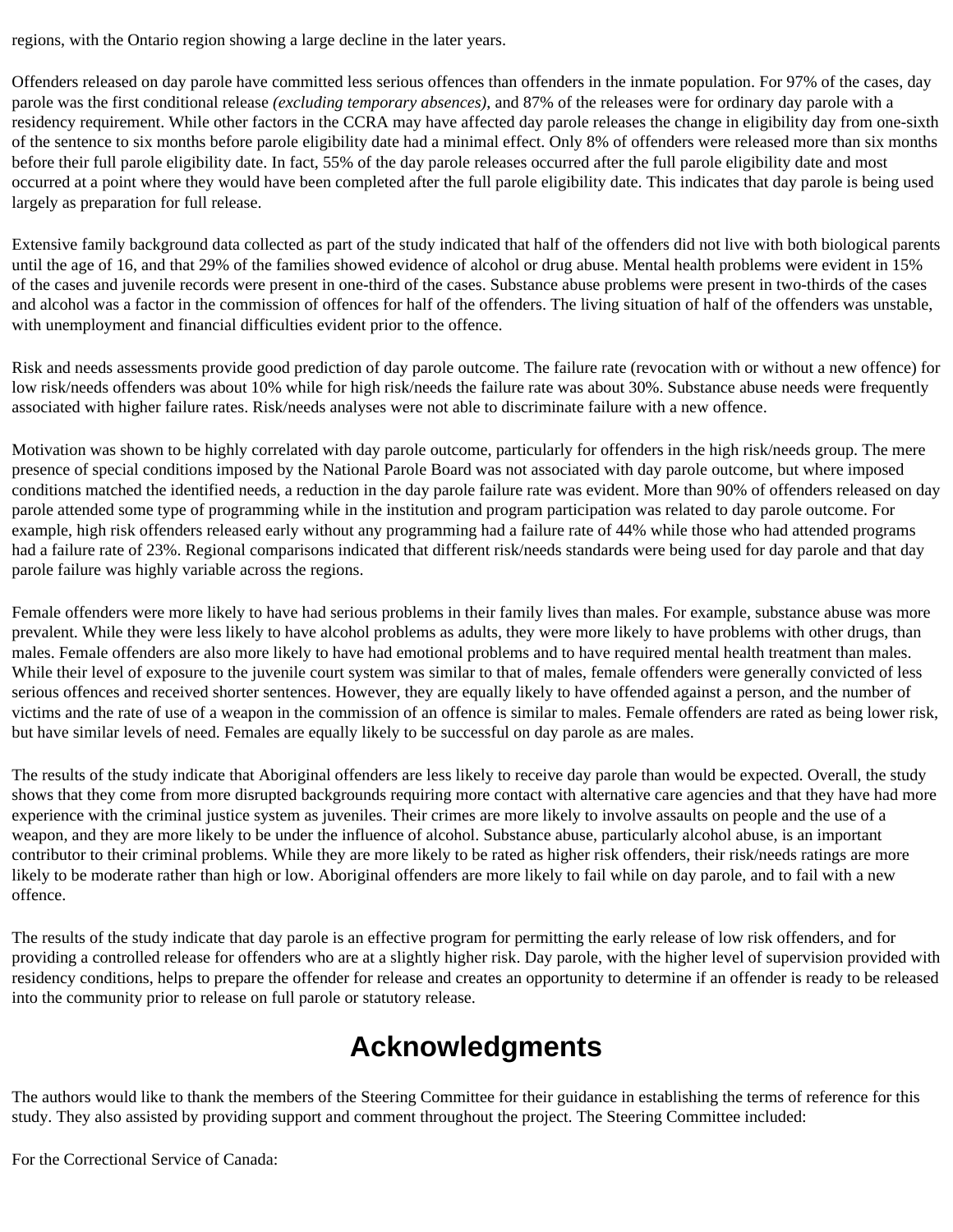regions, with the Ontario region showing a large decline in the later years.

Offenders released on day parole have committed less serious offences than offenders in the inmate population. For 97% of the cases, day parole was the first conditional release *(excluding temporary absences)*, and 87% of the releases were for ordinary day parole with a residency requirement. While other factors in the CCRA may have affected day parole releases the change in eligibility day from one-sixth of the sentence to six months before parole eligibility date had a minimal effect. Only 8% of offenders were released more than six months before their full parole eligibility date. In fact, 55% of the day parole releases occurred after the full parole eligibility date and most occurred at a point where they would have been completed after the full parole eligibility date. This indicates that day parole is being used largely as preparation for full release.

Extensive family background data collected as part of the study indicated that half of the offenders did not live with both biological parents until the age of 16, and that 29% of the families showed evidence of alcohol or drug abuse. Mental health problems were evident in 15% of the cases and juvenile records were present in one-third of the cases. Substance abuse problems were present in two-thirds of the cases and alcohol was a factor in the commission of offences for half of the offenders. The living situation of half of the offenders was unstable, with unemployment and financial difficulties evident prior to the offence.

Risk and needs assessments provide good prediction of day parole outcome. The failure rate (revocation with or without a new offence) for low risk/needs offenders was about 10% while for high risk/needs the failure rate was about 30%. Substance abuse needs were frequently associated with higher failure rates. Risk/needs analyses were not able to discriminate failure with a new offence.

Motivation was shown to be highly correlated with day parole outcome, particularly for offenders in the high risk/needs group. The mere presence of special conditions imposed by the National Parole Board was not associated with day parole outcome, but where imposed conditions matched the identified needs, a reduction in the day parole failure rate was evident. More than 90% of offenders released on day parole attended some type of programming while in the institution and program participation was related to day parole outcome. For example, high risk offenders released early without any programming had a failure rate of 44% while those who had attended programs had a failure rate of 23%. Regional comparisons indicated that different risk/needs standards were being used for day parole and that day parole failure was highly variable across the regions.

Female offenders were more likely to have had serious problems in their family lives than males. For example, substance abuse was more prevalent. While they were less likely to have alcohol problems as adults, they were more likely to have problems with other drugs, than males. Female offenders are also more likely to have had emotional problems and to have required mental health treatment than males. While their level of exposure to the juvenile court system was similar to that of males, female offenders were generally convicted of less serious offences and received shorter sentences. However, they are equally likely to have offended against a person, and the number of victims and the rate of use of a weapon in the commission of an offence is similar to males. Female offenders are rated as being lower risk, but have similar levels of need. Females are equally likely to be successful on day parole as are males.

The results of the study indicate that Aboriginal offenders are less likely to receive day parole than would be expected. Overall, the study shows that they come from more disrupted backgrounds requiring more contact with alternative care agencies and that they have had more experience with the criminal justice system as juveniles. Their crimes are more likely to involve assaults on people and the use of a weapon, and they are more likely to be under the influence of alcohol. Substance abuse, particularly alcohol abuse, is an important contributor to their criminal problems. While they are more likely to be rated as higher risk offenders, their risk/needs ratings are more likely to be moderate rather than high or low. Aboriginal offenders are more likely to fail while on day parole, and to fail with a new offence.

The results of the study indicate that day parole is an effective program for permitting the early release of low risk offenders, and for providing a controlled release for offenders who are at a slightly higher risk. Day parole, with the higher level of supervision provided with residency conditions, helps to prepare the offender for release and creates an opportunity to determine if an offender is ready to be released into the community prior to release on full parole or statutory release.

# Acknowledgments

The authors would like to thank the members of the Steering Committee for their guidance in establishing the terms of reference for this study. They also assisted by providing support and comment throughout the project. The Steering Committee included:

For the Correctional Service of Canada: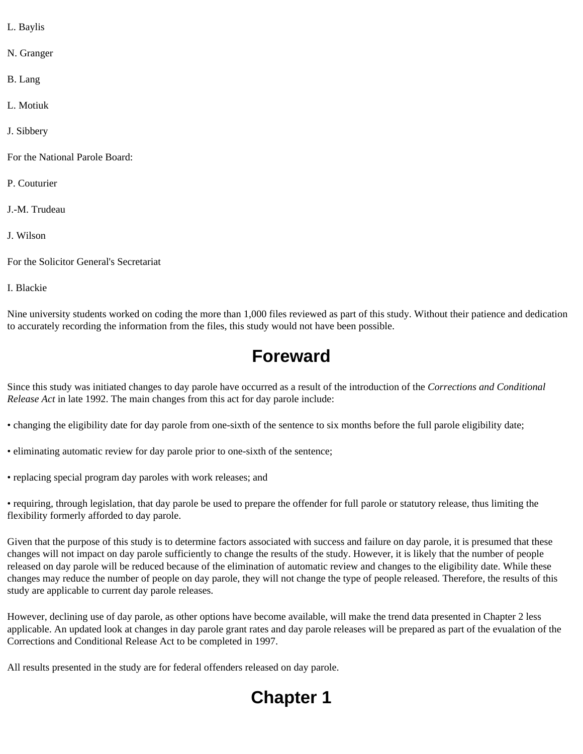L. Baylis

N. Granger

B. Lang

L. Motiuk

J. Sibbery

For the National Parole Board:

P. Couturier

J.-M. Trudeau

J. Wilson

For the Solicitor General's Secretariat

I. Blackie

Nine university students worked on coding the more than 1,000 files reviewed as part of this study. Without their patience and dedication to accurately recording the information from the files, this study would not have been possible.

# Foreward

Since this study was initiated changes to day parole have occurred as a result of the introduction of the *Corrections and Conditional Release Act* in late 1992. The main changes from this act for day parole include:

• changing the eligibility date for day parole from one-sixth of the sentence to six months before the full parole eligibility date;

• eliminating automatic review for day parole prior to one-sixth of the sentence;

• replacing special program day paroles with work releases; and

• requiring, through legislation, that day parole be used to prepare the offender for full parole or statutory release, thus limiting the flexibility formerly afforded to day parole.

Given that the purpose of this study is to determine factors associated with success and failure on day parole, it is presumed that these changes will not impact on day parole sufficiently to change the results of the study. However, it is likely that the number of people released on day parole will be reduced because of the elimination of automatic review and changes to the eligibility date. While these changes may reduce the number of people on day parole, they will not change the type of people released. Therefore, the results of this study are applicable to current day parole releases.

However, declining use of day parole, as other options have become available, will make the trend data presented in Chapter 2 less applicable. An updated look at changes in day parole grant rates and day parole releases will be prepared as part of the evualation of the Corrections and Conditional Release Act to be completed in 1997.

All results presented in the study are for federal offenders released on day parole.

# Chapter 1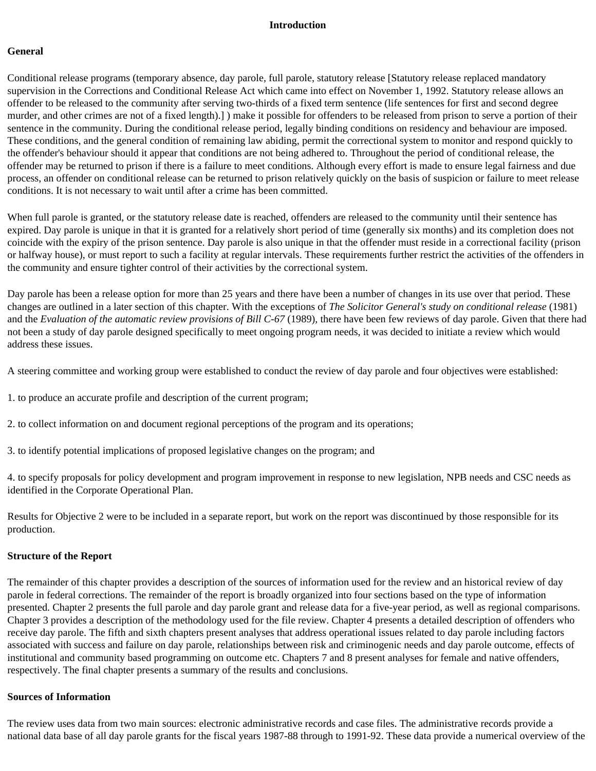# Introduction

## General

Conditional release programs (temporary absence, day parole, full parole, statutory release [Statutory release replaced mandatory supervision in the Corrections and Conditional Release Act which came into effect on November 1, 1992. Statutory release allows an offender to be released to the community after serving two-thirds of a fixed term sentence (life sentences for first and second degree murder, and other crimes are not of a fixed length).] ) make it possible for offenders to be released from prison to serve a portion of their sentence in the community. During the conditional release period, legally binding conditions on residency and behaviour are imposed. These conditions, and the general condition of remaining law abiding, permit the correctional system to monitor and respond quickly to the offender's behaviour should it appear that conditions are not being adhered to. Throughout the period of conditional release, the offender may be returned to prison if there is a failure to meet conditions. Although every effort is made to ensure legal fairness and due process, an offender on conditional release can be returned to prison relatively quickly on the basis of suspicion or failure to meet release conditions. It is not necessary to wait until after a crime has been committed.

When full parole is granted, or the statutory release date is reached, offenders are released to the community until their sentence has expired. Day parole is unique in that it is granted for a relatively short period of time (generally six months) and its completion does not coincide with the expiry of the prison sentence. Day parole is also unique in that the offender must reside in a correctional facility (prison or halfway house), or must report to such a facility at regular intervals. These requirements further restrict the activities of the offenders in the community and ensure tighter control of their activities by the correctional system.

Day parole has been a release option for more than 25 years and there have been a number of changes in its use over that period. These changes are outlined in a later section of this chapter. With the exceptions of *The Solicitor General's study on conditional release* (1981) and the *Evaluation of the automatic review provisions of Bill C-67* (1989), there have been few reviews of day parole. Given that there had not been a study of day parole designed specifically to meet ongoing program needs, it was decided to initiate a review which would address these issues.

A steering committee and working group were established to conduct the review of day parole and four objectives were established:

1. to produce an accurate profile and description of the current program;

2. to collect information on and document regional perceptions of the program and its operations;

3. to identify potential implications of proposed legislative changes on the program; and

4. to specify proposals for policy development and program improvement in response to new legislation, NPB needs and CSC needs as identified in the Corporate Operational Plan.

Results for Objective 2 were to be included in a separate report, but work on the report was discontinued by those responsible for its production.

## Structure of the Report

The remainder of this chapter provides a description of the sources of information used for the review and an historical review of day parole in federal corrections. The remainder of the report is broadly organized into four sections based on the type of information presented. Chapter 2 presents the full parole and day parole grant and release data for a five-year period, as well as regional comparisons. Chapter 3 provides a description of the methodology used for the file review. Chapter 4 presents a detailed description of offenders who receive day parole. The fifth and sixth chapters present analyses that address operational issues related to day parole including factors associated with success and failure on day parole, relationships between risk and criminogenic needs and day parole outcome, effects of institutional and community based programming on outcome etc. Chapters 7 and 8 present analyses for female and native offenders, respectively. The final chapter presents a summary of the results and conclusions.

## Sources of Information

The review uses data from two main sources: electronic administrative records and case files. The administrative records provide a national data base of all day parole grants for the fiscal years 1987-88 through to 1991-92. These data provide a numerical overview of the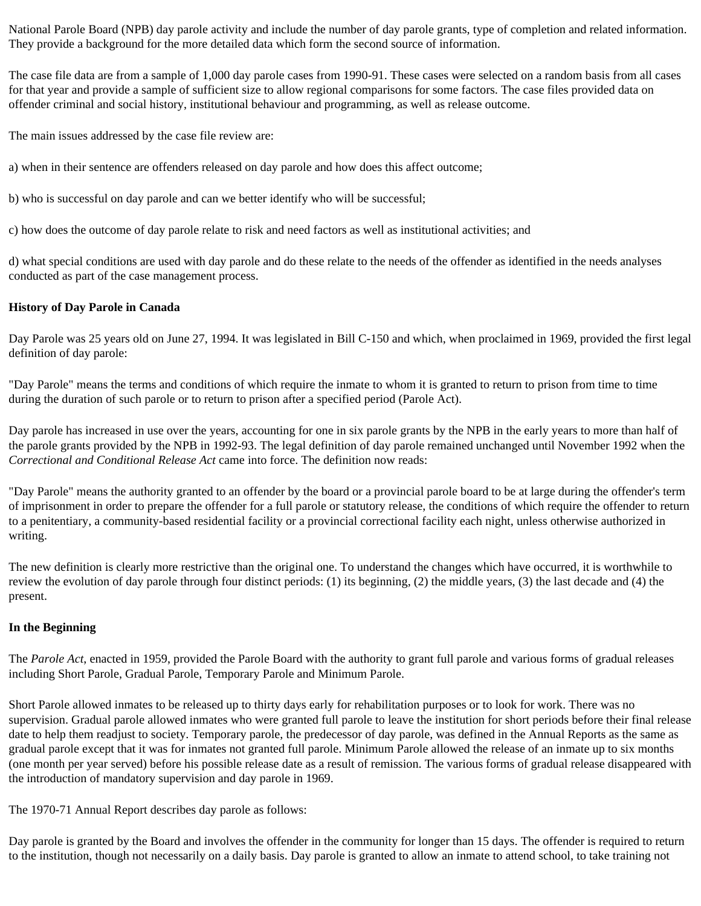National Parole Board (NPB) day parole activity and include the number of day parole grants, type of completion and related information. They provide a background for the more detailed data which form the second source of information.

The case file data are from a sample of 1,000 day parole cases from 1990-91. These cases were selected on a random basis from all cases for that year and provide a sample of sufficient size to allow regional comparisons for some factors. The case files provided data on offender criminal and social history, institutional behaviour and programming, as well as release outcome.

The main issues addressed by the case file review are:

a) when in their sentence are offenders released on day parole and how does this affect outcome;

b) who is successful on day parole and can we better identify who will be successful;

c) how does the outcome of day parole relate to risk and need factors as well as institutional activities; and

d) what special conditions are used with day parole and do these relate to the needs of the offender as identified in the needs analyses conducted as part of the case management process.

**History of Day Parole in Canada**

Day Parole was 25 years old on June 27, 1994. It was legislated in Bill C-150 and which, when proclaimed in 1969, provided the first legal definition of day parole:

"Day Parole" means the terms and conditions of which require the inmate to whom it is granted to return to prison from time to time during the duration of such parole or to return to prison after a specified period (Parole Act).

Day parole has increased in use over the years, accounting for one in six parole grants by the NPB in the early years to more than half of the parole grants provided by the NPB in 1992-93. The legal definition of day parole remained unchanged until November 1992 when the *Correctional and Conditional Release Act* came into force. The definition now reads:

"Day Parole" means the authority granted to an offender by the board or a provincial parole board to be at large during the offender's term of imprisonment in order to prepare the offender for a full parole or statutory release, the conditions of which require the offender to return to a penitentiary, a community-based residential facility or a provincial correctional facility each night, unless otherwise authorized in writing.

The new definition is clearly more restrictive than the original one. To understand the changes which have occurred, it is worthwhile to review the evolution of day parole through four distinct periods: (1) its beginning, (2) the middle years, (3) the last decade and (4) the present.

**In the Beginning**

The *Parole Act,* enacted in 1959, provided the Parole Board with the authority to grant full parole and various forms of gradual releases including Short Parole, Gradual Parole, Temporary Parole and Minimum Parole.

Short Parole allowed inmates to be released up to thirty days early for rehabilitation purposes or to look for work. There was no supervision. Gradual parole allowed inmates who were granted full parole to leave the institution for short periods before their final release date to help them readjust to society. Temporary parole, the predecessor of day parole, was defined in the Annual Reports as the same as gradual parole except that it was for inmates not granted full parole. Minimum Parole allowed the release of an inmate up to six months (one month per year served) before his possible release date as a result of remission. The various forms of gradual release disappeared with the introduction of mandatory supervision and day parole in 1969.

The 1970-71 Annual Report describes day parole as follows:

Day parole is granted by the Board and involves the offender in the community for longer than 15 days. The offender is required to return to the institution, though not necessarily on a daily basis. Day parole is granted to allow an inmate to attend school, to take training not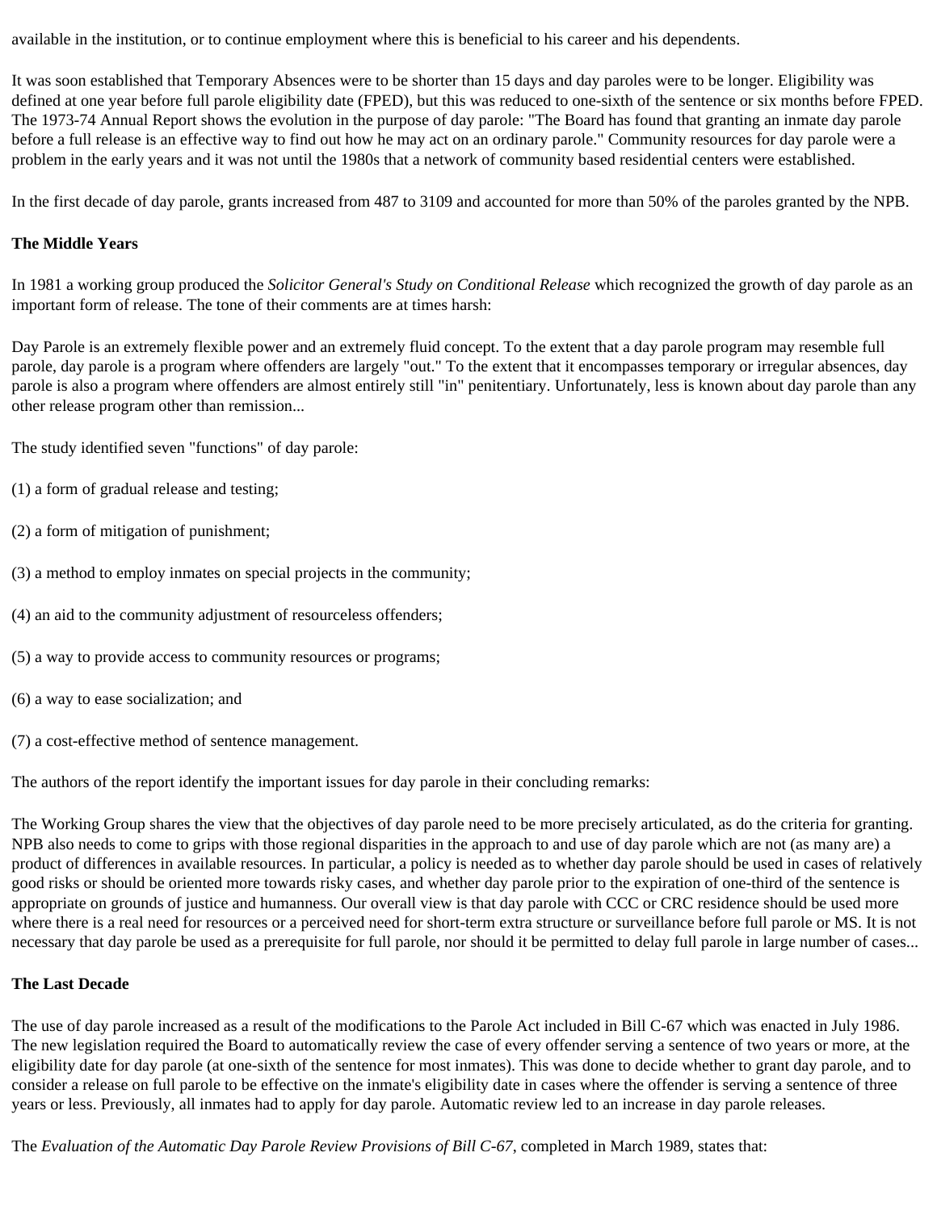available in the institution, or to continue employment where this is beneficial to his career and his dependents.

It was soon established that Temporary Absences were to be shorter than 15 days and day paroles were to be longer. Eligibility was defined at one year before full parole eligibility date (FPED), but this was reduced to one-sixth of the sentence or six months before FPED. The 1973-74 Annual Report shows the evolution in the purpose of day parole: "The Board has found that granting an inmate day parole before a full release is an effective way to find out how he may act on an ordinary parole." Community resources for day parole were a problem in the early years and it was not until the 1980s that a network of community based residential centers were established.

In the first decade of day parole, grants increased from 487 to 3109 and accounted for more than 50% of the paroles granted by the NPB.

**The Middle Years**

In 1981 a working group produced the *Solicitor General's Study on Conditional Release* which recognized the growth of day parole as an important form of release. The tone of their comments are at times harsh:

Day Parole is an extremely flexible power and an extremely fluid concept. To the extent that a day parole program may resemble full parole, day parole is a program where offenders are largely "out." To the extent that it encompasses temporary or irregular absences, day parole is also a program where offenders are almost entirely still "in" penitentiary. Unfortunately, less is known about day parole than any other release program other than remission...

The study identified seven "functions" of day parole:

(1) a form of gradual release and testing;

(2) a form of mitigation of punishment;

(3) a method to employ inmates on special projects in the community;

(4) an aid to the community adjustment of resourceless offenders;

(5) a way to provide access to community resources or programs;

(6) a way to ease socialization; and

(7) a cost-effective method of sentence management.

The authors of the report identify the important issues for day parole in their concluding remarks:

The Working Group shares the view that the objectives of day parole need to be more precisely articulated, as do the criteria for granting. NPB also needs to come to grips with those regional disparities in the approach to and use of day parole which are not (as many are) a product of differences in available resources. In particular, a policy is needed as to whether day parole should be used in cases of relatively good risks or should be oriented more towards risky cases, and whether day parole prior to the expiration of one-third of the sentence is appropriate on grounds of justice and humanness. Our overall view is that day parole with CCC or CRC residence should be used more where there is a real need for resources or a perceived need for short-term extra structure or surveillance before full parole or MS. It is not necessary that day parole be used as a prerequisite for full parole, nor should it be permitted to delay full parole in large number of cases...

**The Last Decade**

The use of day parole increased as a result of the modifications to the Parole Act included in Bill C-67 which was enacted in July 1986. The new legislation required the Board to automatically review the case of every offender serving a sentence of two years or more, at the eligibility date for day parole (at one-sixth of the sentence for most inmates). This was done to decide whether to grant day parole, and to consider a release on full parole to be effective on the inmate's eligibility date in cases where the offender is serving a sentence of three years or less. Previously, all inmates had to apply for day parole. Automatic review led to an increase in day parole releases.

The *Evaluation of the Automatic Day Parole Review Provisions of Bill C-67*, completed in March 1989, states that: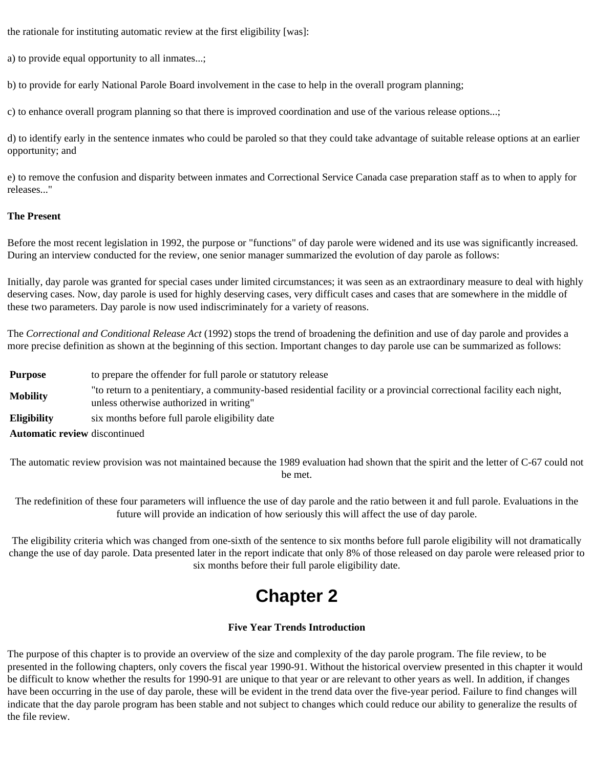the rationale for instituting automatic review at the first eligibility [was]:

a) to provide equal opportunity to all inmates...;

b) to provide for early National Parole Board involvement in the case to help in the overall program planning;

c) to enhance overall program planning so that there is improved coordination and use of the various release options...;

d) to identify early in the sentence inmates who could be paroled so that they could take advantage of suitable release options at an earlier opportunity; and

e) to remove the confusion and disparity between inmates and Correctional Service Canada case preparation staff as to when to apply for releases..."

**The Present**

Before the most recent legislation in 1992, the purpose or "functions" of day parole were widened and its use was significantly increased. During an interview conducted for the review, one senior manager summarized the evolution of day parole as follows:

Initially, day parole was granted for special cases under limited circumstances; it was seen as an extraordinary measure to deal with highly deserving cases. Now, day parole is used for highly deserving cases, very difficult cases and cases that are somewhere in the middle of these two parameters. Day parole is now used indiscriminately for a variety of reasons.

The *Correctional and Conditional Release Act* (1992) stops the trend of broadening the definition and use of day parole and provides a more precise definition as shown at the beginning of this section. Important changes to day parole use can be summarized as follows:

| | |
|---|---|
| **Purpose** | to prepare the offender for full parole or statutory release |
| **Mobility** | "to return to a penitentiary, a community-based residential facility or a provincial correctional facility each night, unless otherwise authorized in writing" |
| **Eligibility** | six months before full parole eligibility date |
| **Automatic review** | discontinued |

The automatic review provision was not maintained because the 1989 evaluation had shown that the spirit and the letter of C-67 could not be met.

The redefinition of these four parameters will influence the use of day parole and the ratio between it and full parole. Evaluations in the future will provide an indication of how seriously this will affect the use of day parole.

The eligibility criteria which was changed from one-sixth of the sentence to six months before full parole eligibility will not dramatically change the use of day parole. Data presented later in the report indicate that only 8% of those released on day parole were released prior to six months before their full parole eligibility date.

# Chapter 2

### Five Year Trends Introduction

The purpose of this chapter is to provide an overview of the size and complexity of the day parole program. The file review, to be presented in the following chapters, only covers the fiscal year 1990-91. Without the historical overview presented in this chapter it would be difficult to know whether the results for 1990-91 are unique to that year or are relevant to other years as well. In addition, if changes have been occurring in the use of day parole, these will be evident in the trend data over the five-year period. Failure to find changes will indicate that the day parole program has been stable and not subject to changes which could reduce our ability to generalize the results of the file review.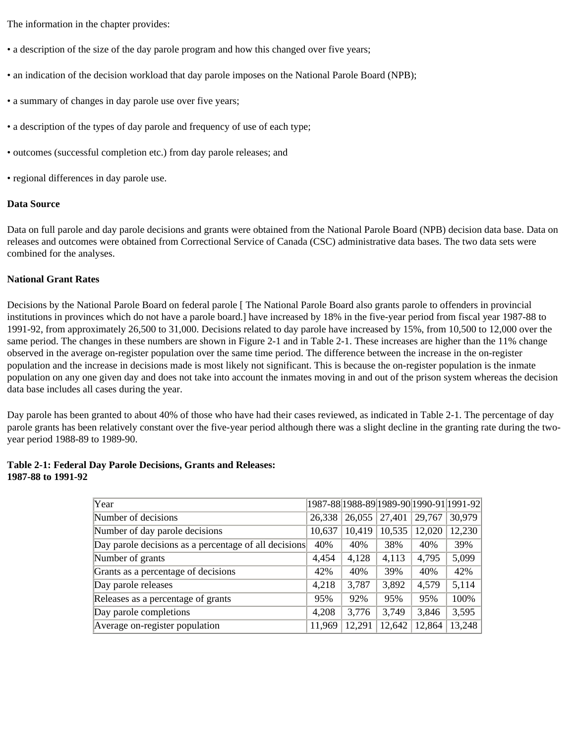The information in the chapter provides:

• a description of the size of the day parole program and how this changed over five years;

• an indication of the decision workload that day parole imposes on the National Parole Board (NPB);

• a summary of changes in day parole use over five years;

• a description of the types of day parole and frequency of use of each type;

• outcomes (successful completion etc.) from day parole releases; and

• regional differences in day parole use.

**Data Source**

Data on full parole and day parole decisions and grants were obtained from the National Parole Board (NPB) decision data base. Data on releases and outcomes were obtained from Correctional Service of Canada (CSC) administrative data bases. The two data sets were combined for the analyses.

**National Grant Rates**

Decisions by the National Parole Board on federal parole [ The National Parole Board also grants parole to offenders in provincial institutions in provinces which do not have a parole board.] have increased by 18% in the five-year period from fiscal year 1987-88 to 1991-92, from approximately 26,500 to 31,000. Decisions related to day parole have increased by 15%, from 10,500 to 12,000 over the same period. The changes in these numbers are shown in Figure 2-1 and in Table 2-1. These increases are higher than the 11% change observed in the average on-register population over the same time period. The difference between the increase in the on-register population and the increase in decisions made is most likely not significant. This is because the on-register population is the inmate population on any one given day and does not take into account the inmates moving in and out of the prison system whereas the decision data base includes all cases during the year.

Day parole has been granted to about 40% of those who have had their cases reviewed, as indicated in Table 2-1. The percentage of day parole grants has been relatively constant over the five-year period although there was a slight decline in the granting rate during the two-year period 1988-89 to 1989-90.

**Table 2-1: Federal Day Parole Decisions, Grants and Releases: 1987-88 to 1991-92**

| Year | 1987-88 | 1988-89 | 1989-90 | 1990-91 | 1991-92 |
|---|---|---|---|---|---|
| Number of decisions | 26,338 | 26,055 | 27,401 | 29,767 | 30,979 |
| Number of day parole decisions | 10,637 | 10,419 | 10,535 | 12,020 | 12,230 |
| Day parole decisions as a percentage of all decisions | 40% | 40% | 38% | 40% | 39% |
| Number of grants | 4,454 | 4,128 | 4,113 | 4,795 | 5,099 |
| Grants as a percentage of decisions | 42% | 40% | 39% | 40% | 42% |
| Day parole releases | 4,218 | 3,787 | 3,892 | 4,579 | 5,114 |
| Releases as a percentage of grants | 95% | 92% | 95% | 95% | 100% |
| Day parole completions | 4,208 | 3,776 | 3,749 | 3,846 | 3,595 |
| Average on-register population | 11,969 | 12,291 | 12,642 | 12,864 | 13,248 |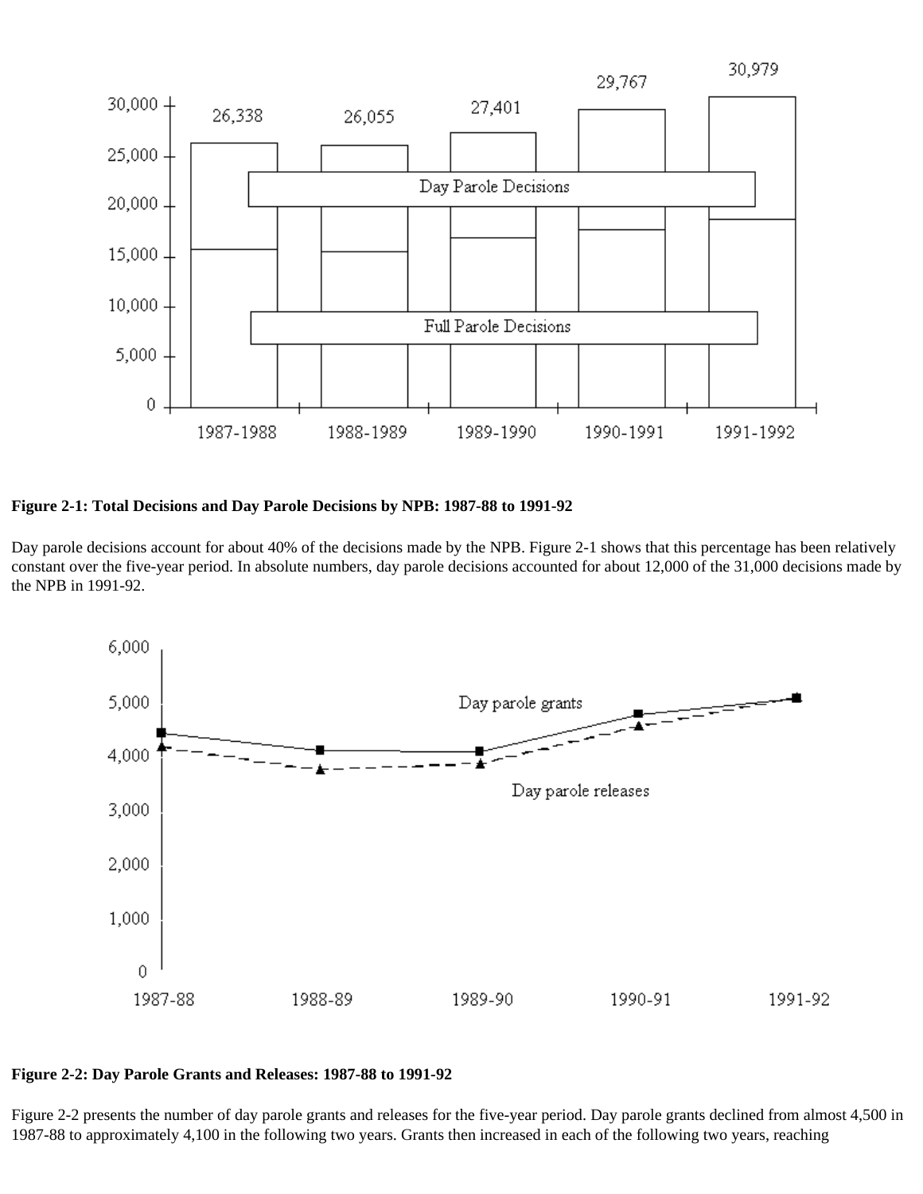**Figure 2-1: Total Decisions and Day Parole Decisions by NPB: 1987-88 to 1991-92**

Day parole decisions account for about 40% of the decisions made by the NPB. Figure 2-1 shows that this percentage has been relatively constant over the five-year period. In absolute numbers, day parole decisions accounted for about 12,000 of the 31,000 decisions made by the NPB in 1991-92.

**Figure 2-2: Day Parole Grants and Releases: 1987-88 to 1991-92**

Figure 2-2 presents the number of day parole grants and releases for the five-year period. Day parole grants declined from almost 4,500 in 1987-88 to approximately 4,100 in the following two years. Grants then increased in each of the following two years, reaching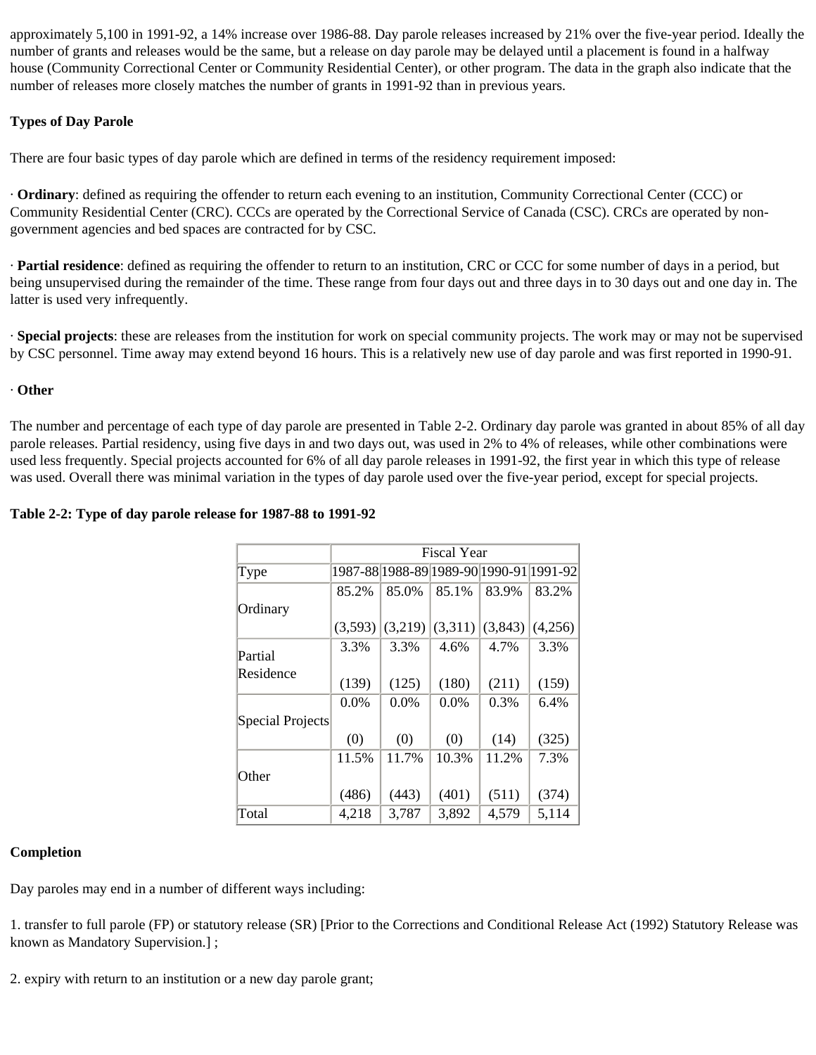approximately 5,100 in 1991-92, a 14% increase over 1986-88. Day parole releases increased by 21% over the five-year period. Ideally the number of grants and releases would be the same, but a release on day parole may be delayed until a placement is found in a halfway house (Community Correctional Center or Community Residential Center), or other program. The data in the graph also indicate that the number of releases more closely matches the number of grants in 1991-92 than in previous years.

**Types of Day Parole**

There are four basic types of day parole which are defined in terms of the residency requirement imposed:

· **Ordinary**: defined as requiring the offender to return each evening to an institution, Community Correctional Center (CCC) or Community Residential Center (CRC). CCCs are operated by the Correctional Service of Canada (CSC). CRCs are operated by non-government agencies and bed spaces are contracted for by CSC.

· **Partial residence**: defined as requiring the offender to return to an institution, CRC or CCC for some number of days in a period, but being unsupervised during the remainder of the time. These range from four days out and three days in to 30 days out and one day in. The latter is used very infrequently.

· **Special projects**: these are releases from the institution for work on special community projects. The work may or may not be supervised by CSC personnel. Time away may extend beyond 16 hours. This is a relatively new use of day parole and was first reported in 1990-91.

· **Other**

The number and percentage of each type of day parole are presented in Table 2-2. Ordinary day parole was granted in about 85% of all day parole releases. Partial residency, using five days in and two days out, was used in 2% to 4% of releases, while other combinations were used less frequently. Special projects accounted for 6% of all day parole releases in 1991-92, the first year in which this type of release was used. Overall there was minimal variation in the types of day parole used over the five-year period, except for special projects.

**Table 2-2: Type of day parole release for 1987-88 to 1991-92**

| | Fiscal Year | | | | |
|---|---|---|---|---|---|
| Type | 1987-88 | 1988-89 | 1989-90 | 1990-91 | 1991-92 |
| Ordinary | 85.2% (3,593) | 85.0% (3,219) | 85.1% (3,311) | 83.9% (3,843) | 83.2% (4,256) |
| Partial Residence | 3.3% (139) | 3.3% (125) | 4.6% (180) | 4.7% (211) | 3.3% (159) |
| Special Projects | 0.0% (0) | 0.0% (0) | 0.0% (0) | 0.3% (14) | 6.4% (325) |
| Other | 11.5% (486) | 11.7% (443) | 10.3% (401) | 11.2% (511) | 7.3% (374) |
| Total | 4,218 | 3,787 | 3,892 | 4,579 | 5,114 |

**Completion**

Day paroles may end in a number of different ways including:

1. transfer to full parole (FP) or statutory release (SR) [Prior to the Corrections and Conditional Release Act (1992) Statutory Release was known as Mandatory Supervision.] ;

2. expiry with return to an institution or a new day parole grant;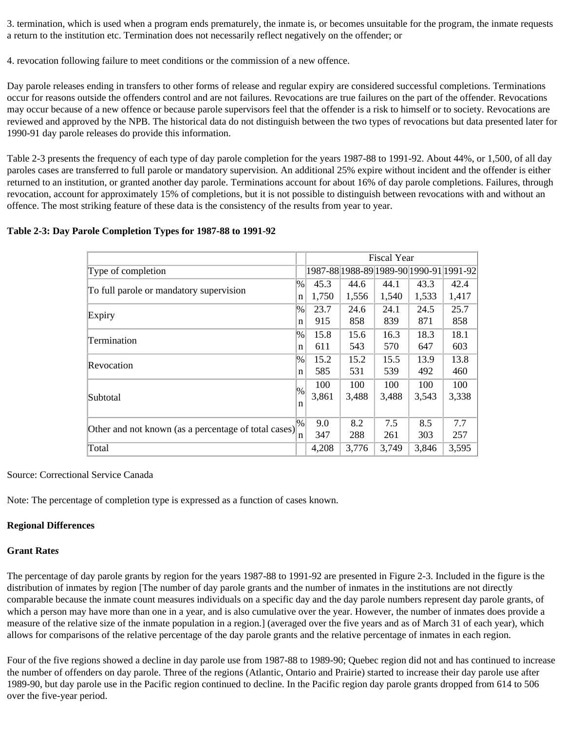3. termination, which is used when a program ends prematurely, the inmate is, or becomes unsuitable for the program, the inmate requests a return to the institution etc. Termination does not necessarily reflect negatively on the offender; or

4. revocation following failure to meet conditions or the commission of a new offence.

Day parole releases ending in transfers to other forms of release and regular expiry are considered successful completions. Terminations occur for reasons outside the offenders control and are not failures. Revocations are true failures on the part of the offender. Revocations may occur because of a new offence or because parole supervisors feel that the offender is a risk to himself or to society. Revocations are reviewed and approved by the NPB. The historical data do not distinguish between the two types of revocations but data presented later for 1990-91 day parole releases do provide this information.

Table 2-3 presents the frequency of each type of day parole completion for the years 1987-88 to 1991-92. About 44%, or 1,500, of all day paroles cases are transferred to full parole or mandatory supervision. An additional 25% expire without incident and the offender is either returned to an institution, or granted another day parole. Terminations account for about 16% of day parole completions. Failures, through revocation, account for approximately 15% of completions, but it is not possible to distinguish between revocations with and without an offence. The most striking feature of these data is the consistency of the results from year to year.

**Table 2-3: Day Parole Completion Types for 1987-88 to 1991-92**

| | | Fiscal Year | | | | |
|---|---|---|---|---|---|---|
| Type of completion | | 1987-88 | 1988-89 | 1989-90 | 1990-91 | 1991-92 |
| To full parole or mandatory supervision | % | 45.3 | 44.6 | 44.1 | 43.3 | 42.4 |
| | n | 1,750 | 1,556 | 1,540 | 1,533 | 1,417 |
| Expiry | % | 23.7 | 24.6 | 24.1 | 24.5 | 25.7 |
| | n | 915 | 858 | 839 | 871 | 858 |
| Termination | % | 15.8 | 15.6 | 16.3 | 18.3 | 18.1 |
| | n | 611 | 543 | 570 | 647 | 603 |
| Revocation | % | 15.2 | 15.2 | 15.5 | 13.9 | 13.8 |
| | n | 585 | 531 | 539 | 492 | 460 |
| Subtotal | % | 100 | 100 | 100 | 100 | 100 |
| | n | 3,861 | 3,488 | 3,488 | 3,543 | 3,338 |
| Other and not known (as a percentage of total cases) | % | 9.0 | 8.2 | 7.5 | 8.5 | 7.7 |
| | n | 347 | 288 | 261 | 303 | 257 |
| Total | | 4,208 | 3,776 | 3,749 | 3,846 | 3,595 |

Source: Correctional Service Canada

Note: The percentage of completion type is expressed as a function of cases known.

**Regional Differences**

**Grant Rates**

The percentage of day parole grants by region for the years 1987-88 to 1991-92 are presented in Figure 2-3. Included in the figure is the distribution of inmates by region [The number of day parole grants and the number of inmates in the institutions are not directly comparable because the inmate count measures individuals on a specific day and the day parole numbers represent day parole grants, of which a person may have more than one in a year, and is also cumulative over the year. However, the number of inmates does provide a measure of the relative size of the inmate population in a region.] (averaged over the five years and as of March 31 of each year), which allows for comparisons of the relative percentage of the day parole grants and the relative percentage of inmates in each region.

Four of the five regions showed a decline in day parole use from 1987-88 to 1989-90; Quebec region did not and has continued to increase the number of offenders on day parole. Three of the regions (Atlantic, Ontario and Prairie) started to increase their day parole use after 1989-90, but day parole use in the Pacific region continued to decline. In the Pacific region day parole grants dropped from 614 to 506 over the five-year period.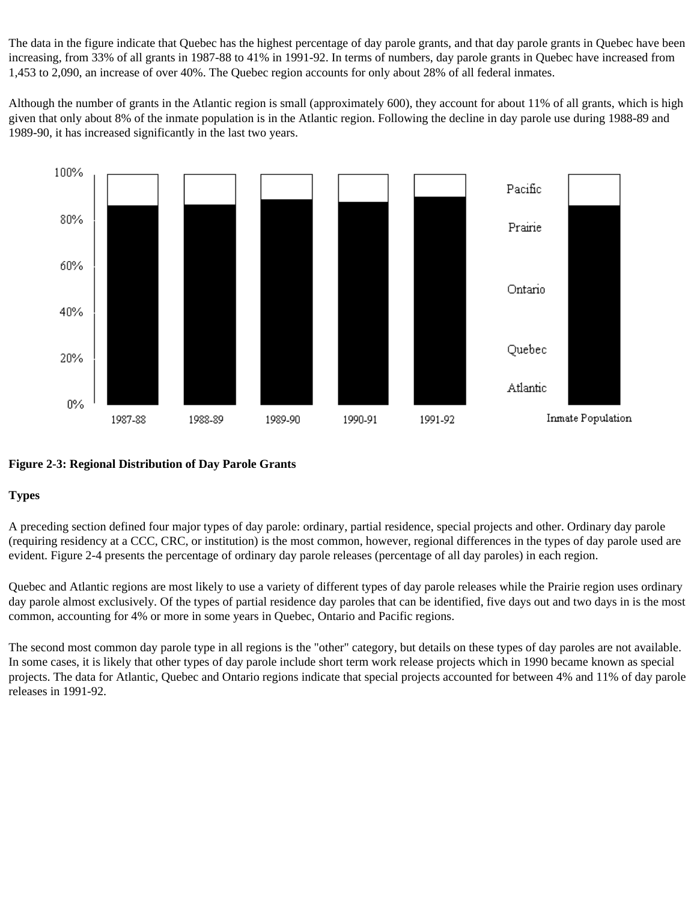The data in the figure indicate that Quebec has the highest percentage of day parole grants, and that day parole grants in Quebec have been increasing, from 33% of all grants in 1987-88 to 41% in 1991-92. In terms of numbers, day parole grants in Quebec have increased from 1,453 to 2,090, an increase of over 40%. The Quebec region accounts for only about 28% of all federal inmates.

Although the number of grants in the Atlantic region is small (approximately 600), they account for about 11% of all grants, which is high given that only about 8% of the inmate population is in the Atlantic region. Following the decline in day parole use during 1988-89 and 1989-90, it has increased significantly in the last two years.

**Figure 2-3: Regional Distribution of Day Parole Grants**

**Types**

A preceding section defined four major types of day parole: ordinary, partial residence, special projects and other. Ordinary day parole (requiring residency at a CCC, CRC, or institution) is the most common, however, regional differences in the types of day parole used are evident. Figure 2-4 presents the percentage of ordinary day parole releases (percentage of all day paroles) in each region.

Quebec and Atlantic regions are most likely to use a variety of different types of day parole releases while the Prairie region uses ordinary day parole almost exclusively. Of the types of partial residence day paroles that can be identified, five days out and two days in is the most common, accounting for 4% or more in some years in Quebec, Ontario and Pacific regions.

The second most common day parole type in all regions is the "other" category, but details on these types of day paroles are not available. In some cases, it is likely that other types of day parole include short term work release projects which in 1990 became known as special projects. The data for Atlantic, Quebec and Ontario regions indicate that special projects accounted for between 4% and 11% of day parole releases in 1991-92.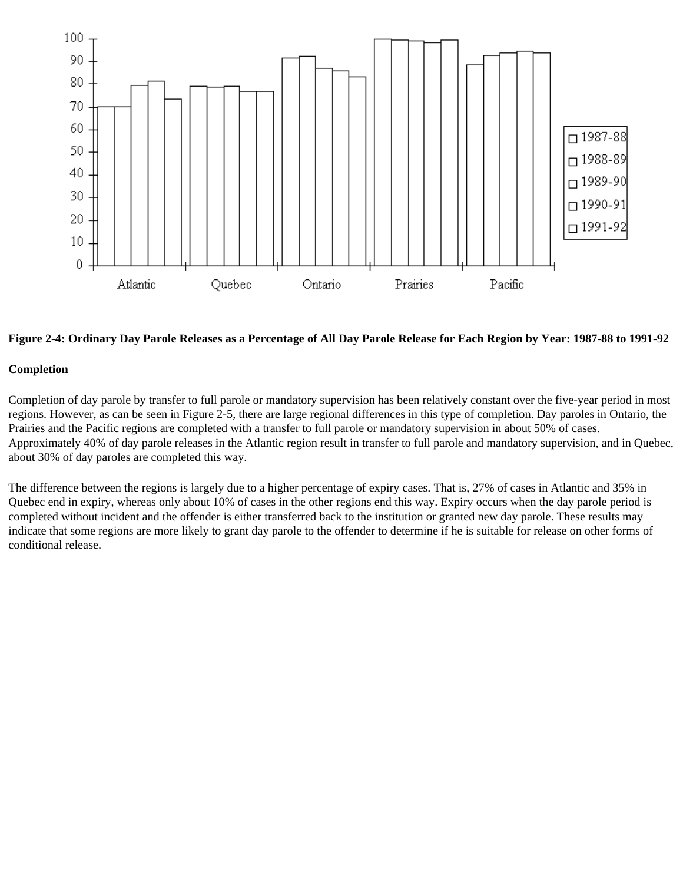**Figure 2-4: Ordinary Day Parole Releases as a Percentage of All Day Parole Release for Each Region by Year: 1987-88 to 1991-92**

**Completion**

Completion of day parole by transfer to full parole or mandatory supervision has been relatively constant over the five-year period in most regions. However, as can be seen in Figure 2-5, there are large regional differences in this type of completion. Day paroles in Ontario, the Prairies and the Pacific regions are completed with a transfer to full parole or mandatory supervision in about 50% of cases. Approximately 40% of day parole releases in the Atlantic region result in transfer to full parole and mandatory supervision, and in Quebec, about 30% of day paroles are completed this way.

The difference between the regions is largely due to a higher percentage of expiry cases. That is, 27% of cases in Atlantic and 35% in Quebec end in expiry, whereas only about 10% of cases in the other regions end this way. Expiry occurs when the day parole period is completed without incident and the offender is either transferred back to the institution or granted new day parole. These results may indicate that some regions are more likely to grant day parole to the offender to determine if he is suitable for release on other forms of conditional release.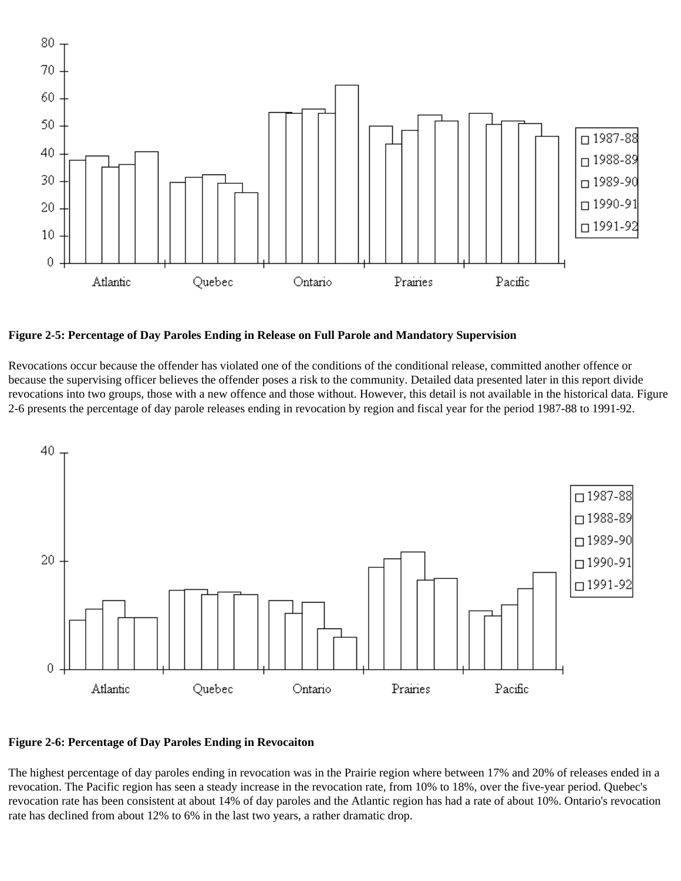**Figure 2-5: Percentage of Day Paroles Ending in Release on Full Parole and Mandatory Supervision**

Revocations occur because the offender has violated one of the conditions of the conditional release, committed another offence or because the supervising officer believes the offender poses a risk to the community. Detailed data presented later in this report divide revocations into two groups, those with a new offence and those without. However, this detail is not available in the historical data. Figure 2-6 presents the percentage of day parole releases ending in revocation by region and fiscal year for the period 1987-88 to 1991-92.

**Figure 2-6: Percentage of Day Paroles Ending in Revocaiton**

The highest percentage of day paroles ending in revocation was in the Prairie region where between 17% and 20% of releases ended in a revocation. The Pacific region has seen a steady increase in the revocation rate, from 10% to 18%, over the five-year period. Quebec's revocation rate has been consistent at about 14% of day paroles and the Atlantic region has had a rate of about 10%. Ontario's revocation rate has declined from about 12% to 6% in the last two years, a rather dramatic drop.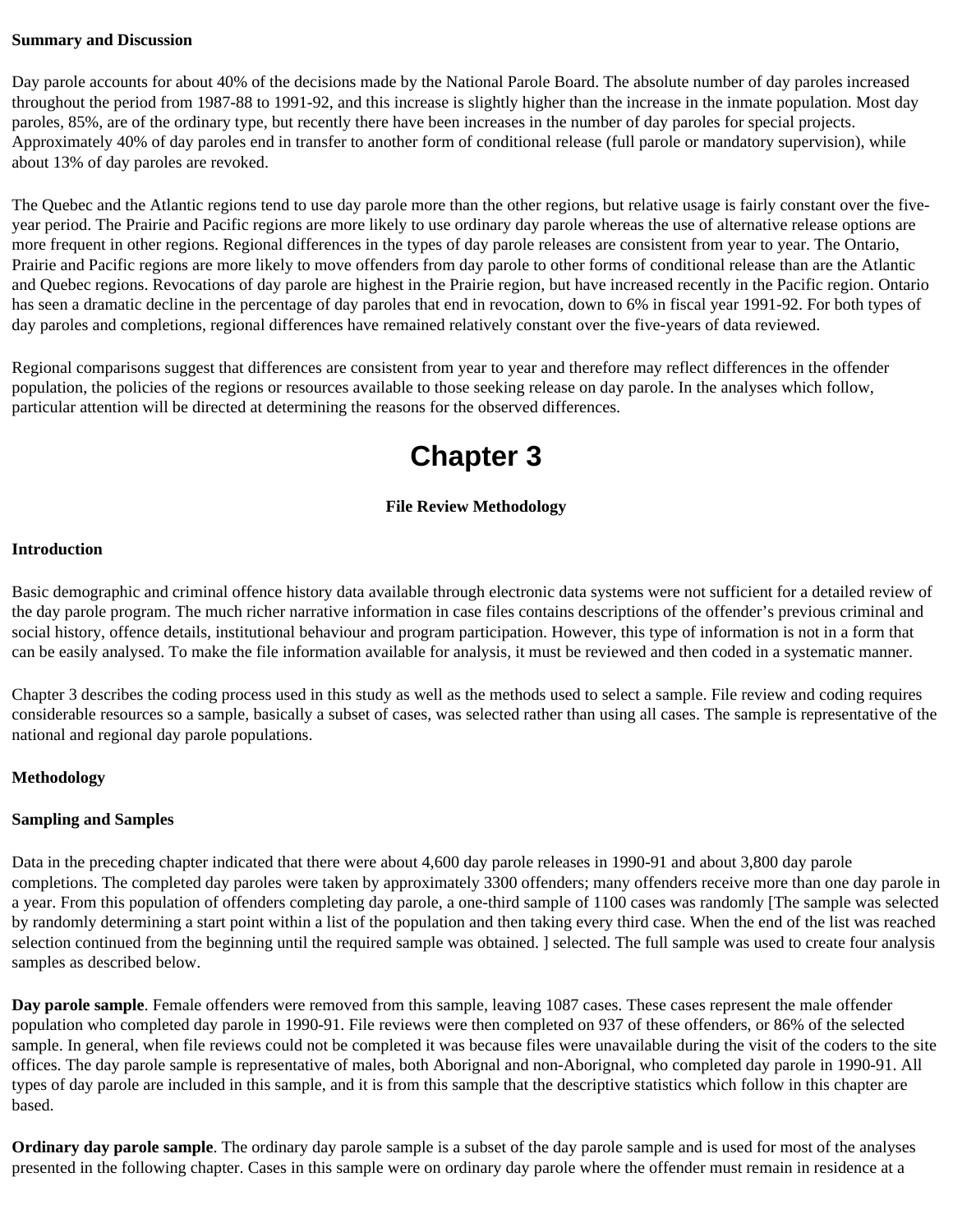**Summary and Discussion**

Day parole accounts for about 40% of the decisions made by the National Parole Board. The absolute number of day paroles increased throughout the period from 1987-88 to 1991-92, and this increase is slightly higher than the increase in the inmate population. Most day paroles, 85%, are of the ordinary type, but recently there have been increases in the number of day paroles for special projects. Approximately 40% of day paroles end in transfer to another form of conditional release (full parole or mandatory supervision), while about 13% of day paroles are revoked.

The Quebec and the Atlantic regions tend to use day parole more than the other regions, but relative usage is fairly constant over the five-year period. The Prairie and Pacific regions are more likely to use ordinary day parole whereas the use of alternative release options are more frequent in other regions. Regional differences in the types of day parole releases are consistent from year to year. The Ontario, Prairie and Pacific regions are more likely to move offenders from day parole to other forms of conditional release than are the Atlantic and Quebec regions. Revocations of day parole are highest in the Prairie region, but have increased recently in the Pacific region. Ontario has seen a dramatic decline in the percentage of day paroles that end in revocation, down to 6% in fiscal year 1991-92. For both types of day paroles and completions, regional differences have remained relatively constant over the five-years of data reviewed.

Regional comparisons suggest that differences are consistent from year to year and therefore may reflect differences in the offender population, the policies of the regions or resources available to those seeking release on day parole. In the analyses which follow, particular attention will be directed at determining the reasons for the observed differences.

# Chapter 3

**File Review Methodology**

**Introduction**

Basic demographic and criminal offence history data available through electronic data systems were not sufficient for a detailed review of the day parole program. The much richer narrative information in case files contains descriptions of the offender's previous criminal and social history, offence details, institutional behaviour and program participation. However, this type of information is not in a form that can be easily analysed. To make the file information available for analysis, it must be reviewed and then coded in a systematic manner.

Chapter 3 describes the coding process used in this study as well as the methods used to select a sample. File review and coding requires considerable resources so a sample, basically a subset of cases, was selected rather than using all cases. The sample is representative of the national and regional day parole populations.

**Methodology**

**Sampling and Samples**

Data in the preceding chapter indicated that there were about 4,600 day parole releases in 1990-91 and about 3,800 day parole completions. The completed day paroles were taken by approximately 3300 offenders; many offenders receive more than one day parole in a year. From this population of offenders completing day parole, a one-third sample of 1100 cases was randomly [The sample was selected by randomly determining a start point within a list of the population and then taking every third case. When the end of the list was reached selection continued from the beginning until the required sample was obtained. ] selected. The full sample was used to create four analysis samples as described below.

**Day parole sample**. Female offenders were removed from this sample, leaving 1087 cases. These cases represent the male offender population who completed day parole in 1990-91. File reviews were then completed on 937 of these offenders, or 86% of the selected sample. In general, when file reviews could not be completed it was because files were unavailable during the visit of the coders to the site offices. The day parole sample is representative of males, both Aborignal and non-Aborignal, who completed day parole in 1990-91. All types of day parole are included in this sample, and it is from this sample that the descriptive statistics which follow in this chapter are based.

**Ordinary day parole sample**. The ordinary day parole sample is a subset of the day parole sample and is used for most of the analyses presented in the following chapter. Cases in this sample were on ordinary day parole where the offender must remain in residence at a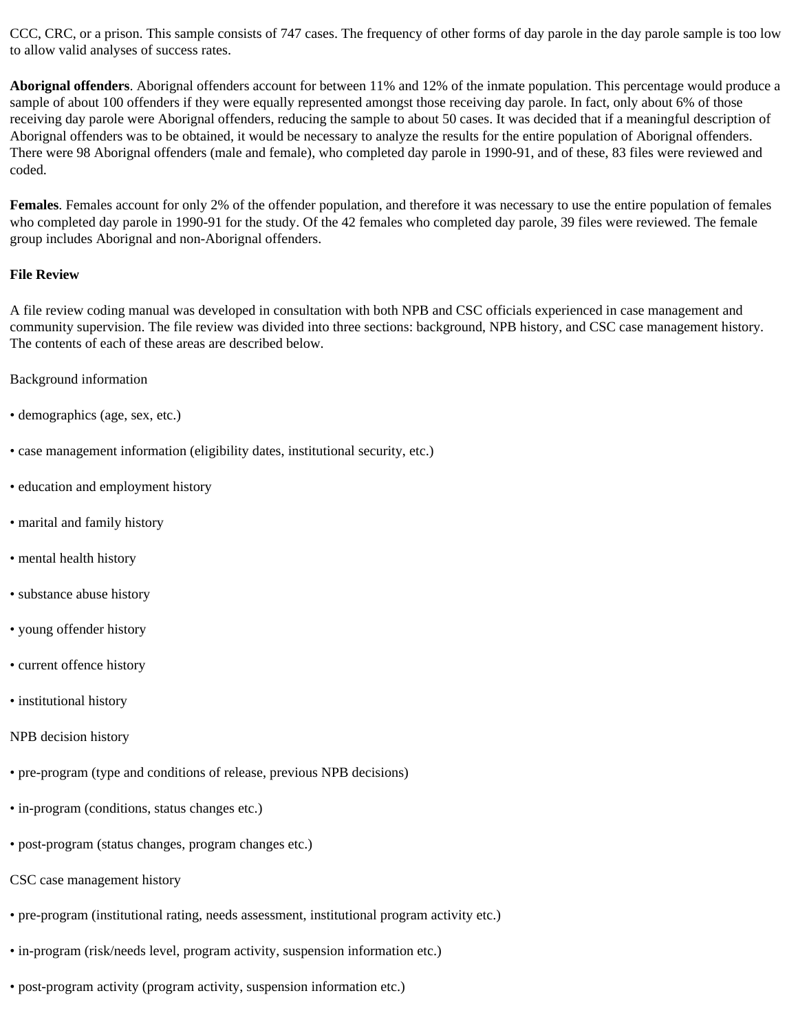CCC, CRC, or a prison. This sample consists of 747 cases. The frequency of other forms of day parole in the day parole sample is too low to allow valid analyses of success rates.

**Aborignal offenders**. Aborignal offenders account for between 11% and 12% of the inmate population. This percentage would produce a sample of about 100 offenders if they were equally represented amongst those receiving day parole. In fact, only about 6% of those receiving day parole were Aborignal offenders, reducing the sample to about 50 cases. It was decided that if a meaningful description of Aborignal offenders was to be obtained, it would be necessary to analyze the results for the entire population of Aborignal offenders. There were 98 Aborignal offenders (male and female), who completed day parole in 1990-91, and of these, 83 files were reviewed and coded.

**Females**. Females account for only 2% of the offender population, and therefore it was necessary to use the entire population of females who completed day parole in 1990-91 for the study. Of the 42 females who completed day parole, 39 files were reviewed. The female group includes Aborignal and non-Aborignal offenders.

**File Review**

A file review coding manual was developed in consultation with both NPB and CSC officials experienced in case management and community supervision. The file review was divided into three sections: background, NPB history, and CSC case management history. The contents of each of these areas are described below.

Background information

- demographics (age, sex, etc.)
- case management information (eligibility dates, institutional security, etc.)
- education and employment history
- marital and family history
- mental health history
- substance abuse history
- young offender history
- current offence history
- institutional history

NPB decision history

- pre-program (type and conditions of release, previous NPB decisions)
- in-program (conditions, status changes etc.)
- post-program (status changes, program changes etc.)

CSC case management history

- pre-program (institutional rating, needs assessment, institutional program activity etc.)
- in-program (risk/needs level, program activity, suspension information etc.)
- post-program activity (program activity, suspension information etc.)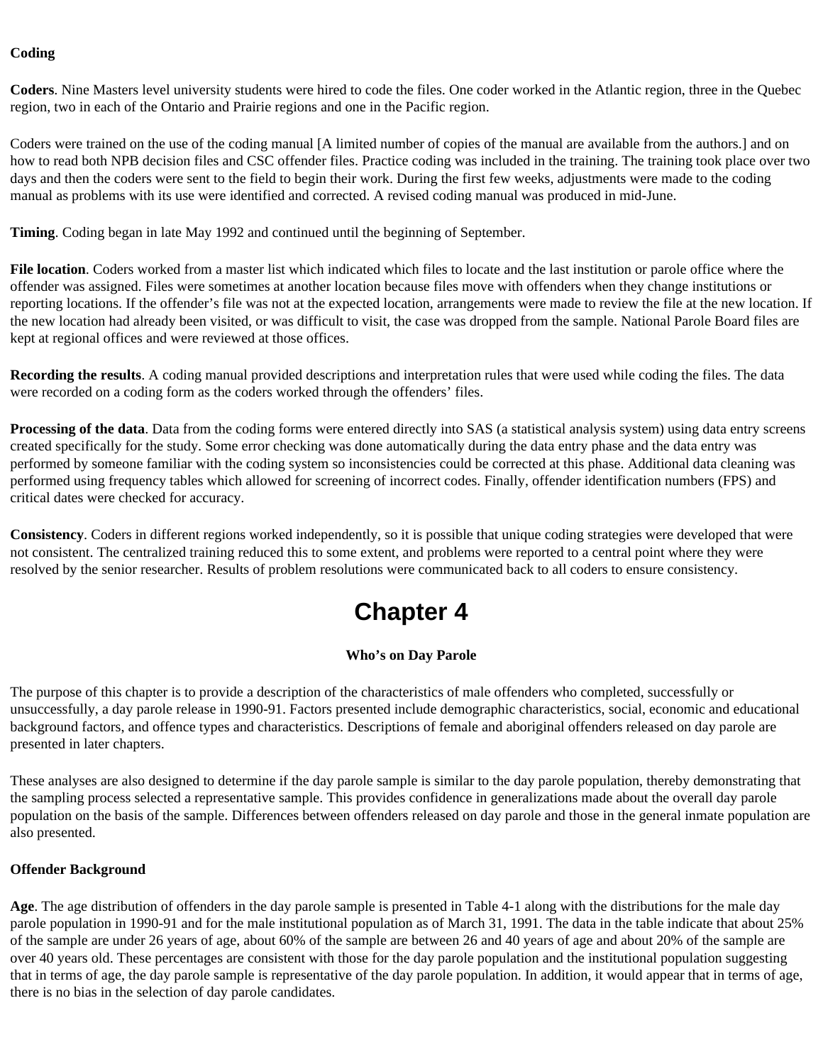**Coding**

**Coders**. Nine Masters level university students were hired to code the files. One coder worked in the Atlantic region, three in the Quebec region, two in each of the Ontario and Prairie regions and one in the Pacific region.

Coders were trained on the use of the coding manual [A limited number of copies of the manual are available from the authors.] and on how to read both NPB decision files and CSC offender files. Practice coding was included in the training. The training took place over two days and then the coders were sent to the field to begin their work. During the first few weeks, adjustments were made to the coding manual as problems with its use were identified and corrected. A revised coding manual was produced in mid-June.

**Timing**. Coding began in late May 1992 and continued until the beginning of September.

**File location**. Coders worked from a master list which indicated which files to locate and the last institution or parole office where the offender was assigned. Files were sometimes at another location because files move with offenders when they change institutions or reporting locations. If the offender's file was not at the expected location, arrangements were made to review the file at the new location. If the new location had already been visited, or was difficult to visit, the case was dropped from the sample. National Parole Board files are kept at regional offices and were reviewed at those offices.

**Recording the results**. A coding manual provided descriptions and interpretation rules that were used while coding the files. The data were recorded on a coding form as the coders worked through the offenders' files.

**Processing of the data**. Data from the coding forms were entered directly into SAS (a statistical analysis system) using data entry screens created specifically for the study. Some error checking was done automatically during the data entry phase and the data entry was performed by someone familiar with the coding system so inconsistencies could be corrected at this phase. Additional data cleaning was performed using frequency tables which allowed for screening of incorrect codes. Finally, offender identification numbers (FPS) and critical dates were checked for accuracy.

**Consistency**. Coders in different regions worked independently, so it is possible that unique coding strategies were developed that were not consistent. The centralized training reduced this to some extent, and problems were reported to a central point where they were resolved by the senior researcher. Results of problem resolutions were communicated back to all coders to ensure consistency.

# Chapter 4

**Who's on Day Parole**

The purpose of this chapter is to provide a description of the characteristics of male offenders who completed, successfully or unsuccessfully, a day parole release in 1990-91. Factors presented include demographic characteristics, social, economic and educational background factors, and offence types and characteristics. Descriptions of female and aboriginal offenders released on day parole are presented in later chapters.

These analyses are also designed to determine if the day parole sample is similar to the day parole population, thereby demonstrating that the sampling process selected a representative sample. This provides confidence in generalizations made about the overall day parole population on the basis of the sample. Differences between offenders released on day parole and those in the general inmate population are also presented.

**Offender Background**

**Age**. The age distribution of offenders in the day parole sample is presented in Table 4-1 along with the distributions for the male day parole population in 1990-91 and for the male institutional population as of March 31, 1991. The data in the table indicate that about 25% of the sample are under 26 years of age, about 60% of the sample are between 26 and 40 years of age and about 20% of the sample are over 40 years old. These percentages are consistent with those for the day parole population and the institutional population suggesting that in terms of age, the day parole sample is representative of the day parole population. In addition, it would appear that in terms of age, there is no bias in the selection of day parole candidates.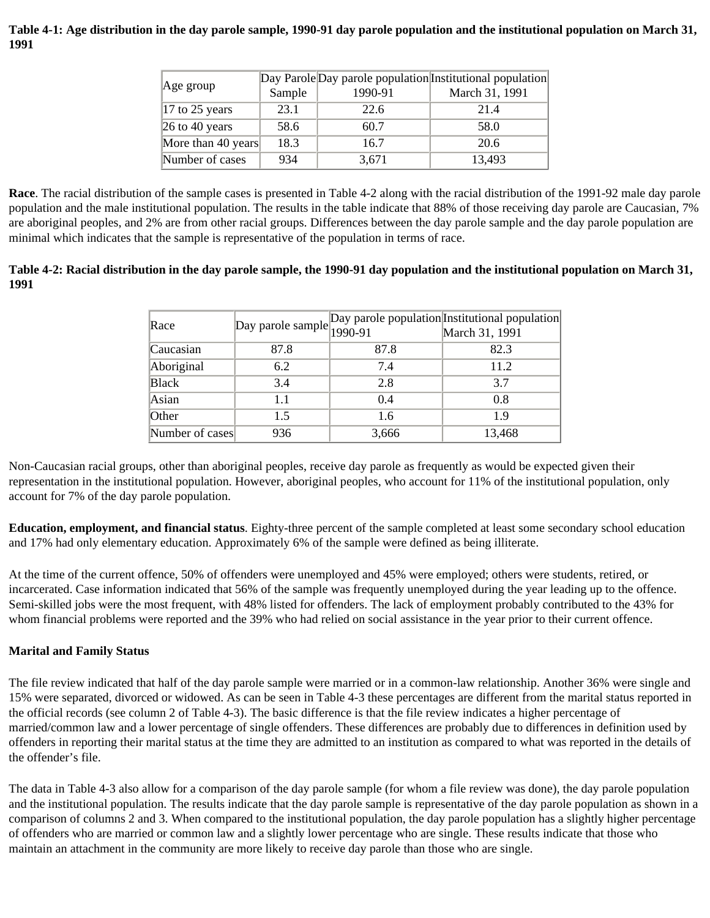**Table 4-1: Age distribution in the day parole sample, 1990-91 day parole population and the institutional population on March 31, 1991**

| Age group | Day Parole Sample | Day parole population 1990-91 | Institutional population March 31, 1991 |
|---|---|---|---|
| 17 to 25 years | 23.1 | 22.6 | 21.4 |
| 26 to 40 years | 58.6 | 60.7 | 58.0 |
| More than 40 years | 18.3 | 16.7 | 20.6 |
| Number of cases | 934 | 3,671 | 13,493 |

**Race**. The racial distribution of the sample cases is presented in Table 4-2 along with the racial distribution of the 1991-92 male day parole population and the male institutional population. The results in the table indicate that 88% of those receiving day parole are Caucasian, 7% are aboriginal peoples, and 2% are from other racial groups. Differences between the day parole sample and the day parole population are minimal which indicates that the sample is representative of the population in terms of race.

**Table 4-2: Racial distribution in the day parole sample, the 1990-91 day population and the institutional population on March 31, 1991**

| Race | Day parole sample | Day parole population 1990-91 | Institutional population March 31, 1991 |
|---|---|---|---|
| Caucasian | 87.8 | 87.8 | 82.3 |
| Aboriginal | 6.2 | 7.4 | 11.2 |
| Black | 3.4 | 2.8 | 3.7 |
| Asian | 1.1 | 0.4 | 0.8 |
| Other | 1.5 | 1.6 | 1.9 |
| Number of cases | 936 | 3,666 | 13,468 |

Non-Caucasian racial groups, other than aboriginal peoples, receive day parole as frequently as would be expected given their representation in the institutional population. However, aboriginal peoples, who account for 11% of the institutional population, only account for 7% of the day parole population.

**Education, employment, and financial status**. Eighty-three percent of the sample completed at least some secondary school education and 17% had only elementary education. Approximately 6% of the sample were defined as being illiterate.

At the time of the current offence, 50% of offenders were unemployed and 45% were employed; others were students, retired, or incarcerated. Case information indicated that 56% of the sample was frequently unemployed during the year leading up to the offence. Semi-skilled jobs were the most frequent, with 48% listed for offenders. The lack of employment probably contributed to the 43% for whom financial problems were reported and the 39% who had relied on social assistance in the year prior to their current offence.

**Marital and Family Status**

The file review indicated that half of the day parole sample were married or in a common-law relationship. Another 36% were single and 15% were separated, divorced or widowed. As can be seen in Table 4-3 these percentages are different from the marital status reported in the official records (see column 2 of Table 4-3). The basic difference is that the file review indicates a higher percentage of married/common law and a lower percentage of single offenders. These differences are probably due to differences in definition used by offenders in reporting their marital status at the time they are admitted to an institution as compared to what was reported in the details of the offender's file.

The data in Table 4-3 also allow for a comparison of the day parole sample (for whom a file review was done), the day parole population and the institutional population. The results indicate that the day parole sample is representative of the day parole population as shown in a comparison of columns 2 and 3. When compared to the institutional population, the day parole population has a slightly higher percentage of offenders who are married or common law and a slightly lower percentage who are single. These results indicate that those who maintain an attachment in the community are more likely to receive day parole than those who are single.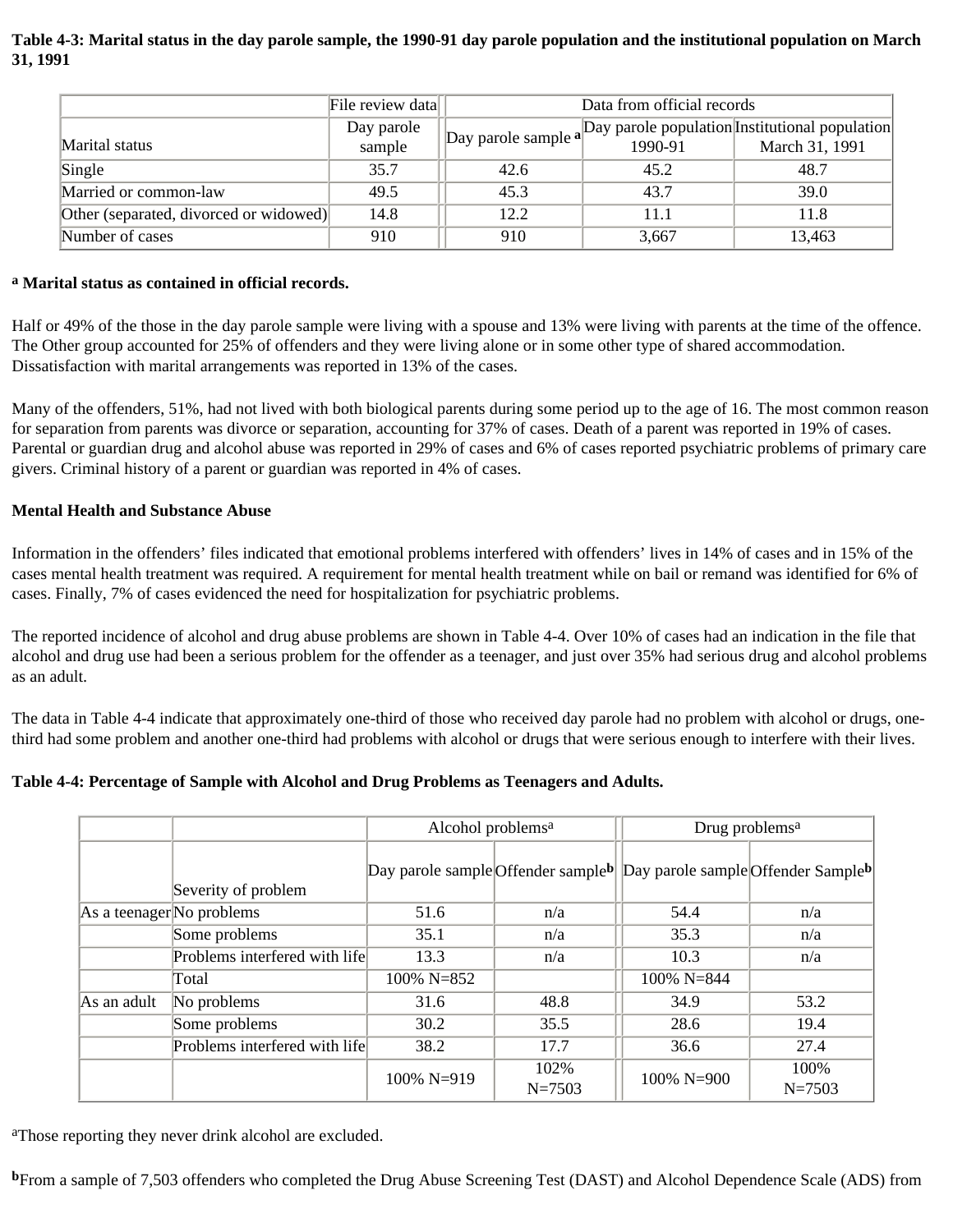**Table 4-3: Marital status in the day parole sample, the 1990-91 day parole population and the institutional population on March 31, 1991**

| | File review data | Data from official records | | |
|---|---|---|---|---|
| Marital status | Day parole sample | Day parole sample [a] | Day parole population 1990-91 | Institutional population March 31, 1991 |
| Single | 35.7 | 42.6 | 45.2 | 48.7 |
| Married or common-law | 49.5 | 45.3 | 43.7 | 39.0 |
| Other (separated, divorced or widowed) | 14.8 | 12.2 | 11.1 | 11.8 |
| Number of cases | 910 | 910 | 3,667 | 13,463 |

**[a] Marital status as contained in official records.**

Half or 49% of the those in the day parole sample were living with a spouse and 13% were living with parents at the time of the offence. The Other group accounted for 25% of offenders and they were living alone or in some other type of shared accommodation. Dissatisfaction with marital arrangements was reported in 13% of the cases.

Many of the offenders, 51%, had not lived with both biological parents during some period up to the age of 16. The most common reason for separation from parents was divorce or separation, accounting for 37% of cases. Death of a parent was reported in 19% of cases. Parental or guardian drug and alcohol abuse was reported in 29% of cases and 6% of cases reported psychiatric problems of primary care givers. Criminal history of a parent or guardian was reported in 4% of cases.

**Mental Health and Substance Abuse**

Information in the offenders' files indicated that emotional problems interfered with offenders' lives in 14% of cases and in 15% of the cases mental health treatment was required. A requirement for mental health treatment while on bail or remand was identified for 6% of cases. Finally, 7% of cases evidenced the need for hospitalization for psychiatric problems.

The reported incidence of alcohol and drug abuse problems are shown in Table 4-4. Over 10% of cases had an indication in the file that alcohol and drug use had been a serious problem for the offender as a teenager, and just over 35% had serious drug and alcohol problems as an adult.

The data in Table 4-4 indicate that approximately one-third of those who received day parole had no problem with alcohol or drugs, one-third had some problem and another one-third had problems with alcohol or drugs that were serious enough to interfere with their lives.

**Table 4-4: Percentage of Sample with Alcohol and Drug Problems as Teenagers and Adults.**

| | | Alcohol problems[a] | | Drug problems[a] | |
|---|---|---|---|---|---|
| | Severity of problem | Day parole sample | Offender sample[b] | Day parole sample | Offender Sample[b] |
| As a teenager | No problems | 51.6 | n/a | 54.4 | n/a |
| | Some problems | 35.1 | n/a | 35.3 | n/a |
| | Problems interfered with life | 13.3 | n/a | 10.3 | n/a |
| | Total | 100% N=852 | | 100% N=844 | |
| As an adult | No problems | 31.6 | 48.8 | 34.9 | 53.2 |
| | Some problems | 30.2 | 35.5 | 28.6 | 19.4 |
| | Problems interfered with life | 38.2 | 17.7 | 36.6 | 27.4 |
| | | 100% N=919 | 102% N=7503 | 100% N=900 | 100% N=7503 |

[a]Those reporting they never drink alcohol are excluded.

**[b]**From a sample of 7,503 offenders who completed the Drug Abuse Screening Test (DAST) and Alcohol Dependence Scale (ADS) from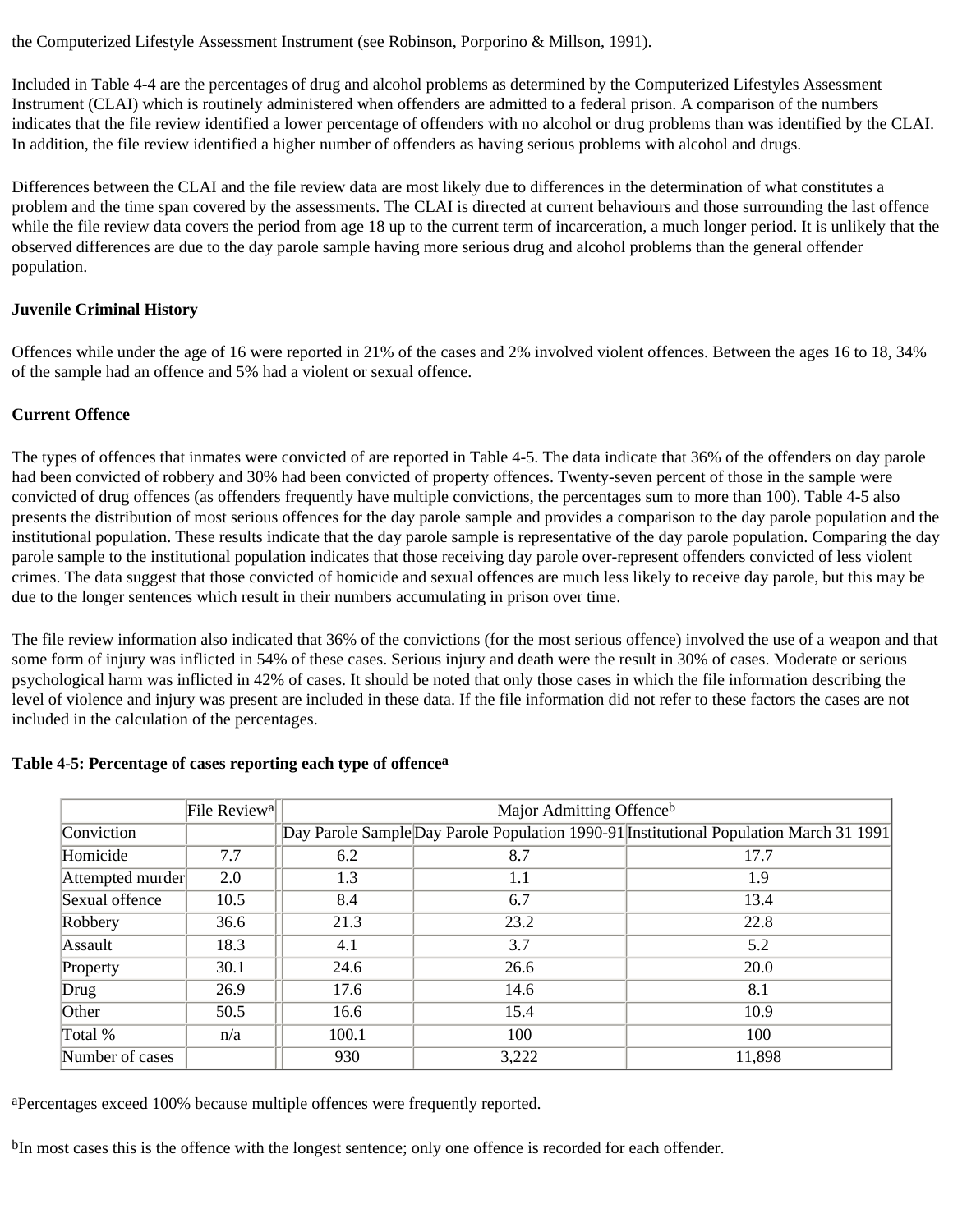the Computerized Lifestyle Assessment Instrument (see Robinson, Porporino & Millson, 1991).

Included in Table 4-4 are the percentages of drug and alcohol problems as determined by the Computerized Lifestyles Assessment Instrument (CLAI) which is routinely administered when offenders are admitted to a federal prison. A comparison of the numbers indicates that the file review identified a lower percentage of offenders with no alcohol or drug problems than was identified by the CLAI. In addition, the file review identified a higher number of offenders as having serious problems with alcohol and drugs.

Differences between the CLAI and the file review data are most likely due to differences in the determination of what constitutes a problem and the time span covered by the assessments. The CLAI is directed at current behaviours and those surrounding the last offence while the file review data covers the period from age 18 up to the current term of incarceration, a much longer period. It is unlikely that the observed differences are due to the day parole sample having more serious drug and alcohol problems than the general offender population.

**Juvenile Criminal History**

Offences while under the age of 16 were reported in 21% of the cases and 2% involved violent offences. Between the ages 16 to 18, 34% of the sample had an offence and 5% had a violent or sexual offence.

**Current Offence**

The types of offences that inmates were convicted of are reported in Table 4-5. The data indicate that 36% of the offenders on day parole had been convicted of robbery and 30% had been convicted of property offences. Twenty-seven percent of those in the sample were convicted of drug offences (as offenders frequently have multiple convictions, the percentages sum to more than 100). Table 4-5 also presents the distribution of most serious offences for the day parole sample and provides a comparison to the day parole population and the institutional population. These results indicate that the day parole sample is representative of the day parole population. Comparing the day parole sample to the institutional population indicates that those receiving day parole over-represent offenders convicted of less violent crimes. The data suggest that those convicted of homicide and sexual offences are much less likely to receive day parole, but this may be due to the longer sentences which result in their numbers accumulating in prison over time.

The file review information also indicated that 36% of the convictions (for the most serious offence) involved the use of a weapon and that some form of injury was inflicted in 54% of these cases. Serious injury and death were the result in 30% of cases. Moderate or serious psychological harm was inflicted in 42% of cases. It should be noted that only those cases in which the file information describing the level of violence and injury was present are included in these data. If the file information did not refer to these factors the cases are not included in the calculation of the percentages.

**Table 4-5: Percentage of cases reporting each type of offence[a]**

| | File Review[a] | Major Admitting Offence[b] | | |
|---|---|---|---|---|
| Conviction | | Day Parole Sample | Day Parole Population 1990-91 | Institutional Population March 31 1991 |
| Homicide | 7.7 | 6.2 | 8.7 | 17.7 |
| Attempted murder | 2.0 | 1.3 | 1.1 | 1.9 |
| Sexual offence | 10.5 | 8.4 | 6.7 | 13.4 |
| Robbery | 36.6 | 21.3 | 23.2 | 22.8 |
| Assault | 18.3 | 4.1 | 3.7 | 5.2 |
| Property | 30.1 | 24.6 | 26.6 | 20.0 |
| Drug | 26.9 | 17.6 | 14.6 | 8.1 |
| Other | 50.5 | 16.6 | 15.4 | 10.9 |
| Total % | n/a | 100.1 | 100 | 100 |
| Number of cases | | 930 | 3,222 | 11,898 |

[a]Percentages exceed 100% because multiple offences were frequently reported.

[b]In most cases this is the offence with the longest sentence; only one offence is recorded for each offender.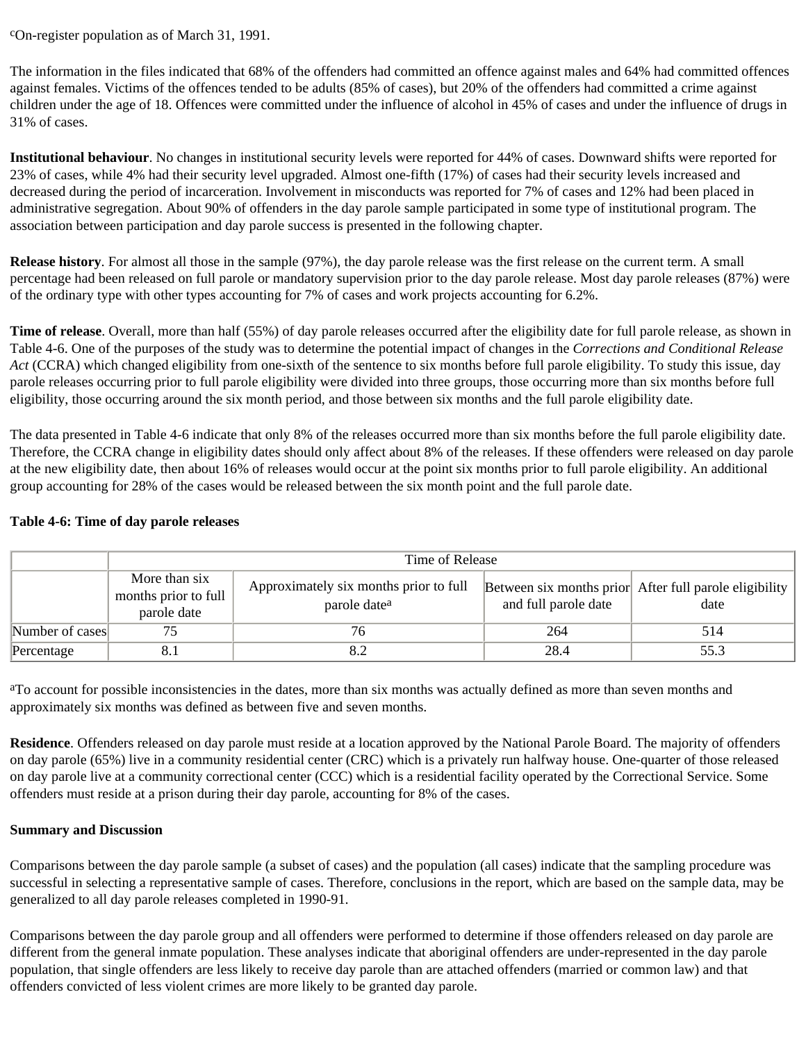[c]On-register population as of March 31, 1991.

The information in the files indicated that 68% of the offenders had committed an offence against males and 64% had committed offences against females. Victims of the offences tended to be adults (85% of cases), but 20% of the offenders had committed a crime against children under the age of 18. Offences were committed under the influence of alcohol in 45% of cases and under the influence of drugs in 31% of cases.

**Institutional behaviour**. No changes in institutional security levels were reported for 44% of cases. Downward shifts were reported for 23% of cases, while 4% had their security level upgraded. Almost one-fifth (17%) of cases had their security levels increased and decreased during the period of incarceration. Involvement in misconducts was reported for 7% of cases and 12% had been placed in administrative segregation. About 90% of offenders in the day parole sample participated in some type of institutional program. The association between participation and day parole success is presented in the following chapter.

**Release history**. For almost all those in the sample (97%), the day parole release was the first release on the current term. A small percentage had been released on full parole or mandatory supervision prior to the day parole release. Most day parole releases (87%) were of the ordinary type with other types accounting for 7% of cases and work projects accounting for 6.2%.

**Time of release**. Overall, more than half (55%) of day parole releases occurred after the eligibility date for full parole release, as shown in Table 4-6. One of the purposes of the study was to determine the potential impact of changes in the *Corrections and Conditional Release Act* (CCRA) which changed eligibility from one-sixth of the sentence to six months before full parole eligibility. To study this issue, day parole releases occurring prior to full parole eligibility were divided into three groups, those occurring more than six months before full eligibility, those occurring around the six month period, and those between six months and the full parole eligibility date.

The data presented in Table 4-6 indicate that only 8% of the releases occurred more than six months before the full parole eligibility date. Therefore, the CCRA change in eligibility dates should only affect about 8% of the releases. If these offenders were released on day parole at the new eligibility date, then about 16% of releases would occur at the point six months prior to full parole eligibility. An additional group accounting for 28% of the cases would be released between the six month point and the full parole date.

**Table 4-6: Time of day parole releases**

| | Time of Release | | | |
|---|---|---|---|---|
| | More than six months prior to full parole date | Approximately six months prior to full parole date[a] | Between six months prior and full parole date | After full parole eligibility date |
| Number of cases | 75 | 76 | 264 | 514 |
| Percentage | 8.1 | 8.2 | 28.4 | 55.3 |

[a]To account for possible inconsistencies in the dates, more than six months was actually defined as more than seven months and approximately six months was defined as between five and seven months.

**Residence**. Offenders released on day parole must reside at a location approved by the National Parole Board. The majority of offenders on day parole (65%) live in a community residential center (CRC) which is a privately run halfway house. One-quarter of those released on day parole live at a community correctional center (CCC) which is a residential facility operated by the Correctional Service. Some offenders must reside at a prison during their day parole, accounting for 8% of the cases.

**Summary and Discussion**

Comparisons between the day parole sample (a subset of cases) and the population (all cases) indicate that the sampling procedure was successful in selecting a representative sample of cases. Therefore, conclusions in the report, which are based on the sample data, may be generalized to all day parole releases completed in 1990-91.

Comparisons between the day parole group and all offenders were performed to determine if those offenders released on day parole are different from the general inmate population. These analyses indicate that aboriginal offenders are under-represented in the day parole population, that single offenders are less likely to receive day parole than are attached offenders (married or common law) and that offenders convicted of less violent crimes are more likely to be granted day parole.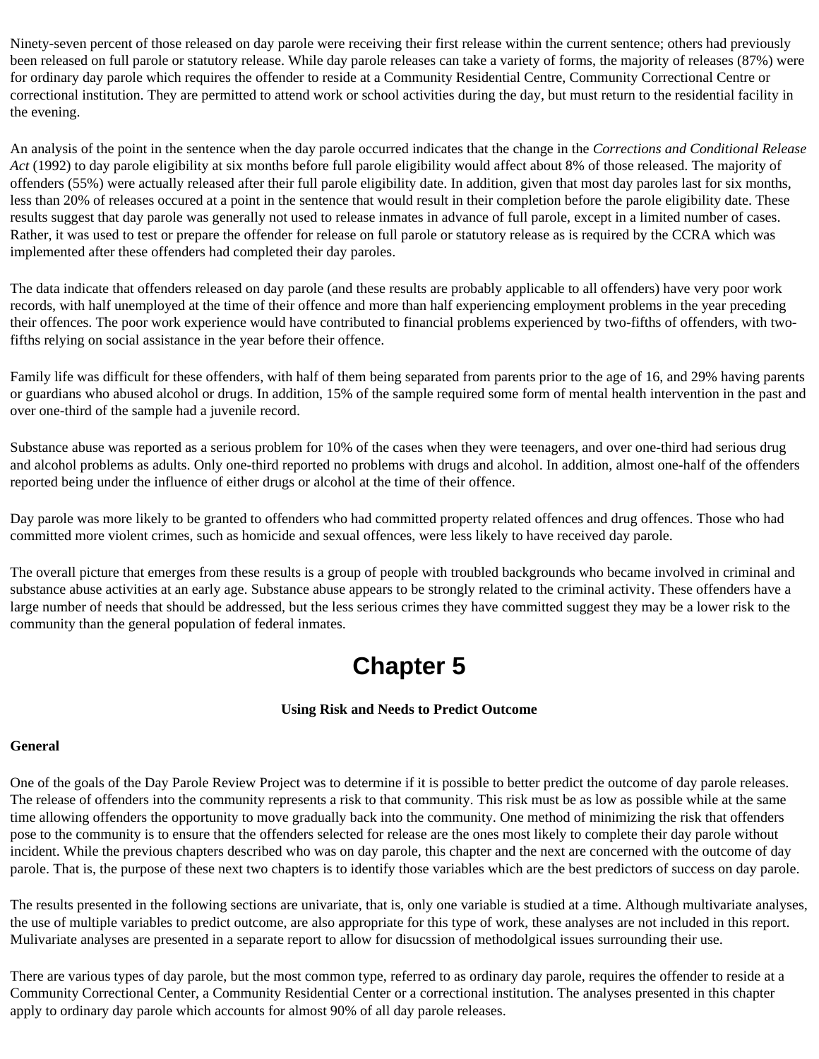Ninety-seven percent of those released on day parole were receiving their first release within the current sentence; others had previously been released on full parole or statutory release. While day parole releases can take a variety of forms, the majority of releases (87%) were for ordinary day parole which requires the offender to reside at a Community Residential Centre, Community Correctional Centre or correctional institution. They are permitted to attend work or school activities during the day, but must return to the residential facility in the evening.

An analysis of the point in the sentence when the day parole occurred indicates that the change in the *Corrections and Conditional Release Act* (1992) to day parole eligibility at six months before full parole eligibility would affect about 8% of those released. The majority of offenders (55%) were actually released after their full parole eligibility date. In addition, given that most day paroles last for six months, less than 20% of releases occured at a point in the sentence that would result in their completion before the parole eligibility date. These results suggest that day parole was generally not used to release inmates in advance of full parole, except in a limited number of cases. Rather, it was used to test or prepare the offender for release on full parole or statutory release as is required by the CCRA which was implemented after these offenders had completed their day paroles.

The data indicate that offenders released on day parole (and these results are probably applicable to all offenders) have very poor work records, with half unemployed at the time of their offence and more than half experiencing employment problems in the year preceding their offences. The poor work experience would have contributed to financial problems experienced by two-fifths of offenders, with two-fifths relying on social assistance in the year before their offence.

Family life was difficult for these offenders, with half of them being separated from parents prior to the age of 16, and 29% having parents or guardians who abused alcohol or drugs. In addition, 15% of the sample required some form of mental health intervention in the past and over one-third of the sample had a juvenile record.

Substance abuse was reported as a serious problem for 10% of the cases when they were teenagers, and over one-third had serious drug and alcohol problems as adults. Only one-third reported no problems with drugs and alcohol. In addition, almost one-half of the offenders reported being under the influence of either drugs or alcohol at the time of their offence.

Day parole was more likely to be granted to offenders who had committed property related offences and drug offences. Those who had committed more violent crimes, such as homicide and sexual offences, were less likely to have received day parole.

The overall picture that emerges from these results is a group of people with troubled backgrounds who became involved in criminal and substance abuse activities at an early age. Substance abuse appears to be strongly related to the criminal activity. These offenders have a large number of needs that should be addressed, but the less serious crimes they have committed suggest they may be a lower risk to the community than the general population of federal inmates.

# Chapter 5

**Using Risk and Needs to Predict Outcome**

**General**

One of the goals of the Day Parole Review Project was to determine if it is possible to better predict the outcome of day parole releases. The release of offenders into the community represents a risk to that community. This risk must be as low as possible while at the same time allowing offenders the opportunity to move gradually back into the community. One method of minimizing the risk that offenders pose to the community is to ensure that the offenders selected for release are the ones most likely to complete their day parole without incident. While the previous chapters described who was on day parole, this chapter and the next are concerned with the outcome of day parole. That is, the purpose of these next two chapters is to identify those variables which are the best predictors of success on day parole.

The results presented in the following sections are univariate, that is, only one variable is studied at a time. Although multivariate analyses, the use of multiple variables to predict outcome, are also appropriate for this type of work, these analyses are not included in this report. Mulivariate analyses are presented in a separate report to allow for disucssion of methodolgical issues surrounding their use.

There are various types of day parole, but the most common type, referred to as ordinary day parole, requires the offender to reside at a Community Correctional Center, a Community Residential Center or a correctional institution. The analyses presented in this chapter apply to ordinary day parole which accounts for almost 90% of all day parole releases.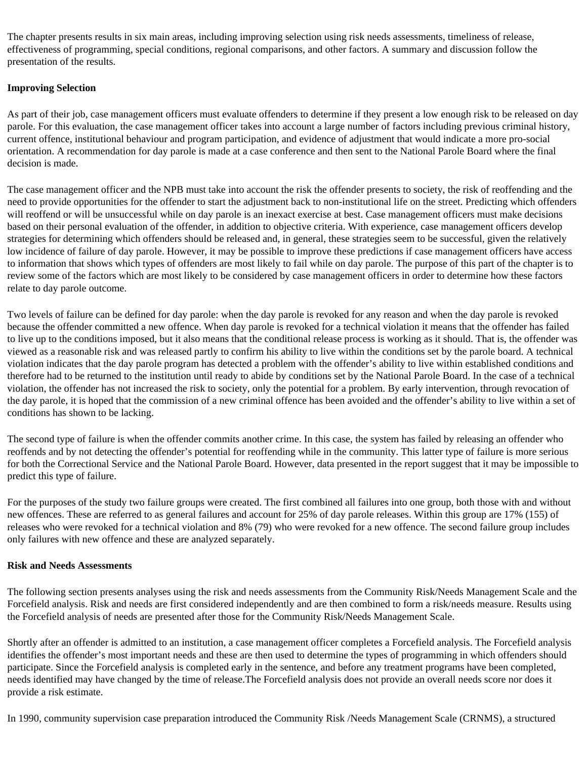The chapter presents results in six main areas, including improving selection using risk needs assessments, timeliness of release, effectiveness of programming, special conditions, regional comparisons, and other factors. A summary and discussion follow the presentation of the results.

**Improving Selection**

As part of their job, case management officers must evaluate offenders to determine if they present a low enough risk to be released on day parole. For this evaluation, the case management officer takes into account a large number of factors including previous criminal history, current offence, institutional behaviour and program participation, and evidence of adjustment that would indicate a more pro-social orientation. A recommendation for day parole is made at a case conference and then sent to the National Parole Board where the final decision is made.

The case management officer and the NPB must take into account the risk the offender presents to society, the risk of reoffending and the need to provide opportunities for the offender to start the adjustment back to non-institutional life on the street. Predicting which offenders will reoffend or will be unsuccessful while on day parole is an inexact exercise at best. Case management officers must make decisions based on their personal evaluation of the offender, in addition to objective criteria. With experience, case management officers develop strategies for determining which offenders should be released and, in general, these strategies seem to be successful, given the relatively low incidence of failure of day parole. However, it may be possible to improve these predictions if case management officers have access to information that shows which types of offenders are most likely to fail while on day parole. The purpose of this part of the chapter is to review some of the factors which are most likely to be considered by case management officers in order to determine how these factors relate to day parole outcome.

Two levels of failure can be defined for day parole: when the day parole is revoked for any reason and when the day parole is revoked because the offender committed a new offence. When day parole is revoked for a technical violation it means that the offender has failed to live up to the conditions imposed, but it also means that the conditional release process is working as it should. That is, the offender was viewed as a reasonable risk and was released partly to confirm his ability to live within the conditions set by the parole board. A technical violation indicates that the day parole program has detected a problem with the offender's ability to live within established conditions and therefore had to be returned to the institution until ready to abide by conditions set by the National Parole Board. In the case of a technical violation, the offender has not increased the risk to society, only the potential for a problem. By early intervention, through revocation of the day parole, it is hoped that the commission of a new criminal offence has been avoided and the offender's ability to live within a set of conditions has shown to be lacking.

The second type of failure is when the offender commits another crime. In this case, the system has failed by releasing an offender who reoffends and by not detecting the offender's potential for reoffending while in the community. This latter type of failure is more serious for both the Correctional Service and the National Parole Board. However, data presented in the report suggest that it may be impossible to predict this type of failure.

For the purposes of the study two failure groups were created. The first combined all failures into one group, both those with and without new offences. These are referred to as general failures and account for 25% of day parole releases. Within this group are 17% (155) of releases who were revoked for a technical violation and 8% (79) who were revoked for a new offence. The second failure group includes only failures with new offence and these are analyzed separately.

**Risk and Needs Assessments**

The following section presents analyses using the risk and needs assessments from the Community Risk/Needs Management Scale and the Forcefield analysis. Risk and needs are first considered independently and are then combined to form a risk/needs measure. Results using the Forcefield analysis of needs are presented after those for the Community Risk/Needs Management Scale.

Shortly after an offender is admitted to an institution, a case management officer completes a Forcefield analysis. The Forcefield analysis identifies the offender's most important needs and these are then used to determine the types of programming in which offenders should participate. Since the Forcefield analysis is completed early in the sentence, and before any treatment programs have been completed, needs identified may have changed by the time of release.The Forcefield analysis does not provide an overall needs score nor does it provide a risk estimate.

In 1990, community supervision case preparation introduced the Community Risk /Needs Management Scale (CRNMS), a structured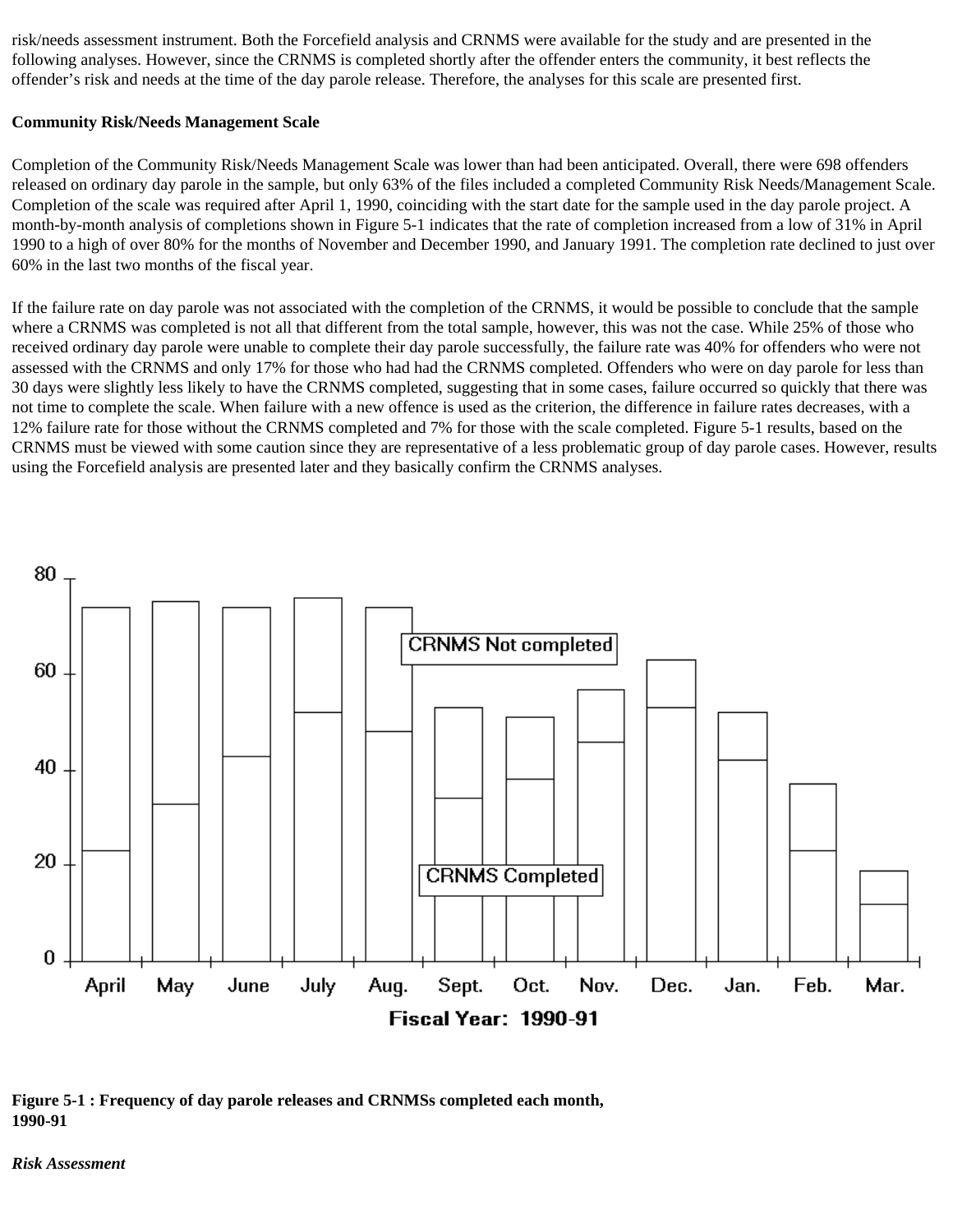risk/needs assessment instrument. Both the Forcefield analysis and CRNMS were available for the study and are presented in the following analyses. However, since the CRNMS is completed shortly after the offender enters the community, it best reflects the offender's risk and needs at the time of the day parole release. Therefore, the analyses for this scale are presented first.

**Community Risk/Needs Management Scale**

Completion of the Community Risk/Needs Management Scale was lower than had been anticipated. Overall, there were 698 offenders released on ordinary day parole in the sample, but only 63% of the files included a completed Community Risk Needs/Management Scale. Completion of the scale was required after April 1, 1990, coinciding with the start date for the sample used in the day parole project. A month-by-month analysis of completions shown in Figure 5-1 indicates that the rate of completion increased from a low of 31% in April 1990 to a high of over 80% for the months of November and December 1990, and January 1991. The completion rate declined to just over 60% in the last two months of the fiscal year.

If the failure rate on day parole was not associated with the completion of the CRNMS, it would be possible to conclude that the sample where a CRNMS was completed is not all that different from the total sample, however, this was not the case. While 25% of those who received ordinary day parole were unable to complete their day parole successfully, the failure rate was 40% for offenders who were not assessed with the CRNMS and only 17% for those who had had the CRNMS completed. Offenders who were on day parole for less than 30 days were slightly less likely to have the CRNMS completed, suggesting that in some cases, failure occurred so quickly that there was not time to complete the scale. When failure with a new offence is used as the criterion, the difference in failure rates decreases, with a 12% failure rate for those without the CRNMS completed and 7% for those with the scale completed. Figure 5-1 results, based on the CRNMS must be viewed with some caution since they are representative of a less problematic group of day parole cases. However, results using the Forcefield analysis are presented later and they basically confirm the CRNMS analyses.

**Figure 5-1 : Frequency of day parole releases and CRNMSs completed each month, 1990-91**

***Risk Assessment***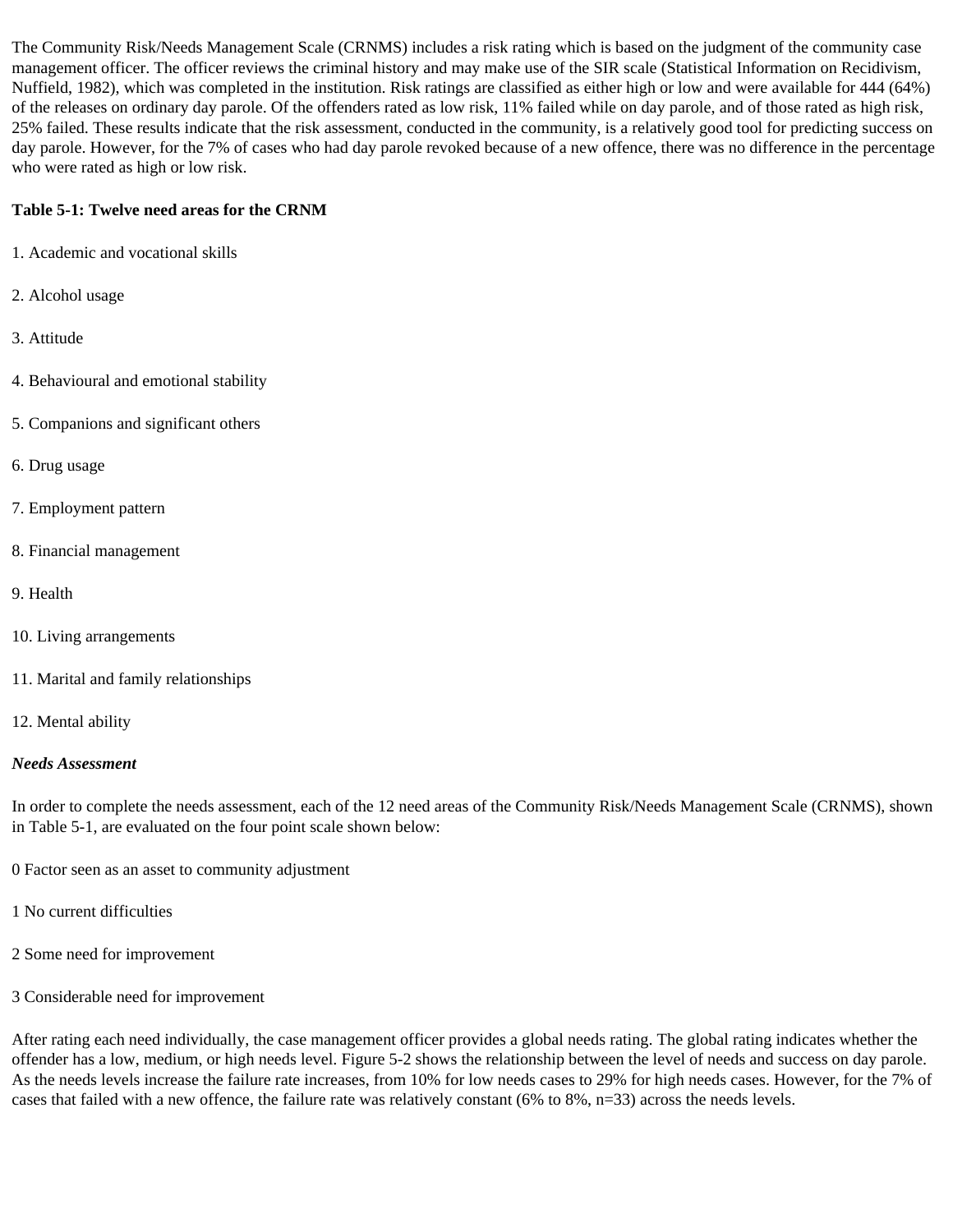The Community Risk/Needs Management Scale (CRNMS) includes a risk rating which is based on the judgment of the community case management officer. The officer reviews the criminal history and may make use of the SIR scale (Statistical Information on Recidivism, Nuffield, 1982), which was completed in the institution. Risk ratings are classified as either high or low and were available for 444 (64%) of the releases on ordinary day parole. Of the offenders rated as low risk, 11% failed while on day parole, and of those rated as high risk, 25% failed. These results indicate that the risk assessment, conducted in the community, is a relatively good tool for predicting success on day parole. However, for the 7% of cases who had day parole revoked because of a new offence, there was no difference in the percentage who were rated as high or low risk.

**Table 5-1: Twelve need areas for the CRNM**

1. Academic and vocational skills
2. Alcohol usage
3. Attitude
4. Behavioural and emotional stability
5. Companions and significant others
6. Drug usage
7. Employment pattern
8. Financial management
9. Health
10. Living arrangements
11. Marital and family relationships
12. Mental ability

***Needs Assessment***

In order to complete the needs assessment, each of the 12 need areas of the Community Risk/Needs Management Scale (CRNMS), shown in Table 5-1, are evaluated on the four point scale shown below:

0 Factor seen as an asset to community adjustment

1 No current difficulties

2 Some need for improvement

3 Considerable need for improvement

After rating each need individually, the case management officer provides a global needs rating. The global rating indicates whether the offender has a low, medium, or high needs level. Figure 5-2 shows the relationship between the level of needs and success on day parole. As the needs levels increase the failure rate increases, from 10% for low needs cases to 29% for high needs cases. However, for the 7% of cases that failed with a new offence, the failure rate was relatively constant (6% to 8%, n=33) across the needs levels.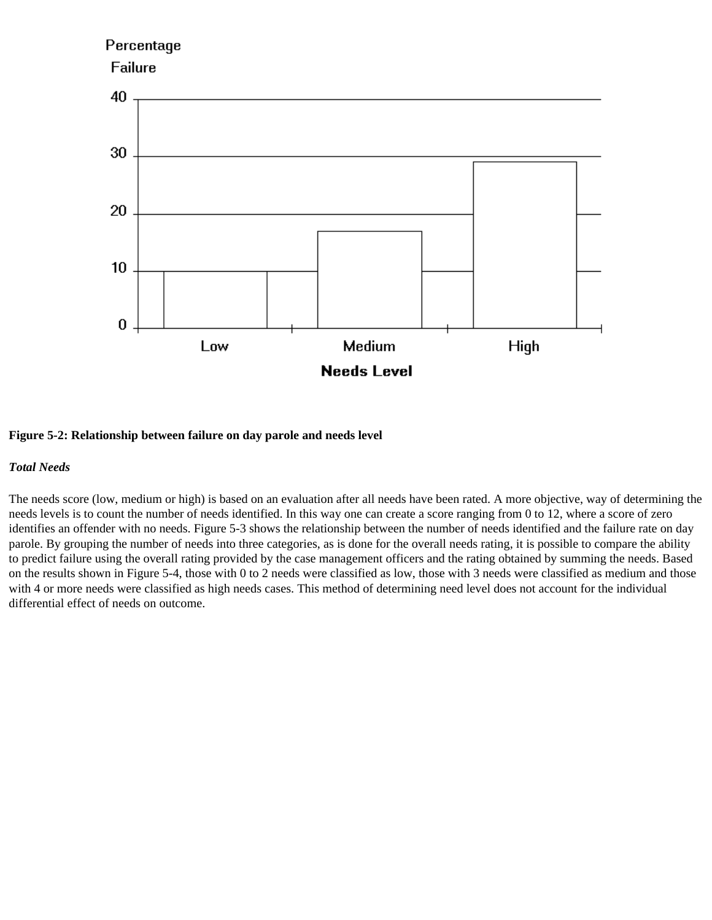**Figure 5-2: Relationship between failure on day parole and needs level**

***Total Needs***

The needs score (low, medium or high) is based on an evaluation after all needs have been rated. A more objective, way of determining the needs levels is to count the number of needs identified. In this way one can create a score ranging from 0 to 12, where a score of zero identifies an offender with no needs. Figure 5-3 shows the relationship between the number of needs identified and the failure rate on day parole. By grouping the number of needs into three categories, as is done for the overall needs rating, it is possible to compare the ability to predict failure using the overall rating provided by the case management officers and the rating obtained by summing the needs. Based on the results shown in Figure 5-4, those with 0 to 2 needs were classified as low, those with 3 needs were classified as medium and those with 4 or more needs were classified as high needs cases. This method of determining need level does not account for the individual differential effect of needs on outcome.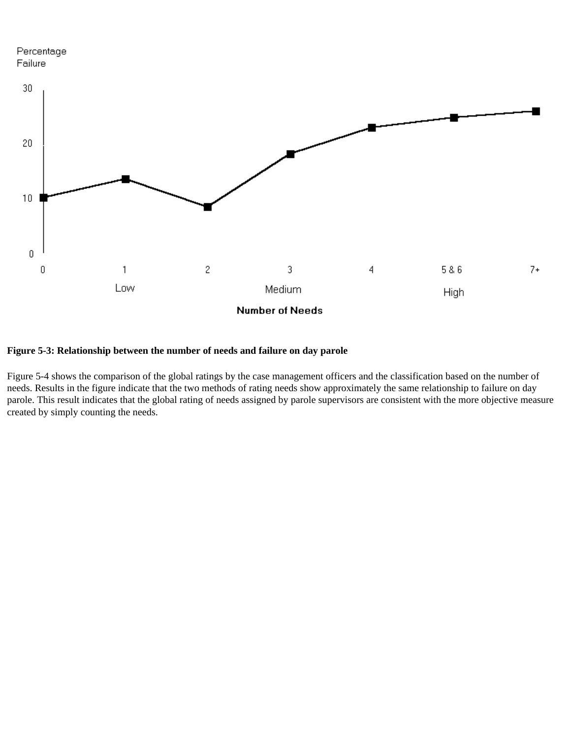**Figure 5-3: Relationship between the number of needs and failure on day parole**

Figure 5-4 shows the comparison of the global ratings by the case management officers and the classification based on the number of needs. Results in the figure indicate that the two methods of rating needs show approximately the same relationship to failure on day parole. This result indicates that the global rating of needs assigned by parole supervisors are consistent with the more objective measure created by simply counting the needs.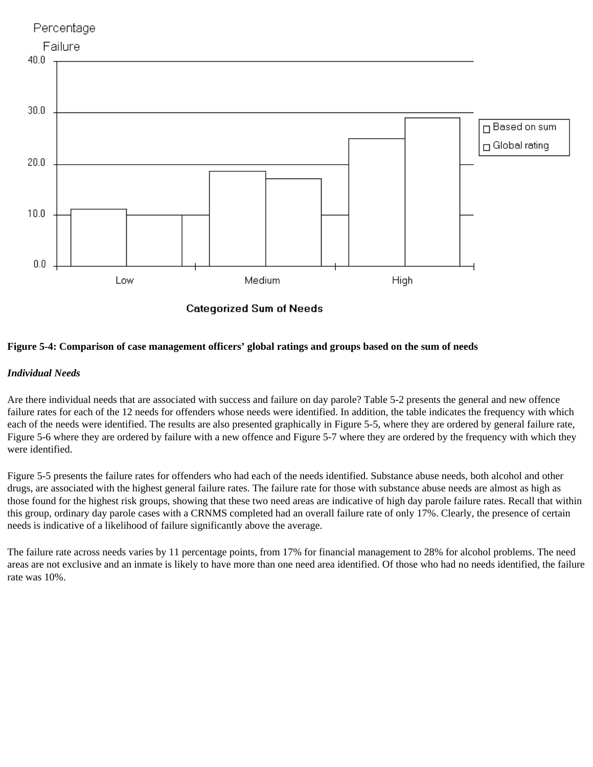**Figure 5-4: Comparison of case management officers' global ratings and groups based on the sum of needs**

***Individual Needs***

Are there individual needs that are associated with success and failure on day parole? Table 5-2 presents the general and new offence failure rates for each of the 12 needs for offenders whose needs were identified. In addition, the table indicates the frequency with which each of the needs were identified. The results are also presented graphically in Figure 5-5, where they are ordered by general failure rate, Figure 5-6 where they are ordered by failure with a new offence and Figure 5-7 where they are ordered by the frequency with which they were identified.

Figure 5-5 presents the failure rates for offenders who had each of the needs identified. Substance abuse needs, both alcohol and other drugs, are associated with the highest general failure rates. The failure rate for those with substance abuse needs are almost as high as those found for the highest risk groups, showing that these two need areas are indicative of high day parole failure rates. Recall that within this group, ordinary day parole cases with a CRNMS completed had an overall failure rate of only 17%. Clearly, the presence of certain needs is indicative of a likelihood of failure significantly above the average.

The failure rate across needs varies by 11 percentage points, from 17% for financial management to 28% for alcohol problems. The need areas are not exclusive and an inmate is likely to have more than one need area identified. Of those who had no needs identified, the failure rate was 10%.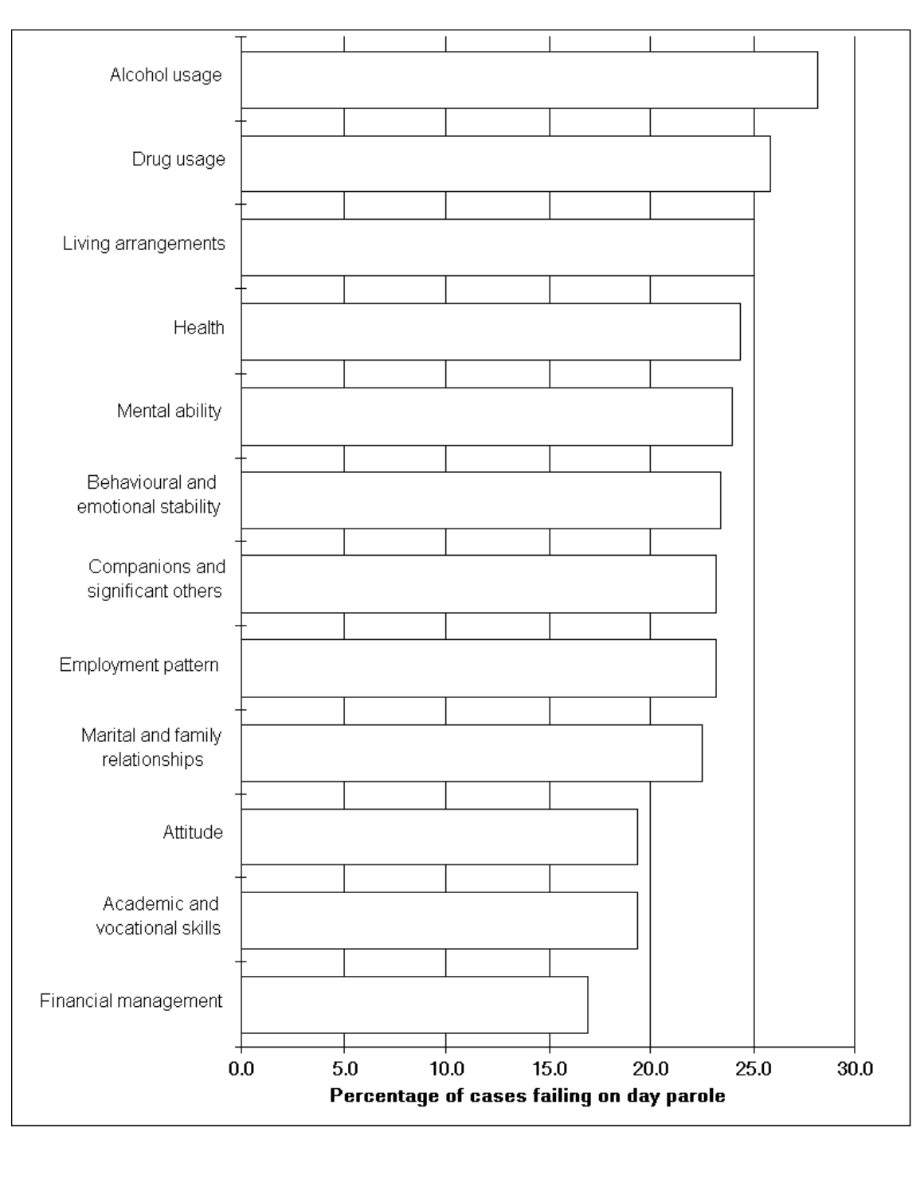Alcohol usage

Drug usage

Living arrangements

Health

Mental ability

Behavioural and emotional stability

Companions and significant others

Employment pattern

Marital and family relationships

Attitude

Academic and vocational skills

Financial management

0.0 5.0 10.0 15.0 20.0 25.0 30.0

**Percentage of cases failing on day parole**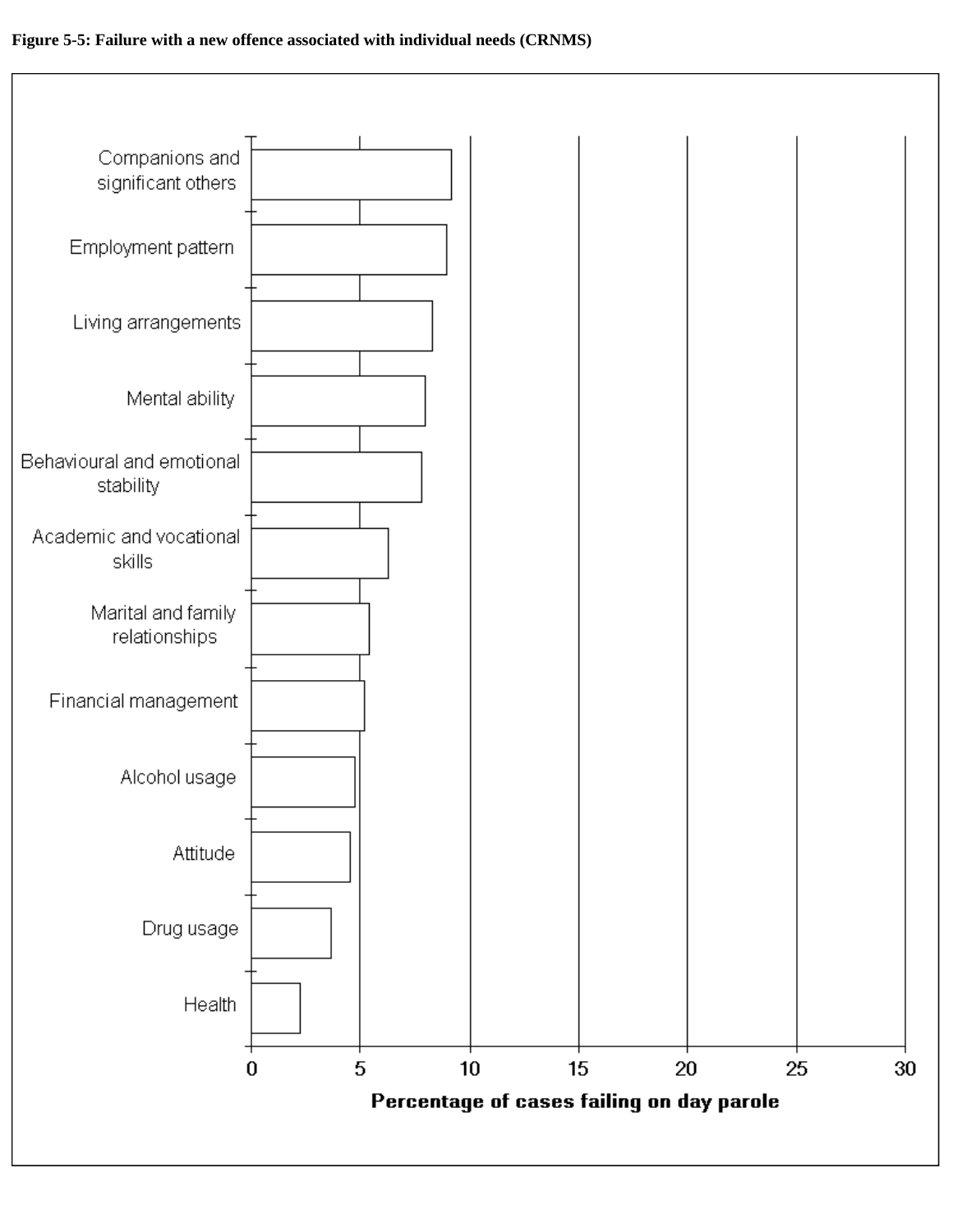**Figure 5-5: Failure with a new offence associated with individual needs (CRNMS)**

Companions and significant others

Employment pattern

Living arrangements

Mental ability

Behavioural and emotional stability

Academic and vocational skills

Marital and family relationships

Financial management

Alcohol usage

Attitude

Drug usage

Health

0 5 10 15 20 25 30

**Percentage of cases failing on day parole**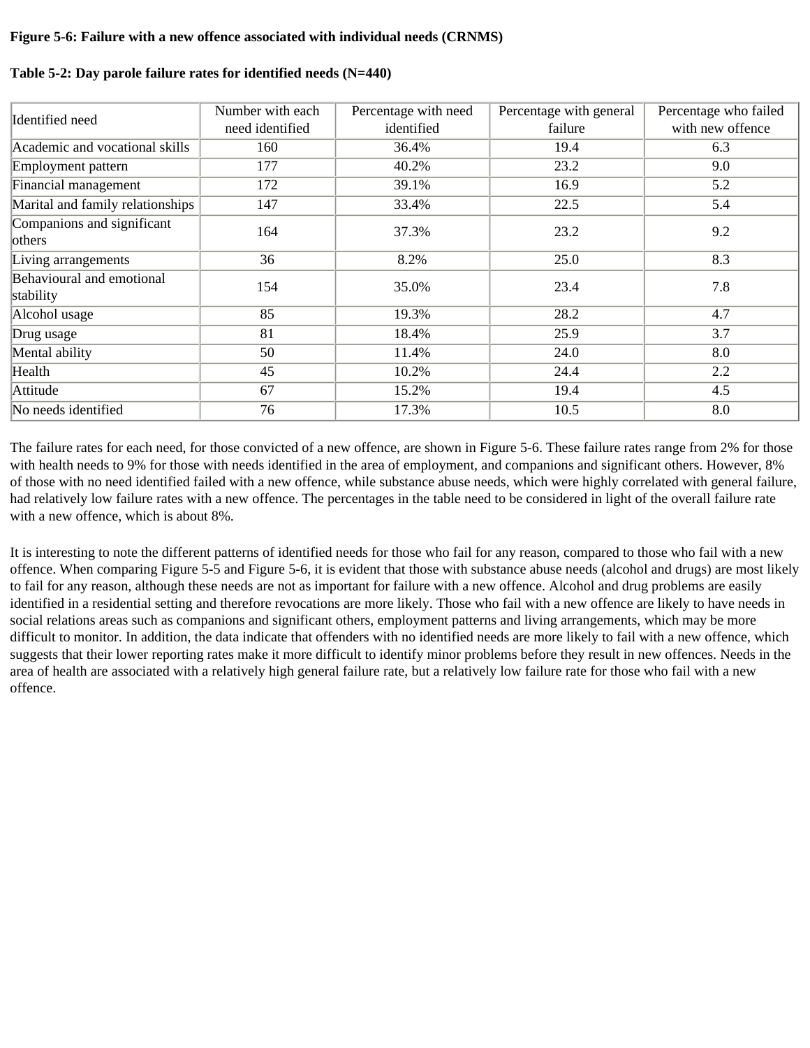**Figure 5-6: Failure with a new offence associated with individual needs (CRNMS)**

**Table 5-2: Day parole failure rates for identified needs (N=440)**

| Identified need | Number with each need identified | Percentage with need identified | Percentage with general failure | Percentage who failed with new offence |
|---|---|---|---|---|
| Academic and vocational skills | 160 | 36.4% | 19.4 | 6.3 |
| Employment pattern | 177 | 40.2% | 23.2 | 9.0 |
| Financial management | 172 | 39.1% | 16.9 | 5.2 |
| Marital and family relationships | 147 | 33.4% | 22.5 | 5.4 |
| Companions and significant others | 164 | 37.3% | 23.2 | 9.2 |
| Living arrangements | 36 | 8.2% | 25.0 | 8.3 |
| Behavioural and emotional stability | 154 | 35.0% | 23.4 | 7.8 |
| Alcohol usage | 85 | 19.3% | 28.2 | 4.7 |
| Drug usage | 81 | 18.4% | 25.9 | 3.7 |
| Mental ability | 50 | 11.4% | 24.0 | 8.0 |
| Health | 45 | 10.2% | 24.4 | 2.2 |
| Attitude | 67 | 15.2% | 19.4 | 4.5 |
| No needs identified | 76 | 17.3% | 10.5 | 8.0 |

The failure rates for each need, for those convicted of a new offence, are shown in Figure 5-6. These failure rates range from 2% for those with health needs to 9% for those with needs identified in the area of employment, and companions and significant others. However, 8% of those with no need identified failed with a new offence, while substance abuse needs, which were highly correlated with general failure, had relatively low failure rates with a new offence. The percentages in the table need to be considered in light of the overall failure rate with a new offence, which is about 8%.

It is interesting to note the different patterns of identified needs for those who fail for any reason, compared to those who fail with a new offence. When comparing Figure 5-5 and Figure 5-6, it is evident that those with substance abuse needs (alcohol and drugs) are most likely to fail for any reason, although these needs are not as important for failure with a new offence. Alcohol and drug problems are easily identified in a residential setting and therefore revocations are more likely. Those who fail with a new offence are likely to have needs in social relations areas such as companions and significant others, employment patterns and living arrangements, which may be more difficult to monitor. In addition, the data indicate that offenders with no identified needs are more likely to fail with a new offence, which suggests that their lower reporting rates make it more difficult to identify minor problems before they result in new offences. Needs in the area of health are associated with a relatively high general failure rate, but a relatively low failure rate for those who fail with a new offence.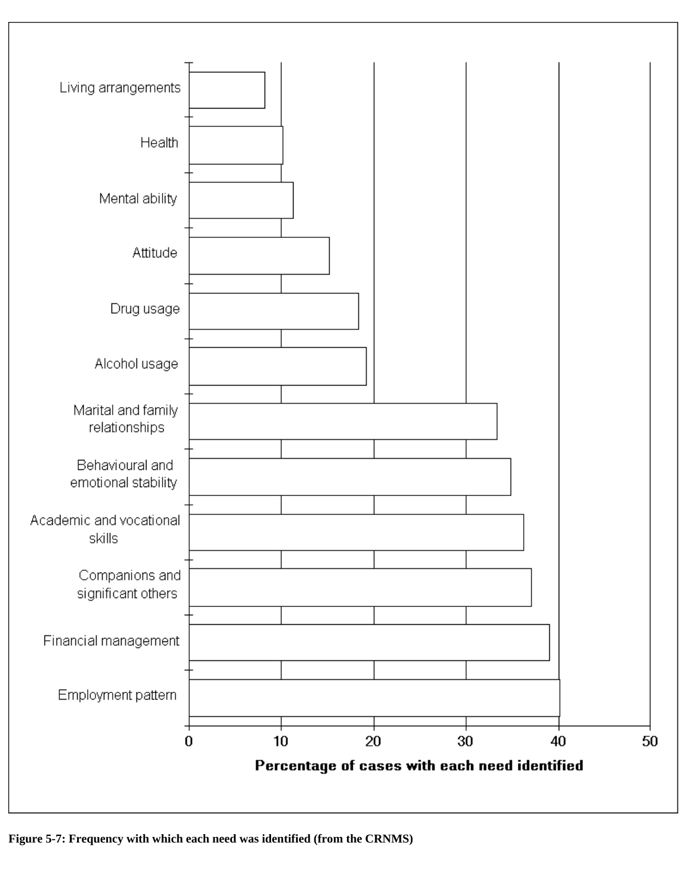**Figure 5-7: Frequency with which each need was identified (from the CRNMS)**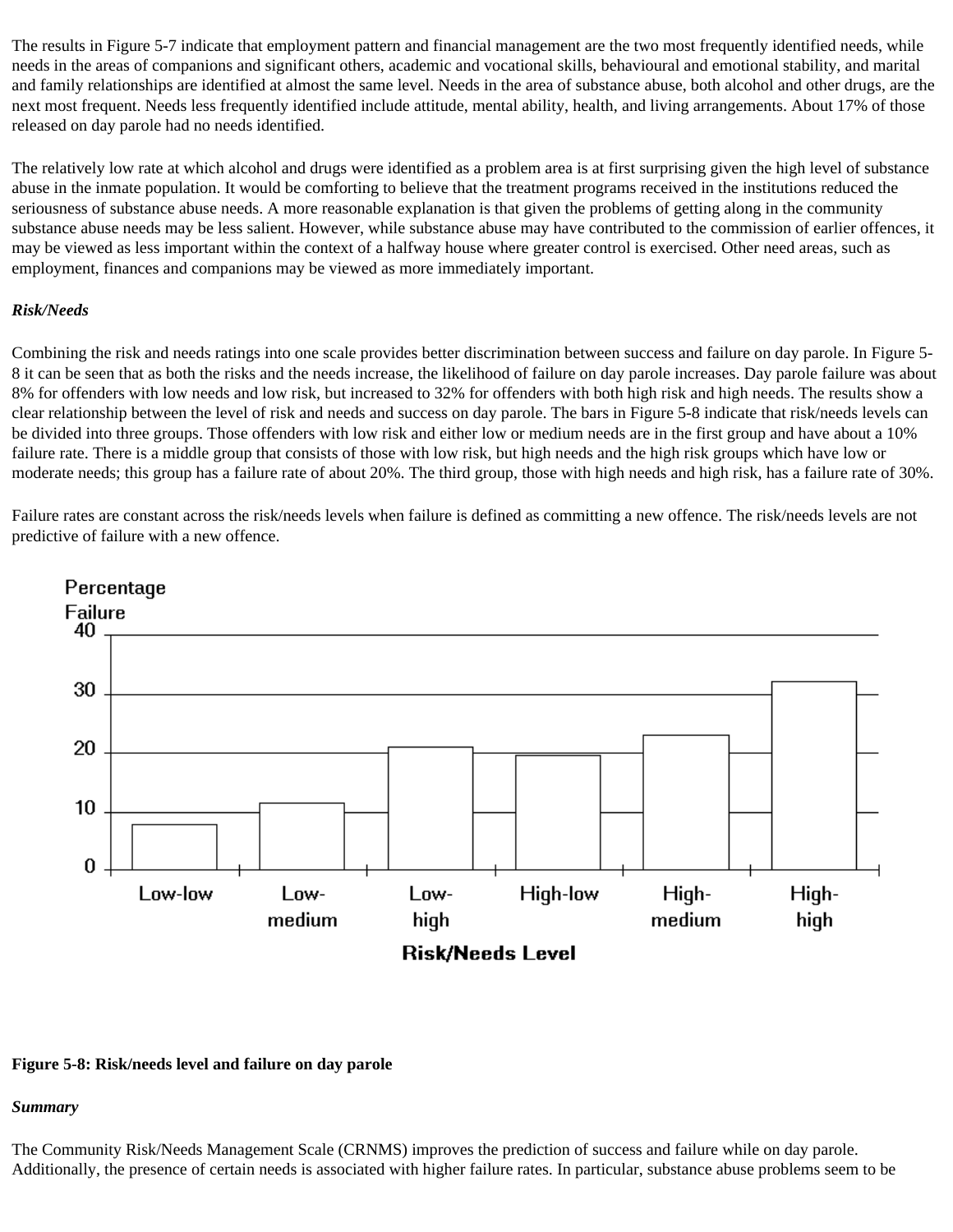The results in Figure 5-7 indicate that employment pattern and financial management are the two most frequently identified needs, while needs in the areas of companions and significant others, academic and vocational skills, behavioural and emotional stability, and marital and family relationships are identified at almost the same level. Needs in the area of substance abuse, both alcohol and other drugs, are the next most frequent. Needs less frequently identified include attitude, mental ability, health, and living arrangements. About 17% of those released on day parole had no needs identified.

The relatively low rate at which alcohol and drugs were identified as a problem area is at first surprising given the high level of substance abuse in the inmate population. It would be comforting to believe that the treatment programs received in the institutions reduced the seriousness of substance abuse needs. A more reasonable explanation is that given the problems of getting along in the community substance abuse needs may be less salient. However, while substance abuse may have contributed to the commission of earlier offences, it may be viewed as less important within the context of a halfway house where greater control is exercised. Other need areas, such as employment, finances and companions may be viewed as more immediately important.

***Risk/Needs***

Combining the risk and needs ratings into one scale provides better discrimination between success and failure on day parole. In Figure 5-8 it can be seen that as both the risks and the needs increase, the likelihood of failure on day parole increases. Day parole failure was about 8% for offenders with low needs and low risk, but increased to 32% for offenders with both high risk and high needs. The results show a clear relationship between the level of risk and needs and success on day parole. The bars in Figure 5-8 indicate that risk/needs levels can be divided into three groups. Those offenders with low risk and either low or medium needs are in the first group and have about a 10% failure rate. There is a middle group that consists of those with low risk, but high needs and the high risk groups which have low or moderate needs; this group has a failure rate of about 20%. The third group, those with high needs and high risk, has a failure rate of 30%.

Failure rates are constant across the risk/needs levels when failure is defined as committing a new offence. The risk/needs levels are not predictive of failure with a new offence.

**Figure 5-8: Risk/needs level and failure on day parole**

***Summary***

The Community Risk/Needs Management Scale (CRNMS) improves the prediction of success and failure while on day parole. Additionally, the presence of certain needs is associated with higher failure rates. In particular, substance abuse problems seem to be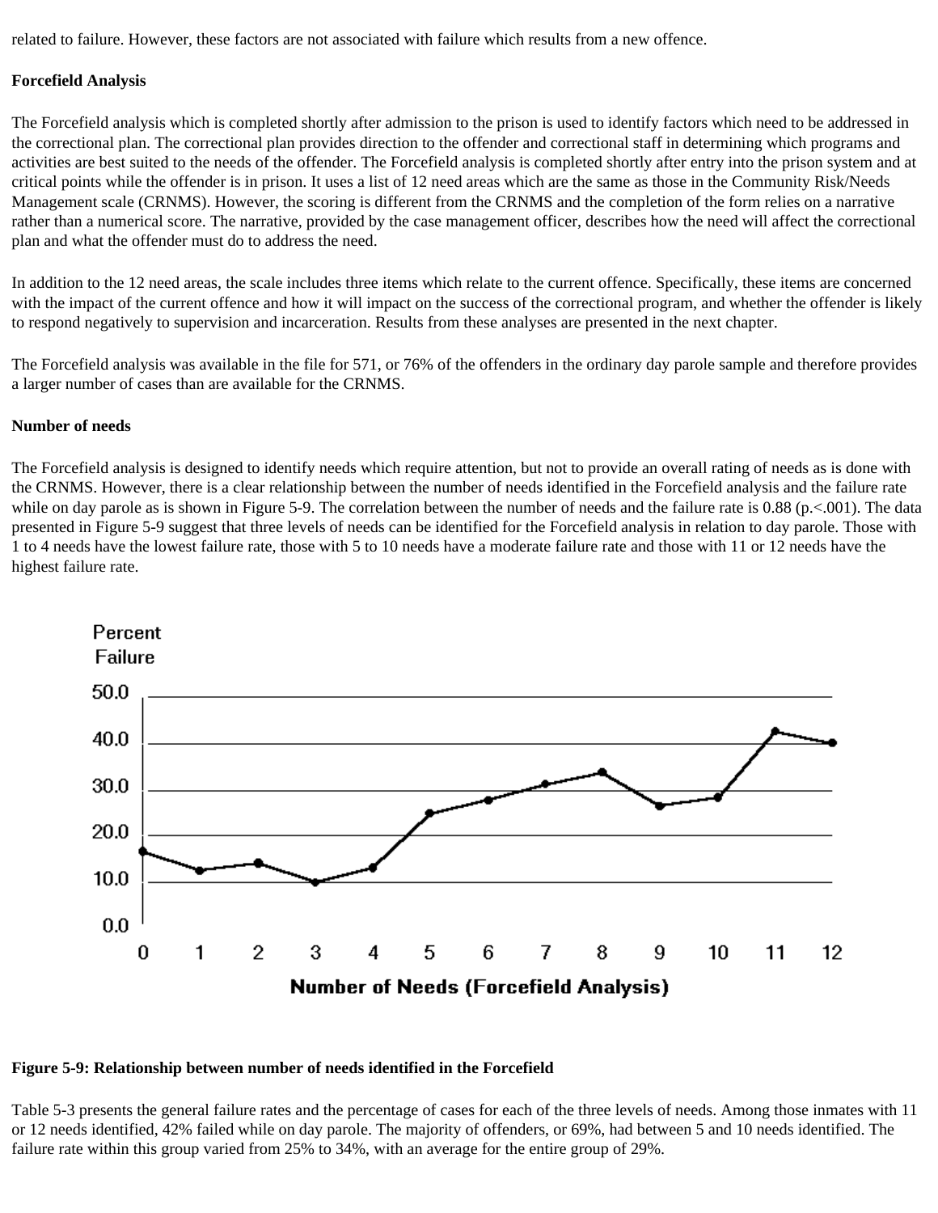related to failure. However, these factors are not associated with failure which results from a new offence.

**Forcefield Analysis**

The Forcefield analysis which is completed shortly after admission to the prison is used to identify factors which need to be addressed in the correctional plan. The correctional plan provides direction to the offender and correctional staff in determining which programs and activities are best suited to the needs of the offender. The Forcefield analysis is completed shortly after entry into the prison system and at critical points while the offender is in prison. It uses a list of 12 need areas which are the same as those in the Community Risk/Needs Management scale (CRNMS). However, the scoring is different from the CRNMS and the completion of the form relies on a narrative rather than a numerical score. The narrative, provided by the case management officer, describes how the need will affect the correctional plan and what the offender must do to address the need.

In addition to the 12 need areas, the scale includes three items which relate to the current offence. Specifically, these items are concerned with the impact of the current offence and how it will impact on the success of the correctional program, and whether the offender is likely to respond negatively to supervision and incarceration. Results from these analyses are presented in the next chapter.

The Forcefield analysis was available in the file for 571, or 76% of the offenders in the ordinary day parole sample and therefore provides a larger number of cases than are available for the CRNMS.

**Number of needs**

The Forcefield analysis is designed to identify needs which require attention, but not to provide an overall rating of needs as is done with the CRNMS. However, there is a clear relationship between the number of needs identified in the Forcefield analysis and the failure rate while on day parole as is shown in Figure 5-9. The correlation between the number of needs and the failure rate is 0.88 ($p<.001$). The data presented in Figure 5-9 suggest that three levels of needs can be identified for the Forcefield analysis in relation to day parole. Those with 1 to 4 needs have the lowest failure rate, those with 5 to 10 needs have a moderate failure rate and those with 11 or 12 needs have the highest failure rate.

**Figure 5-9: Relationship between number of needs identified in the Forcefield**

Table 5-3 presents the general failure rates and the percentage of cases for each of the three levels of needs. Among those inmates with 11 or 12 needs identified, 42% failed while on day parole. The majority of offenders, or 69%, had between 5 and 10 needs identified. The failure rate within this group varied from 25% to 34%, with an average for the entire group of 29%.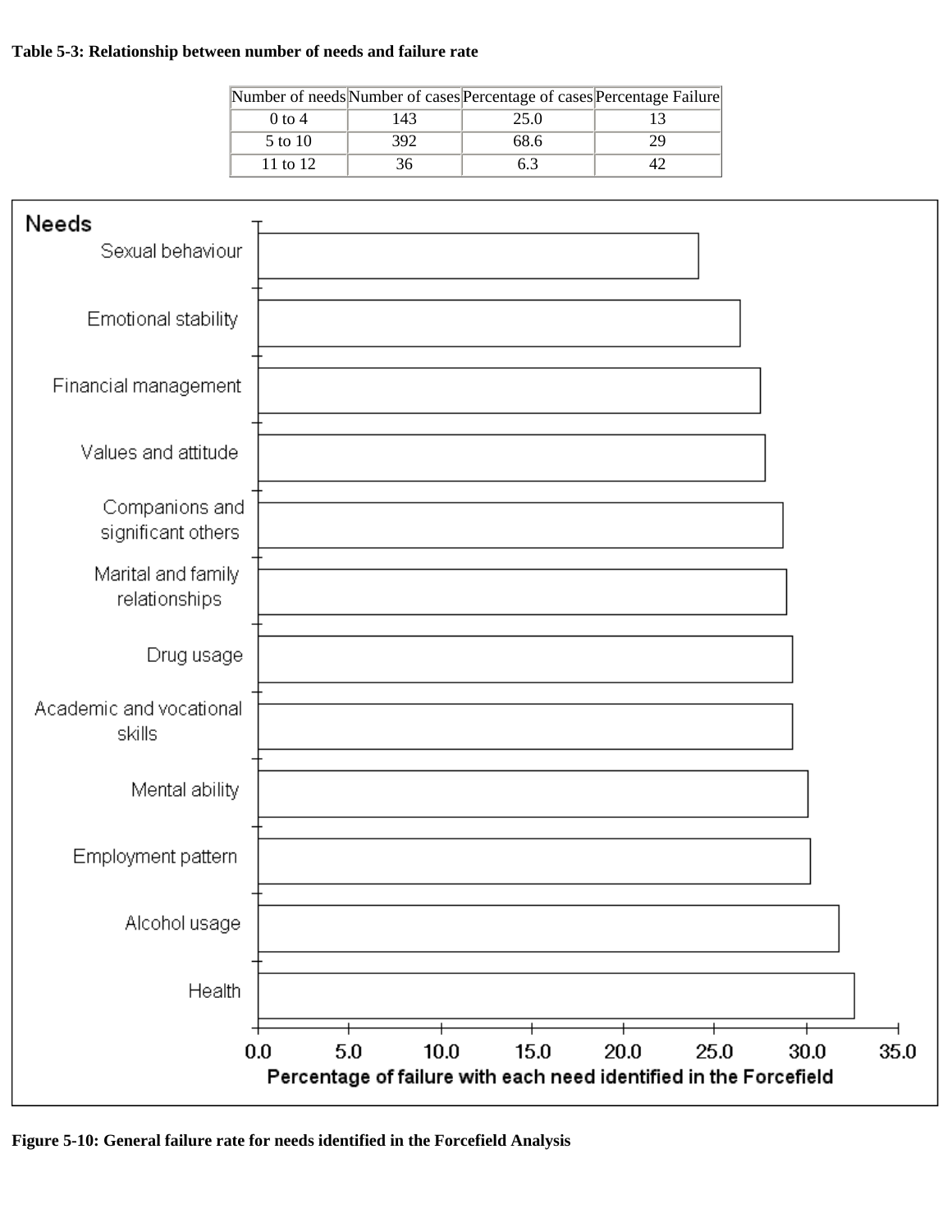**Table 5-3: Relationship between number of needs and failure rate**

| Number of needs | Number of cases | Percentage of cases | Percentage Failure |
|---|---|---|---|
| 0 to 4 | 143 | 25.0 | 13 |
| 5 to 10 | 392 | 68.6 | 29 |
| 11 to 12 | 36 | 6.3 | 42 |

**Figure 5-10: General failure rate for needs identified in the Forcefield Analysis**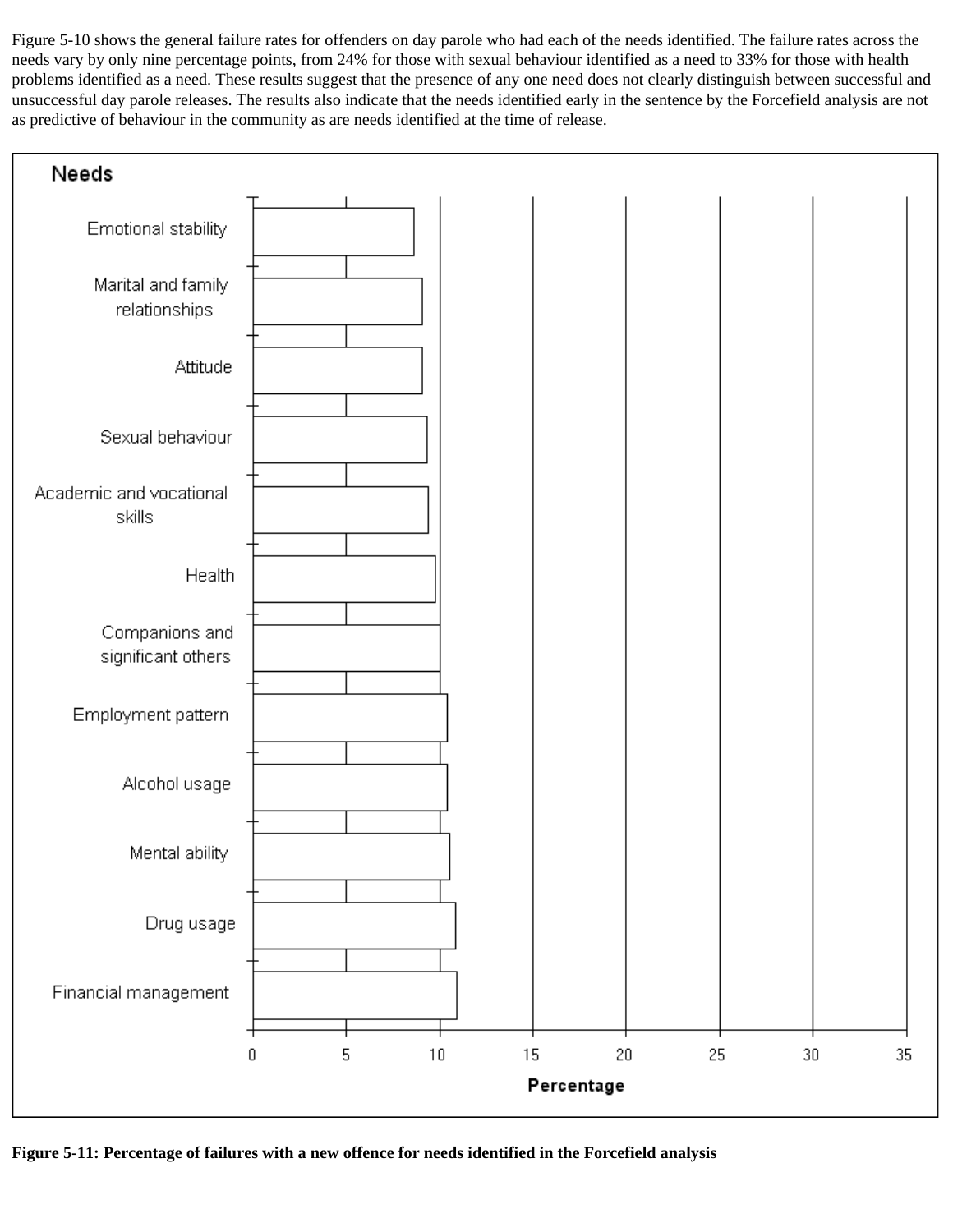Figure 5-10 shows the general failure rates for offenders on day parole who had each of the needs identified. The failure rates across the needs vary by only nine percentage points, from 24% for those with sexual behaviour identified as a need to 33% for those with health problems identified as a need. These results suggest that the presence of any one need does not clearly distinguish between successful and unsuccessful day parole releases. The results also indicate that the needs identified early in the sentence by the Forcefield analysis are not as predictive of behaviour in the community as are needs identified at the time of release.

**Figure 5-11: Percentage of failures with a new offence for needs identified in the Forcefield analysis**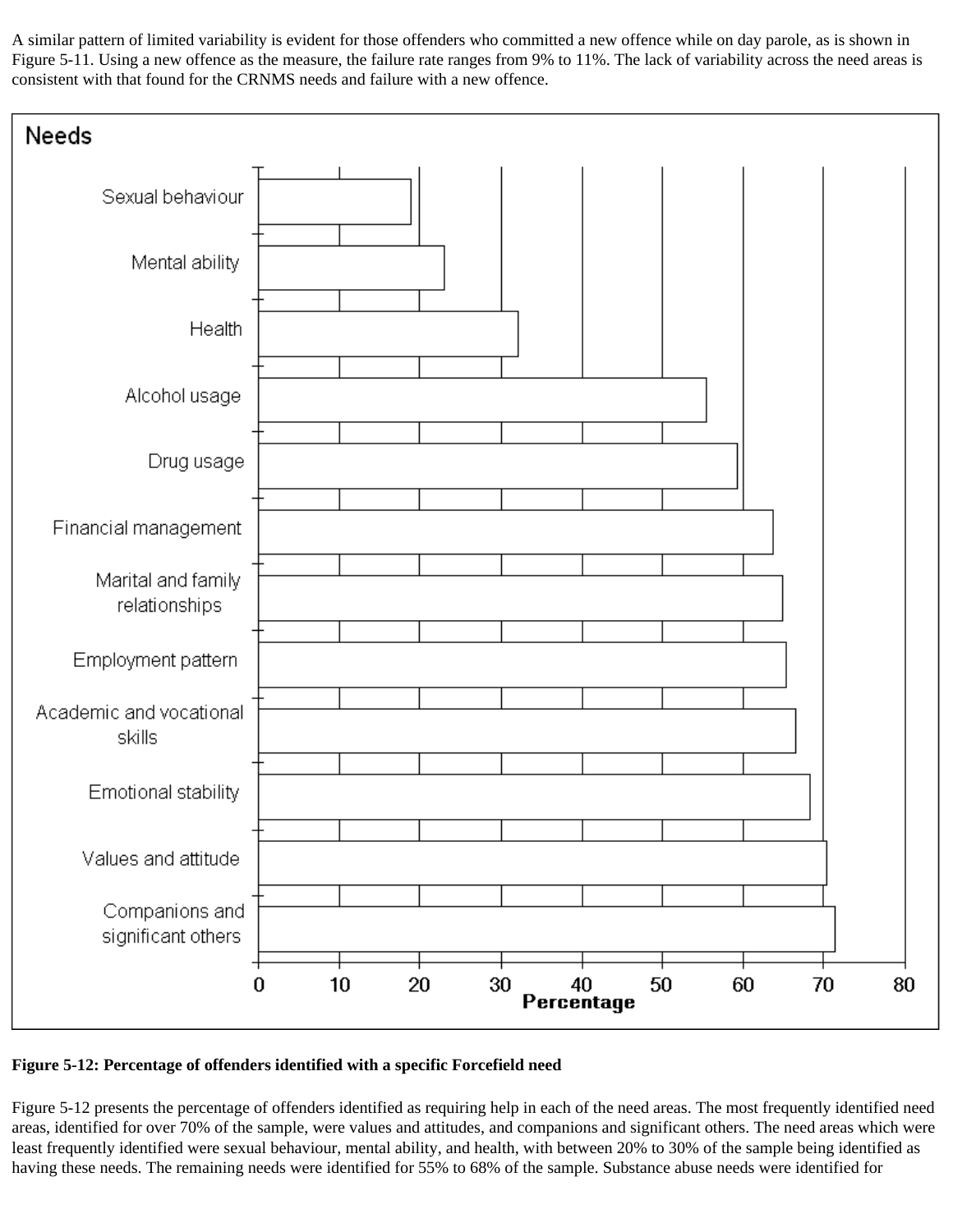A similar pattern of limited variability is evident for those offenders who committed a new offence while on day parole, as is shown in Figure 5-11. Using a new offence as the measure, the failure rate ranges from 9% to 11%. The lack of variability across the need areas is consistent with that found for the CRNMS needs and failure with a new offence.

**Figure 5-12: Percentage of offenders identified with a specific Forcefield need**

Figure 5-12 presents the percentage of offenders identified as requiring help in each of the need areas. The most frequently identified need areas, identified for over 70% of the sample, were values and attitudes, and companions and significant others. The need areas which were least frequently identified were sexual behaviour, mental ability, and health, with between 20% to 30% of the sample being identified as having these needs. The remaining needs were identified for 55% to 68% of the sample. Substance abuse needs were identified for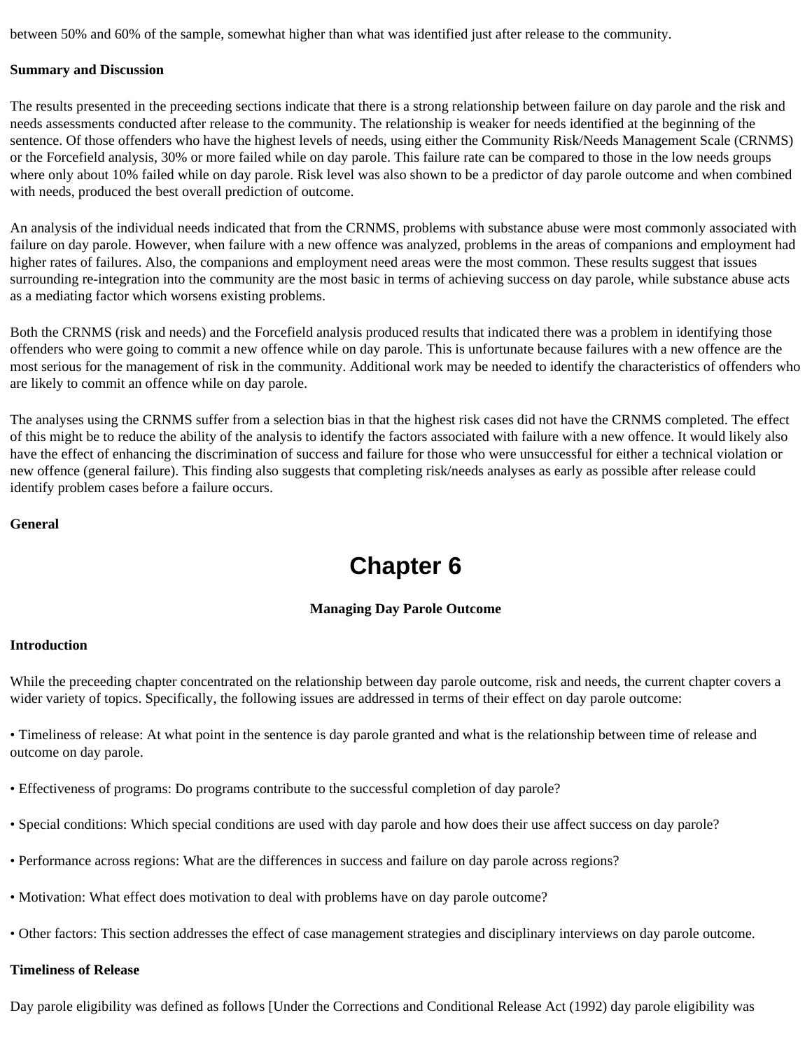between 50% and 60% of the sample, somewhat higher than what was identified just after release to the community.

**Summary and Discussion**

The results presented in the preceeding sections indicate that there is a strong relationship between failure on day parole and the risk and needs assessments conducted after release to the community. The relationship is weaker for needs identified at the beginning of the sentence. Of those offenders who have the highest levels of needs, using either the Community Risk/Needs Management Scale (CRNMS) or the Forcefield analysis, 30% or more failed while on day parole. This failure rate can be compared to those in the low needs groups where only about 10% failed while on day parole. Risk level was also shown to be a predictor of day parole outcome and when combined with needs, produced the best overall prediction of outcome.

An analysis of the individual needs indicated that from the CRNMS, problems with substance abuse were most commonly associated with failure on day parole. However, when failure with a new offence was analyzed, problems in the areas of companions and employment had higher rates of failures. Also, the companions and employment need areas were the most common. These results suggest that issues surrounding re-integration into the community are the most basic in terms of achieving success on day parole, while substance abuse acts as a mediating factor which worsens existing problems.

Both the CRNMS (risk and needs) and the Forcefield analysis produced results that indicated there was a problem in identifying those offenders who were going to commit a new offence while on day parole. This is unfortunate because failures with a new offence are the most serious for the management of risk in the community. Additional work may be needed to identify the characteristics of offenders who are likely to commit an offence while on day parole.

The analyses using the CRNMS suffer from a selection bias in that the highest risk cases did not have the CRNMS completed. The effect of this might be to reduce the ability of the analysis to identify the factors associated with failure with a new offence. It would likely also have the effect of enhancing the discrimination of success and failure for those who were unsuccessful for either a technical violation or new offence (general failure). This finding also suggests that completing risk/needs analyses as early as possible after release could identify problem cases before a failure occurs.

**General**

# Chapter 6

**Managing Day Parole Outcome**

**Introduction**

While the preceeding chapter concentrated on the relationship between day parole outcome, risk and needs, the current chapter covers a wider variety of topics. Specifically, the following issues are addressed in terms of their effect on day parole outcome:

- Timeliness of release: At what point in the sentence is day parole granted and what is the relationship between time of release and outcome on day parole.
- Effectiveness of programs: Do programs contribute to the successful completion of day parole?
- Special conditions: Which special conditions are used with day parole and how does their use affect success on day parole?
- Performance across regions: What are the differences in success and failure on day parole across regions?
- Motivation: What effect does motivation to deal with problems have on day parole outcome?
- Other factors: This section addresses the effect of case management strategies and disciplinary interviews on day parole outcome.

**Timeliness of Release**

Day parole eligibility was defined as follows [Under the Corrections and Conditional Release Act (1992) day parole eligibility was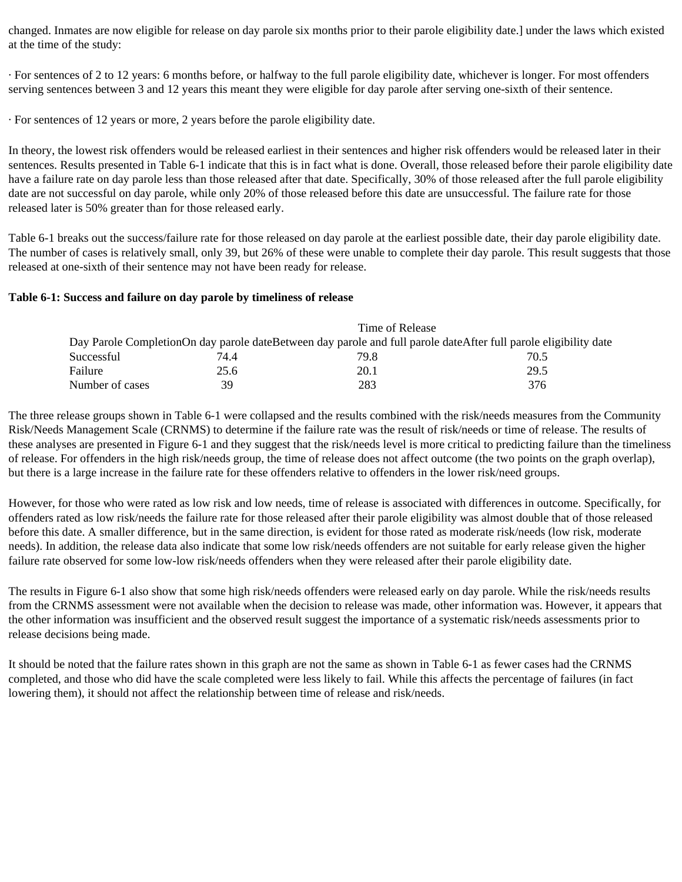changed. Inmates are now eligible for release on day parole six months prior to their parole eligibility date.] under the laws which existed at the time of the study:

· For sentences of 2 to 12 years: 6 months before, or halfway to the full parole eligibility date, whichever is longer. For most offenders serving sentences between 3 and 12 years this meant they were eligible for day parole after serving one-sixth of their sentence.

· For sentences of 12 years or more, 2 years before the parole eligibility date.

In theory, the lowest risk offenders would be released earliest in their sentences and higher risk offenders would be released later in their sentences. Results presented in Table 6-1 indicate that this is in fact what is done. Overall, those released before their parole eligibility date have a failure rate on day parole less than those released after that date. Specifically, 30% of those released after the full parole eligibility date are not successful on day parole, while only 20% of those released before this date are unsuccessful. The failure rate for those released later is 50% greater than for those released early.

Table 6-1 breaks out the success/failure rate for those released on day parole at the earliest possible date, their day parole eligibility date. The number of cases is relatively small, only 39, but 26% of these were unable to complete their day parole. This result suggests that those released at one-sixth of their sentence may not have been ready for release.

**Table 6-1: Success and failure on day parole by timeliness of release**

| | Time of Release | | |
|---|---|---|---|
| Day Parole Completion | On day parole date | Between day parole and full parole date | After full parole eligibility date |
| Successful | 74.4 | 79.8 | 70.5 |
| Failure | 25.6 | 20.1 | 29.5 |
| Number of cases | 39 | 283 | 376 |

The three release groups shown in Table 6-1 were collapsed and the results combined with the risk/needs measures from the Community Risk/Needs Management Scale (CRNMS) to determine if the failure rate was the result of risk/needs or time of release. The results of these analyses are presented in Figure 6-1 and they suggest that the risk/needs level is more critical to predicting failure than the timeliness of release. For offenders in the high risk/needs group, the time of release does not affect outcome (the two points on the graph overlap), but there is a large increase in the failure rate for these offenders relative to offenders in the lower risk/need groups.

However, for those who were rated as low risk and low needs, time of release is associated with differences in outcome. Specifically, for offenders rated as low risk/needs the failure rate for those released after their parole eligibility was almost double that of those released before this date. A smaller difference, but in the same direction, is evident for those rated as moderate risk/needs (low risk, moderate needs). In addition, the release data also indicate that some low risk/needs offenders are not suitable for early release given the higher failure rate observed for some low-low risk/needs offenders when they were released after their parole eligibility date.

The results in Figure 6-1 also show that some high risk/needs offenders were released early on day parole. While the risk/needs results from the CRNMS assessment were not available when the decision to release was made, other information was. However, it appears that the other information was insufficient and the observed result suggest the importance of a systematic risk/needs assessments prior to release decisions being made.

It should be noted that the failure rates shown in this graph are not the same as shown in Table 6-1 as fewer cases had the CRNMS completed, and those who did have the scale completed were less likely to fail. While this affects the percentage of failures (in fact lowering them), it should not affect the relationship between time of release and risk/needs.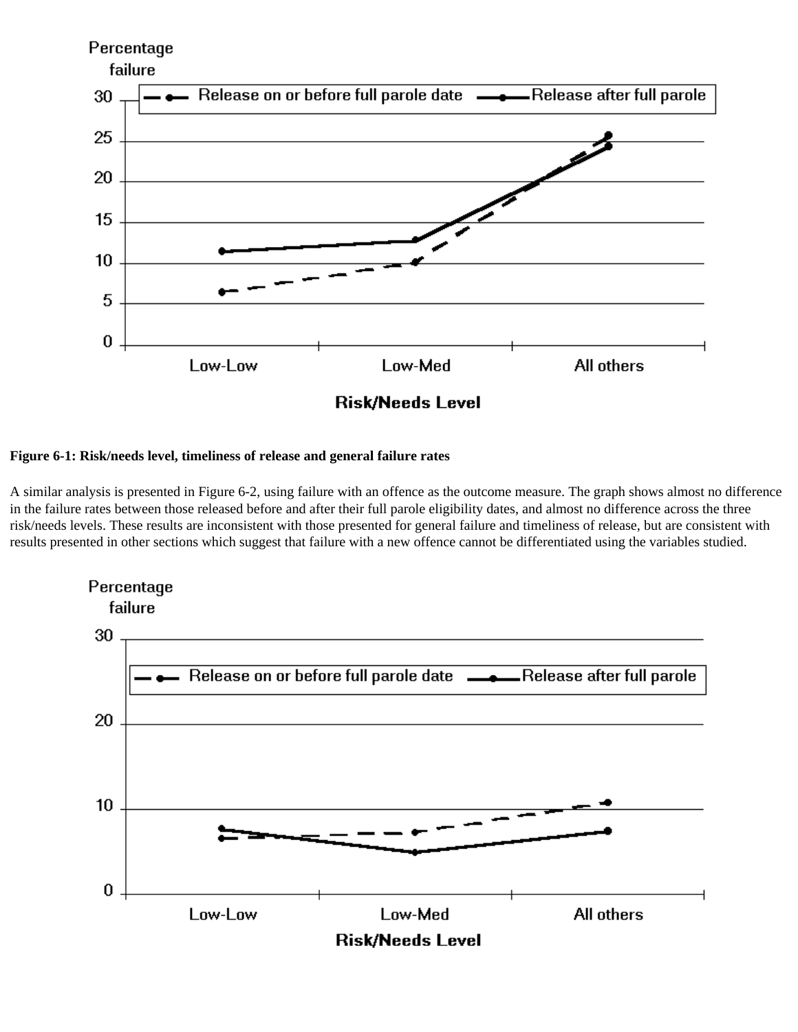**Figure 6-1: Risk/needs level, timeliness of release and general failure rates**

A similar analysis is presented in Figure 6-2, using failure with an offence as the outcome measure. The graph shows almost no difference in the failure rates between those released before and after their full parole eligibility dates, and almost no difference across the three risk/needs levels. These results are inconsistent with those presented for general failure and timeliness of release, but are consistent with results presented in other sections which suggest that failure with a new offence cannot be differentiated using the variables studied.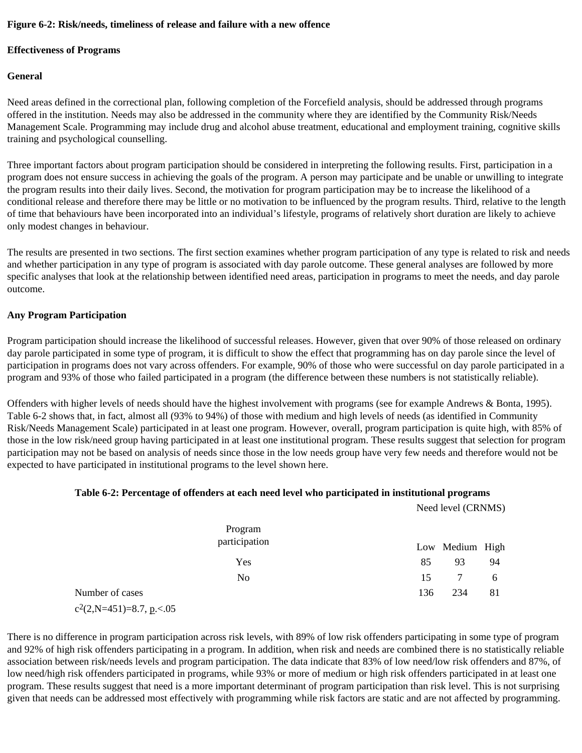**Figure 6-2: Risk/needs, timeliness of release and failure with a new offence**

**Effectiveness of Programs**

**General**

Need areas defined in the correctional plan, following completion of the Forcefield analysis, should be addressed through programs offered in the institution. Needs may also be addressed in the community where they are identified by the Community Risk/Needs Management Scale. Programming may include drug and alcohol abuse treatment, educational and employment training, cognitive skills training and psychological counselling.

Three important factors about program participation should be considered in interpreting the following results. First, participation in a program does not ensure success in achieving the goals of the program. A person may participate and be unable or unwilling to integrate the program results into their daily lives. Second, the motivation for program participation may be to increase the likelihood of a conditional release and therefore there may be little or no motivation to be influenced by the program results. Third, relative to the length of time that behaviours have been incorporated into an individual's lifestyle, programs of relatively short duration are likely to achieve only modest changes in behaviour.

The results are presented in two sections. The first section examines whether program participation of any type is related to risk and needs and whether participation in any type of program is associated with day parole outcome. These general analyses are followed by more specific analyses that look at the relationship between identified need areas, participation in programs to meet the needs, and day parole outcome.

**Any Program Participation**

Program participation should increase the likelihood of successful releases. However, given that over 90% of those released on ordinary day parole participated in some type of program, it is difficult to show the effect that programming has on day parole since the level of participation in programs does not vary across offenders. For example, 90% of those who were successful on day parole participated in a program and 93% of those who failed participated in a program (the difference between these numbers is not statistically reliable).

Offenders with higher levels of needs should have the highest involvement with programs (see for example Andrews & Bonta, 1995). Table 6-2 shows that, in fact, almost all (93% to 94%) of those with medium and high levels of needs (as identified in Community Risk/Needs Management Scale) participated in at least one program. However, overall, program participation is quite high, with 85% of those in the low risk/need group having participated in at least one institutional program. These results suggest that selection for program participation may not be based on analysis of needs since those in the low needs group have very few needs and therefore would not be expected to have participated in institutional programs to the level shown here.

**Table 6-2: Percentage of offenders at each need level who participated in institutional programs**

| | Need level (CRNMS) | | |
|---|---|---|---|
| Program participation | Low | Medium | High |
| Yes | 85 | 93 | 94 |
| No | 15 | 7 | 6 |
| Number of cases | 136 | 234 | 81 |

$c^2(2,N=451)=8.7$, $p<.05$

There is no difference in program participation across risk levels, with 89% of low risk offenders participating in some type of program and 92% of high risk offenders participating in a program. In addition, when risk and needs are combined there is no statistically reliable association between risk/needs levels and program participation. The data indicate that 83% of low need/low risk offenders and 87%, of low need/high risk offenders participated in programs, while 93% or more of medium or high risk offenders participated in at least one program. These results suggest that need is a more important determinant of program participation than risk level. This is not surprising given that needs can be addressed most effectively with programming while risk factors are static and are not affected by programming.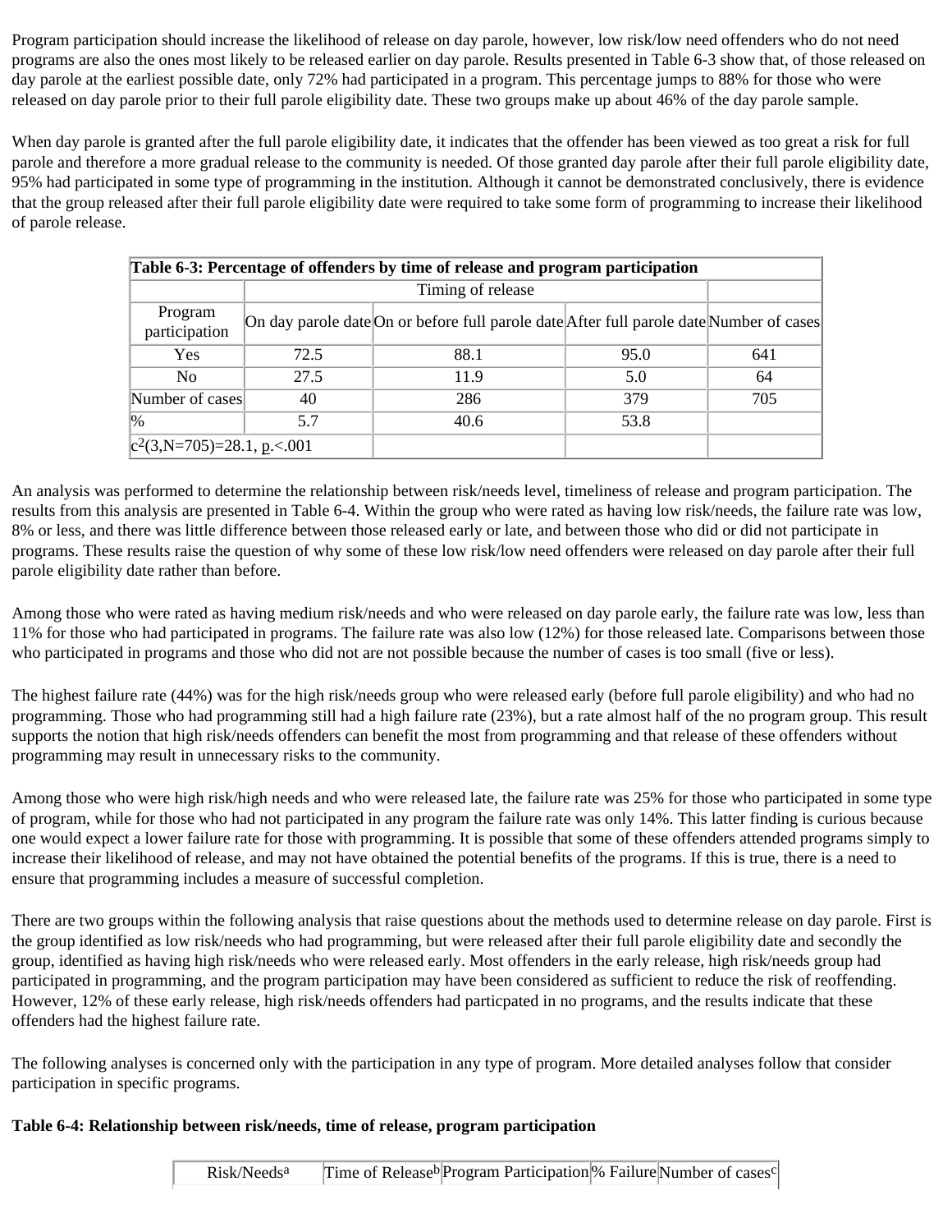Program participation should increase the likelihood of release on day parole, however, low risk/low need offenders who do not need programs are also the ones most likely to be released earlier on day parole. Results presented in Table 6-3 show that, of those released on day parole at the earliest possible date, only 72% had participated in a program. This percentage jumps to 88% for those who were released on day parole prior to their full parole eligibility date. These two groups make up about 46% of the day parole sample.

When day parole is granted after the full parole eligibility date, it indicates that the offender has been viewed as too great a risk for full parole and therefore a more gradual release to the community is needed. Of those granted day parole after their full parole eligibility date, 95% had participated in some type of programming in the institution. Although it cannot be demonstrated conclusively, there is evidence that the group released after their full parole eligibility date were required to take some form of programming to increase their likelihood of parole release.

**Table 6-3: Percentage of offenders by time of release and program participation**

| | Timing of release | | | |
|---|---|---|---|---|
| Program participation | On day parole date | On or before full parole date | After full parole date | Number of cases |
| Yes | 72.5 | 88.1 | 95.0 | 641 |
| No | 27.5 | 11.9 | 5.0 | 64 |
| Number of cases | 40 | 286 | 379 | 705 |
| % | 5.7 | 40.6 | 53.8 | |
| $c^2(3,N=705)=28.1$, $p<.001$ | | | | |

An analysis was performed to determine the relationship between risk/needs level, timeliness of release and program participation. The results from this analysis are presented in Table 6-4. Within the group who were rated as having low risk/needs, the failure rate was low, 8% or less, and there was little difference between those released early or late, and between those who did or did not participate in programs. These results raise the question of why some of these low risk/low need offenders were released on day parole after their full parole eligibility date rather than before.

Among those who were rated as having medium risk/needs and who were released on day parole early, the failure rate was low, less than 11% for those who had participated in programs. The failure rate was also low (12%) for those released late. Comparisons between those who participated in programs and those who did not are not possible because the number of cases is too small (five or less).

The highest failure rate (44%) was for the high risk/needs group who were released early (before full parole eligibility) and who had no programming. Those who had programming still had a high failure rate (23%), but a rate almost half of the no program group. This result supports the notion that high risk/needs offenders can benefit the most from programming and that release of these offenders without programming may result in unnecessary risks to the community.

Among those who were high risk/high needs and who were released late, the failure rate was 25% for those who participated in some type of program, while for those who had not participated in any program the failure rate was only 14%. This latter finding is curious because one would expect a lower failure rate for those with programming. It is possible that some of these offenders attended programs simply to increase their likelihood of release, and may not have obtained the potential benefits of the programs. If this is true, there is a need to ensure that programming includes a measure of successful completion.

There are two groups within the following analysis that raise questions about the methods used to determine release on day parole. First is the group identified as low risk/needs who had programming, but were released after their full parole eligibility date and secondly the group, identified as having high risk/needs who were released early. Most offenders in the early release, high risk/needs group had participated in programming, and the program participation may have been considered as sufficient to reduce the risk of reoffending. However, 12% of these early release, high risk/needs offenders had particpated in no programs, and the results indicate that these offenders had the highest failure rate.

The following analyses is concerned only with the participation in any type of program. More detailed analyses follow that consider participation in specific programs.

**Table 6-4: Relationship between risk/needs, time of release, program participation**

| Risk/Needs[a] | Time of Release[b] | Program Participation | % Failure | Number of cases[c] |
|---|---|---|---|---|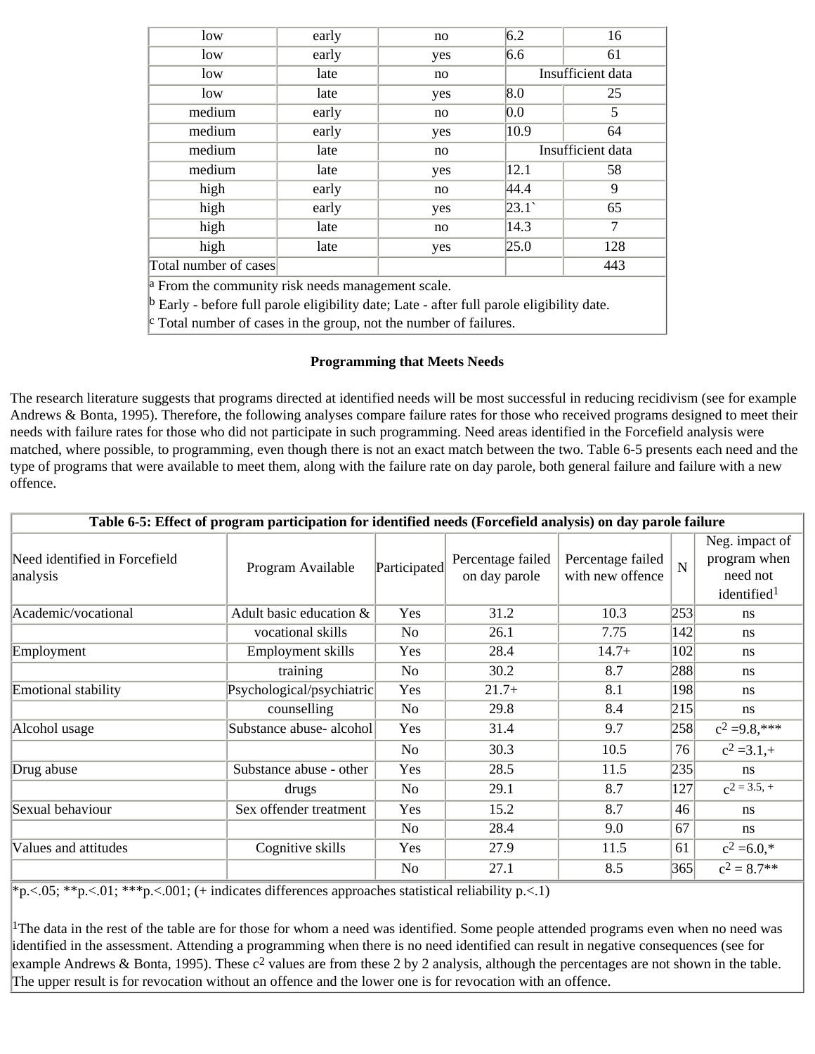| | | | | |
|---|---|---|---|---|
| low | early | no | 6.2 | 16 |
| low | early | yes | 6.6 | 61 |
| low | late | no | Insufficient data | |
| low | late | yes | 8.0 | 25 |
| medium | early | no | 0.0 | 5 |
| medium | early | yes | 10.9 | 64 |
| medium | late | no | Insufficient data | |
| medium | late | yes | 12.1 | 58 |
| high | early | no | 44.4 | 9 |
| high | early | yes | 23.1` | 65 |
| high | late | no | 14.3 | 7 |
| high | late | yes | 25.0 | 128 |
| Total number of cases | | | | 443 |

[a] From the community risk needs management scale.
[b] Early - before full parole eligibility date; Late - after full parole eligibility date.
[c] Total number of cases in the group, not the number of failures.

### Programming that Meets Needs

The research literature suggests that programs directed at identified needs will be most successful in reducing recidivism (see for example Andrews & Bonta, 1995). Therefore, the following analyses compare failure rates for those who received programs designed to meet their needs with failure rates for those who did not participate in such programming. Need areas identified in the Forcefield analysis were matched, where possible, to programming, even though there is not an exact match between the two. Table 6-5 presents each need and the type of programs that were available to meet them, along with the failure rate on day parole, both general failure and failure with a new offence.

**Table 6-5: Effect of program participation for identified needs (Forcefield analysis) on day parole failure**

| Need identified in Forcefield analysis | Program Available | Participated | Percentage failed on day parole | Percentage failed with new offence | N | Neg. impact of program when need not identified[1] |
|---|---|---|---|---|---|---|
| Academic/vocational | Adult basic education & | Yes | 31.2 | 10.3 | 253 | ns |
| | vocational skills | No | 26.1 | 7.75 | 142 | ns |
| Employment | Employment skills | Yes | 28.4 | 14.7+ | 102 | ns |
| | training | No | 30.2 | 8.7 | 288 | ns |
| Emotional stability | Psychological/psychiatric | Yes | 21.7+ | 8.1 | 198 | ns |
| | counselling | No | 29.8 | 8.4 | 215 | ns |
| Alcohol usage | Substance abuse- alcohol | Yes | 31.4 | 9.7 | 258 | $c^2$ =9.8,*** |
| | | No | 30.3 | 10.5 | 76 | $c^2$ =3.1,+ |
| Drug abuse | Substance abuse - other | Yes | 28.5 | 11.5 | 235 | ns |
| | drugs | No | 29.1 | 8.7 | 127 | $c^2$ = 3.5, + |
| Sexual behaviour | Sex offender treatment | Yes | 15.2 | 8.7 | 46 | ns |
| | | No | 28.4 | 9.0 | 67 | ns |
| Values and attitudes | Cognitive skills | Yes | 27.9 | 11.5 | 61 | $c^2$ =6.0,* |
| | | No | 27.1 | 8.5 | 365 | $c^2$ = 8.7** |

*p.<.05; **p.<.01; ***p.<.001; (+ indicates differences approaches statistical reliability p.<.1)

[1]The data in the rest of the table are for those for whom a need was identified. Some people attended programs even when no need was identified in the assessment. Attending a programming when there is no need identified can result in negative consequences (see for example Andrews & Bonta, 1995). These $c^2$ values are from these 2 by 2 analysis, although the percentages are not shown in the table. The upper result is for revocation without an offence and the lower one is for revocation with an offence.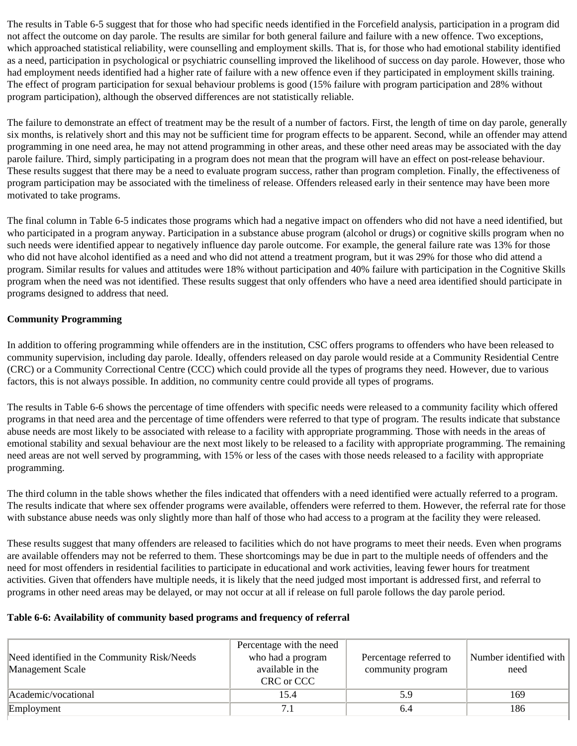The results in Table 6-5 suggest that for those who had specific needs identified in the Forcefield analysis, participation in a program did not affect the outcome on day parole. The results are similar for both general failure and failure with a new offence. Two exceptions, which approached statistical reliability, were counselling and employment skills. That is, for those who had emotional stability identified as a need, participation in psychological or psychiatric counselling improved the likelihood of success on day parole. However, those who had employment needs identified had a higher rate of failure with a new offence even if they participated in employment skills training. The effect of program participation for sexual behaviour problems is good (15% failure with program participation and 28% without program participation), although the observed differences are not statistically reliable.

The failure to demonstrate an effect of treatment may be the result of a number of factors. First, the length of time on day parole, generally six months, is relatively short and this may not be sufficient time for program effects to be apparent. Second, while an offender may attend programming in one need area, he may not attend programming in other areas, and these other need areas may be associated with the day parole failure. Third, simply participating in a program does not mean that the program will have an effect on post-release behaviour. These results suggest that there may be a need to evaluate program success, rather than program completion. Finally, the effectiveness of program participation may be associated with the timeliness of release. Offenders released early in their sentence may have been more motivated to take programs.

The final column in Table 6-5 indicates those programs which had a negative impact on offenders who did not have a need identified, but who participated in a program anyway. Participation in a substance abuse program (alcohol or drugs) or cognitive skills program when no such needs were identified appear to negatively influence day parole outcome. For example, the general failure rate was 13% for those who did not have alcohol identified as a need and who did not attend a treatment program, but it was 29% for those who did attend a program. Similar results for values and attitudes were 18% without participation and 40% failure with participation in the Cognitive Skills program when the need was not identified. These results suggest that only offenders who have a need area identified should participate in programs designed to address that need.

**Community Programming**

In addition to offering programming while offenders are in the institution, CSC offers programs to offenders who have been released to community supervision, including day parole. Ideally, offenders released on day parole would reside at a Community Residential Centre (CRC) or a Community Correctional Centre (CCC) which could provide all the types of programs they need. However, due to various factors, this is not always possible. In addition, no community centre could provide all types of programs.

The results in Table 6-6 shows the percentage of time offenders with specific needs were released to a community facility which offered programs in that need area and the percentage of time offenders were referred to that type of program. The results indicate that substance abuse needs are most likely to be associated with release to a facility with appropriate programming. Those with needs in the areas of emotional stability and sexual behaviour are the next most likely to be released to a facility with appropriate programming. The remaining need areas are not well served by programming, with 15% or less of the cases with those needs released to a facility with appropriate programming.

The third column in the table shows whether the files indicated that offenders with a need identified were actually referred to a program. The results indicate that where sex offender programs were available, offenders were referred to them. However, the referral rate for those with substance abuse needs was only slightly more than half of those who had access to a program at the facility they were released.

These results suggest that many offenders are released to facilities which do not have programs to meet their needs. Even when programs are available offenders may not be referred to them. These shortcomings may be due in part to the multiple needs of offenders and the need for most offenders in residential facilities to participate in educational and work activities, leaving fewer hours for treatment activities. Given that offenders have multiple needs, it is likely that the need judged most important is addressed first, and referral to programs in other need areas may be delayed, or may not occur at all if release on full parole follows the day parole period.

**Table 6-6: Availability of community based programs and frequency of referral**

| Need identified in the Community Risk/Needs Management Scale | Percentage with the need who had a program available in the CRC or CCC | Percentage referred to community program | Number identified with need |
|---|---|---|---|
| Academic/vocational | 15.4 | 5.9 | 169 |
| Employment | 7.1 | 6.4 | 186 |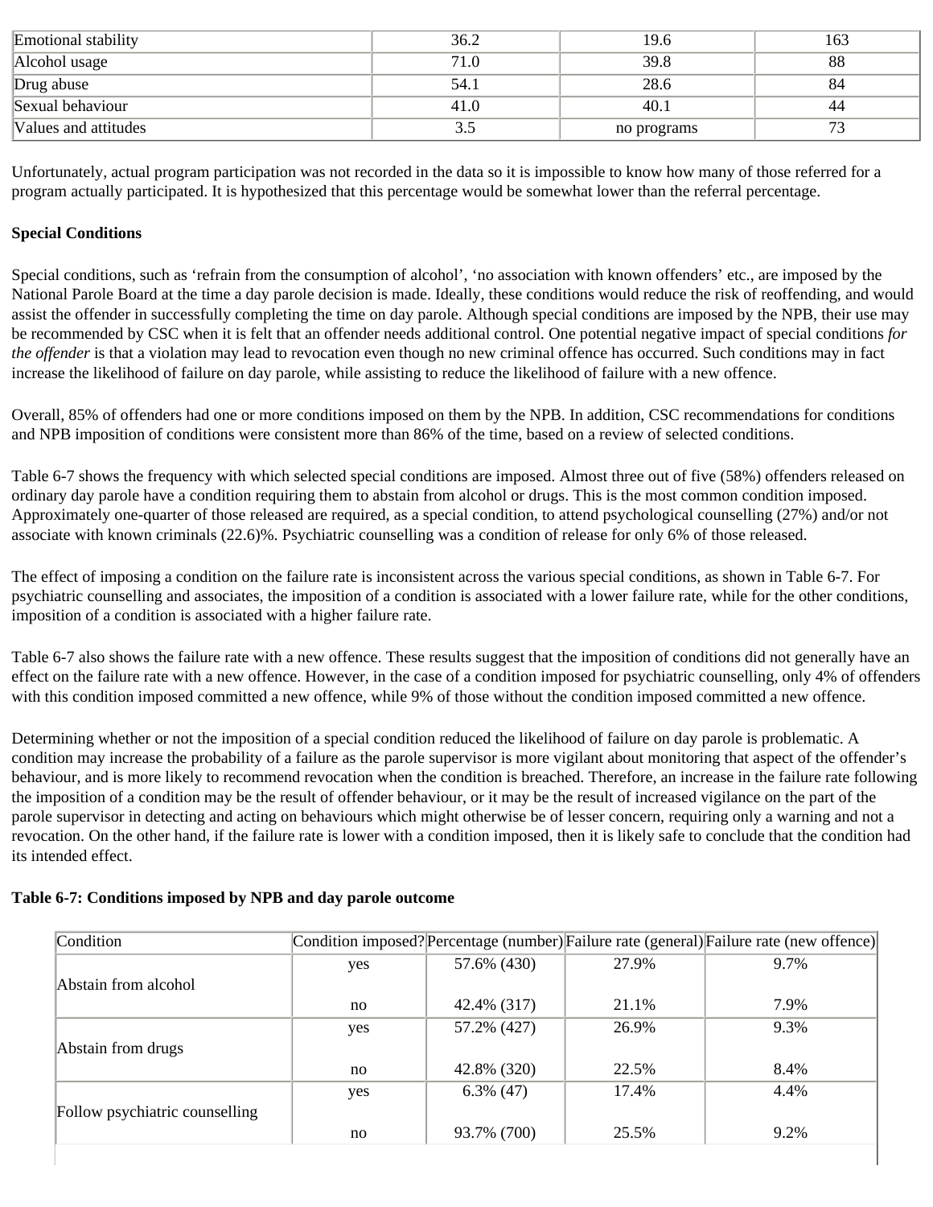| Emotional stability | 36.2 | 19.6 | 163 |
|---|---|---|---|
| Alcohol usage | 71.0 | 39.8 | 88 |
| Drug abuse | 54.1 | 28.6 | 84 |
| Sexual behaviour | 41.0 | 40.1 | 44 |
| Values and attitudes | 3.5 | no programs | 73 |

Unfortunately, actual program participation was not recorded in the data so it is impossible to know how many of those referred for a program actually participated. It is hypothesized that this percentage would be somewhat lower than the referral percentage.

**Special Conditions**

Special conditions, such as 'refrain from the consumption of alcohol', 'no association with known offenders' etc., are imposed by the National Parole Board at the time a day parole decision is made. Ideally, these conditions would reduce the risk of reoffending, and would assist the offender in successfully completing the time on day parole. Although special conditions are imposed by the NPB, their use may be recommended by CSC when it is felt that an offender needs additional control. One potential negative impact of special conditions *for the offender* is that a violation may lead to revocation even though no new criminal offence has occurred. Such conditions may in fact increase the likelihood of failure on day parole, while assisting to reduce the likelihood of failure with a new offence.

Overall, 85% of offenders had one or more conditions imposed on them by the NPB. In addition, CSC recommendations for conditions and NPB imposition of conditions were consistent more than 86% of the time, based on a review of selected conditions.

Table 6-7 shows the frequency with which selected special conditions are imposed. Almost three out of five (58%) offenders released on ordinary day parole have a condition requiring them to abstain from alcohol or drugs. This is the most common condition imposed. Approximately one-quarter of those released are required, as a special condition, to attend psychological counselling (27%) and/or not associate with known criminals (22.6)%. Psychiatric counselling was a condition of release for only 6% of those released.

The effect of imposing a condition on the failure rate is inconsistent across the various special conditions, as shown in Table 6-7. For psychiatric counselling and associates, the imposition of a condition is associated with a lower failure rate, while for the other conditions, imposition of a condition is associated with a higher failure rate.

Table 6-7 also shows the failure rate with a new offence. These results suggest that the imposition of conditions did not generally have an effect on the failure rate with a new offence. However, in the case of a condition imposed for psychiatric counselling, only 4% of offenders with this condition imposed committed a new offence, while 9% of those without the condition imposed committed a new offence.

Determining whether or not the imposition of a special condition reduced the likelihood of failure on day parole is problematic. A condition may increase the probability of a failure as the parole supervisor is more vigilant about monitoring that aspect of the offender's behaviour, and is more likely to recommend revocation when the condition is breached. Therefore, an increase in the failure rate following the imposition of a condition may be the result of offender behaviour, or it may be the result of increased vigilance on the part of the parole supervisor in detecting and acting on behaviours which might otherwise be of lesser concern, requiring only a warning and not a revocation. On the other hand, if the failure rate is lower with a condition imposed, then it is likely safe to conclude that the condition had its intended effect.

**Table 6-7: Conditions imposed by NPB and day parole outcome**

| Condition | Condition imposed? | Percentage (number) | Failure rate (general) | Failure rate (new offence) |
|---|---|---|---|---|
| Abstain from alcohol | yes | 57.6% (430) | 27.9% | 9.7% |
| | no | 42.4% (317) | 21.1% | 7.9% |
| Abstain from drugs | yes | 57.2% (427) | 26.9% | 9.3% |
| | no | 42.8% (320) | 22.5% | 8.4% |
| Follow psychiatric counselling | yes | 6.3% (47) | 17.4% | 4.4% |
| | no | 93.7% (700) | 25.5% | 9.2% |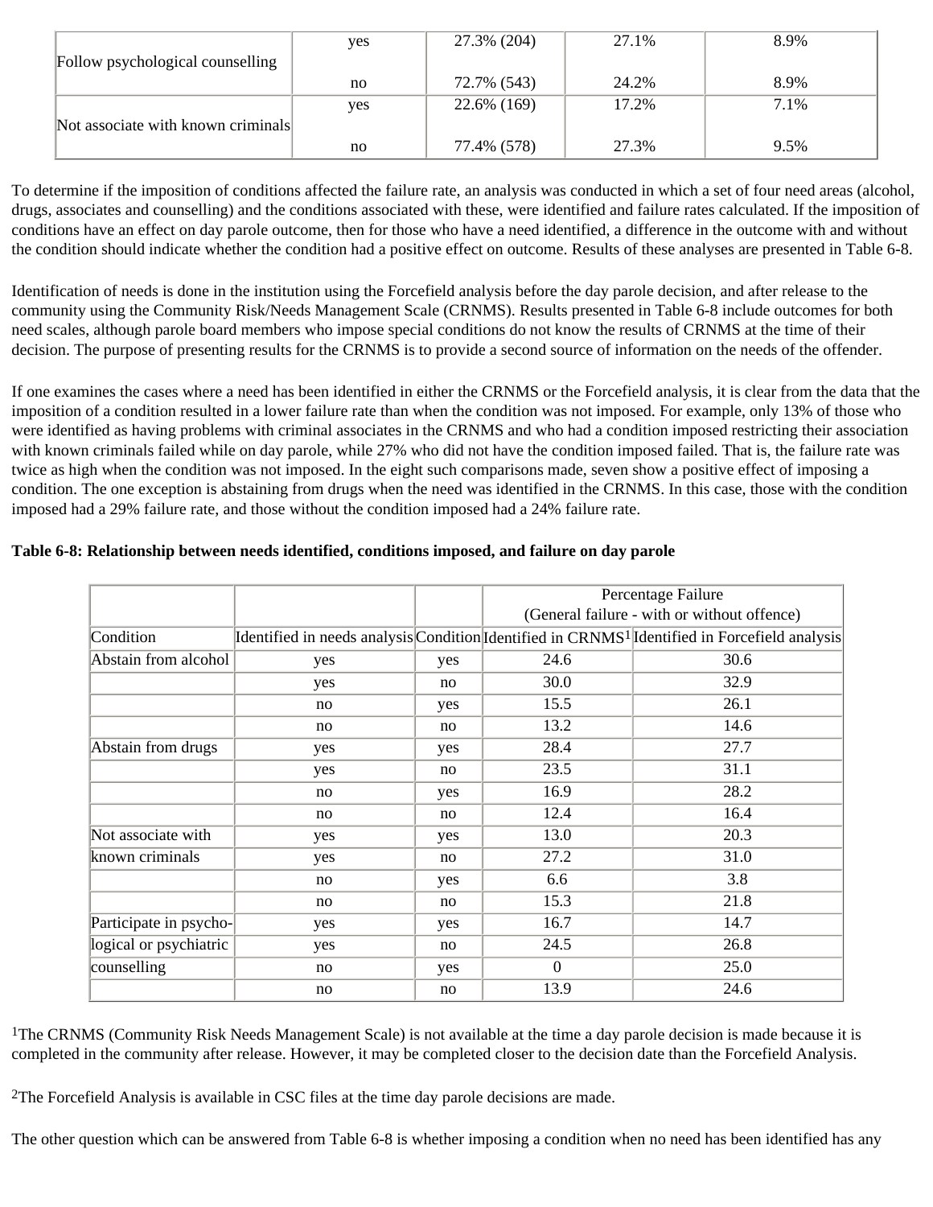| | | | | |
|---|---|---|---|---|
| Follow psychological counselling | yes | 27.3% (204) | 27.1% | 8.9% |
| | no | 72.7% (543) | 24.2% | 8.9% |
| Not associate with known criminals | yes | 22.6% (169) | 17.2% | 7.1% |
| | no | 77.4% (578) | 27.3% | 9.5% |

To determine if the imposition of conditions affected the failure rate, an analysis was conducted in which a set of four need areas (alcohol, drugs, associates and counselling) and the conditions associated with these, were identified and failure rates calculated. If the imposition of conditions have an effect on day parole outcome, then for those who have a need identified, a difference in the outcome with and without the condition should indicate whether the condition had a positive effect on outcome. Results of these analyses are presented in Table 6-8.

Identification of needs is done in the institution using the Forcefield analysis before the day parole decision, and after release to the community using the Community Risk/Needs Management Scale (CRNMS). Results presented in Table 6-8 include outcomes for both need scales, although parole board members who impose special conditions do not know the results of CRNMS at the time of their decision. The purpose of presenting results for the CRNMS is to provide a second source of information on the needs of the offender.

If one examines the cases where a need has been identified in either the CRNMS or the Forcefield analysis, it is clear from the data that the imposition of a condition resulted in a lower failure rate than when the condition was not imposed. For example, only 13% of those who were identified as having problems with criminal associates in the CRNMS and who had a condition imposed restricting their association with known criminals failed while on day parole, while 27% who did not have the condition imposed failed. That is, the failure rate was twice as high when the condition was not imposed. In the eight such comparisons made, seven show a positive effect of imposing a condition. The one exception is abstaining from drugs when the need was identified in the CRNMS. In this case, those with the condition imposed had a 29% failure rate, and those without the condition imposed had a 24% failure rate.

**Table 6-8: Relationship between needs identified, conditions imposed, and failure on day parole**

| | | | Percentage Failure (General failure - with or without offence) | |
|---|---|---|---|---|
| Condition | Identified in needs analysis | Condition | Identified in CRNMS[1] | Identified in Forcefield analysis |
| Abstain from alcohol | yes | yes | 24.6 | 30.6 |
| | yes | no | 30.0 | 32.9 |
| | no | yes | 15.5 | 26.1 |
| | no | no | 13.2 | 14.6 |
| Abstain from drugs | yes | yes | 28.4 | 27.7 |
| | yes | no | 23.5 | 31.1 |
| | no | yes | 16.9 | 28.2 |
| | no | no | 12.4 | 16.4 |
| Not associate with known criminals | yes | yes | 13.0 | 20.3 |
| | yes | no | 27.2 | 31.0 |
| | no | yes | 6.6 | 3.8 |
| | no | no | 15.3 | 21.8 |
| Participate in psychological or psychiatric counselling | yes | yes | 16.7 | 14.7 |
| | yes | no | 24.5 | 26.8 |
| | no | yes | 0 | 25.0 |
| | no | no | 13.9 | 24.6 |

[1]The CRNMS (Community Risk Needs Management Scale) is not available at the time a day parole decision is made because it is completed in the community after release. However, it may be completed closer to the decision date than the Forcefield Analysis.

[2]The Forcefield Analysis is available in CSC files at the time day parole decisions are made.

The other question which can be answered from Table 6-8 is whether imposing a condition when no need has been identified has any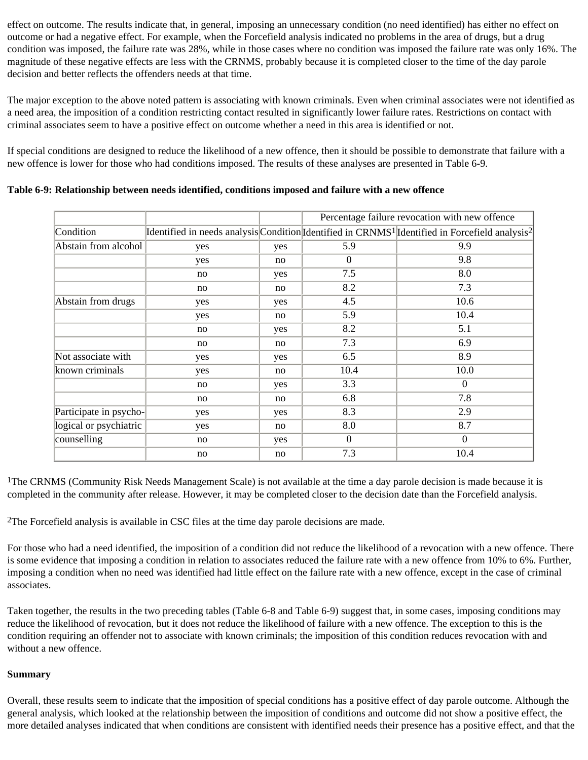effect on outcome. The results indicate that, in general, imposing an unnecessary condition (no need identified) has either no effect on outcome or had a negative effect. For example, when the Forcefield analysis indicated no problems in the area of drugs, but a drug condition was imposed, the failure rate was 28%, while in those cases where no condition was imposed the failure rate was only 16%. The magnitude of these negative effects are less with the CRNMS, probably because it is completed closer to the time of the day parole decision and better reflects the offenders needs at that time.

The major exception to the above noted pattern is associating with known criminals. Even when criminal associates were not identified as a need area, the imposition of a condition restricting contact resulted in significantly lower failure rates. Restrictions on contact with criminal associates seem to have a positive effect on outcome whether a need in this area is identified or not.

If special conditions are designed to reduce the likelihood of a new offence, then it should be possible to demonstrate that failure with a new offence is lower for those who had conditions imposed. The results of these analyses are presented in Table 6-9.

**Table 6-9: Relationship between needs identified, conditions imposed and failure with a new offence**

| | | | Percentage failure revocation with new offence | |
|---|---|---|---|---|
| Condition | Identified in needs analysis | Condition | Identified in CRNMS[1] | Identified in Forcefield analysis[2] |
| Abstain from alcohol | yes | yes | 5.9 | 9.9 |
| | yes | no | 0 | 9.8 |
| | no | yes | 7.5 | 8.0 |
| | no | no | 8.2 | 7.3 |
| Abstain from drugs | yes | yes | 4.5 | 10.6 |
| | yes | no | 5.9 | 10.4 |
| | no | yes | 8.2 | 5.1 |
| | no | no | 7.3 | 6.9 |
| Not associate with known criminals | yes | yes | 6.5 | 8.9 |
| | yes | no | 10.4 | 10.0 |
| | no | yes | 3.3 | 0 |
| | no | no | 6.8 | 7.8 |
| Participate in psycho-logical or psychiatric counselling | yes | yes | 8.3 | 2.9 |
| | yes | no | 8.0 | 8.7 |
| | no | yes | 0 | 0 |
| | no | no | 7.3 | 10.4 |

[1]The CRNMS (Community Risk Needs Management Scale) is not available at the time a day parole decision is made because it is completed in the community after release. However, it may be completed closer to the decision date than the Forcefield analysis.

[2]The Forcefield analysis is available in CSC files at the time day parole decisions are made.

For those who had a need identified, the imposition of a condition did not reduce the likelihood of a revocation with a new offence. There is some evidence that imposing a condition in relation to associates reduced the failure rate with a new offence from 10% to 6%. Further, imposing a condition when no need was identified had little effect on the failure rate with a new offence, except in the case of criminal associates.

Taken together, the results in the two preceding tables (Table 6-8 and Table 6-9) suggest that, in some cases, imposing conditions may reduce the likelihood of revocation, but it does not reduce the likelihood of failure with a new offence. The exception to this is the condition requiring an offender not to associate with known criminals; the imposition of this condition reduces revocation with and without a new offence.

**Summary**

Overall, these results seem to indicate that the imposition of special conditions has a positive effect of day parole outcome. Although the general analysis, which looked at the relationship between the imposition of conditions and outcome did not show a positive effect, the more detailed analyses indicated that when conditions are consistent with identified needs their presence has a positive effect, and that the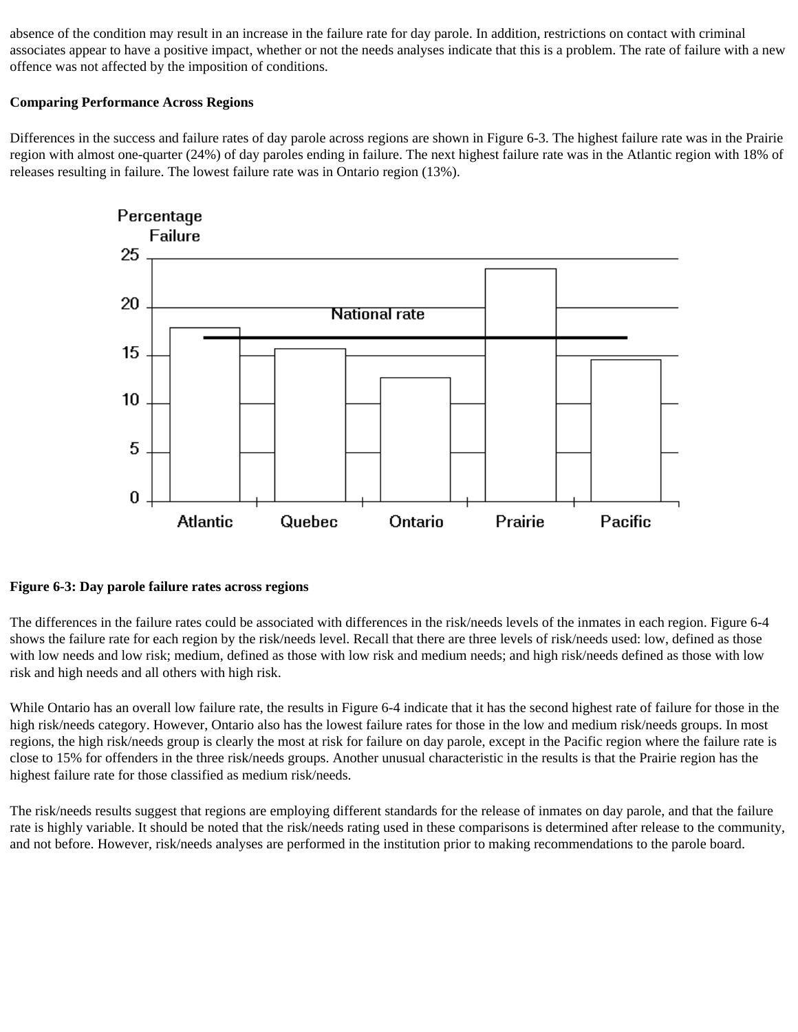absence of the condition may result in an increase in the failure rate for day parole. In addition, restrictions on contact with criminal associates appear to have a positive impact, whether or not the needs analyses indicate that this is a problem. The rate of failure with a new offence was not affected by the imposition of conditions.

**Comparing Performance Across Regions**

Differences in the success and failure rates of day parole across regions are shown in Figure 6-3. The highest failure rate was in the Prairie region with almost one-quarter (24%) of day paroles ending in failure. The next highest failure rate was in the Atlantic region with 18% of releases resulting in failure. The lowest failure rate was in Ontario region (13%).

**Figure 6-3: Day parole failure rates across regions**

The differences in the failure rates could be associated with differences in the risk/needs levels of the inmates in each region. Figure 6-4 shows the failure rate for each region by the risk/needs level. Recall that there are three levels of risk/needs used: low, defined as those with low needs and low risk; medium, defined as those with low risk and medium needs; and high risk/needs defined as those with low risk and high needs and all others with high risk.

While Ontario has an overall low failure rate, the results in Figure 6-4 indicate that it has the second highest rate of failure for those in the high risk/needs category. However, Ontario also has the lowest failure rates for those in the low and medium risk/needs groups. In most regions, the high risk/needs group is clearly the most at risk for failure on day parole, except in the Pacific region where the failure rate is close to 15% for offenders in the three risk/needs groups. Another unusual characteristic in the results is that the Prairie region has the highest failure rate for those classified as medium risk/needs.

The risk/needs results suggest that regions are employing different standards for the release of inmates on day parole, and that the failure rate is highly variable. It should be noted that the risk/needs rating used in these comparisons is determined after release to the community, and not before. However, risk/needs analyses are performed in the institution prior to making recommendations to the parole board.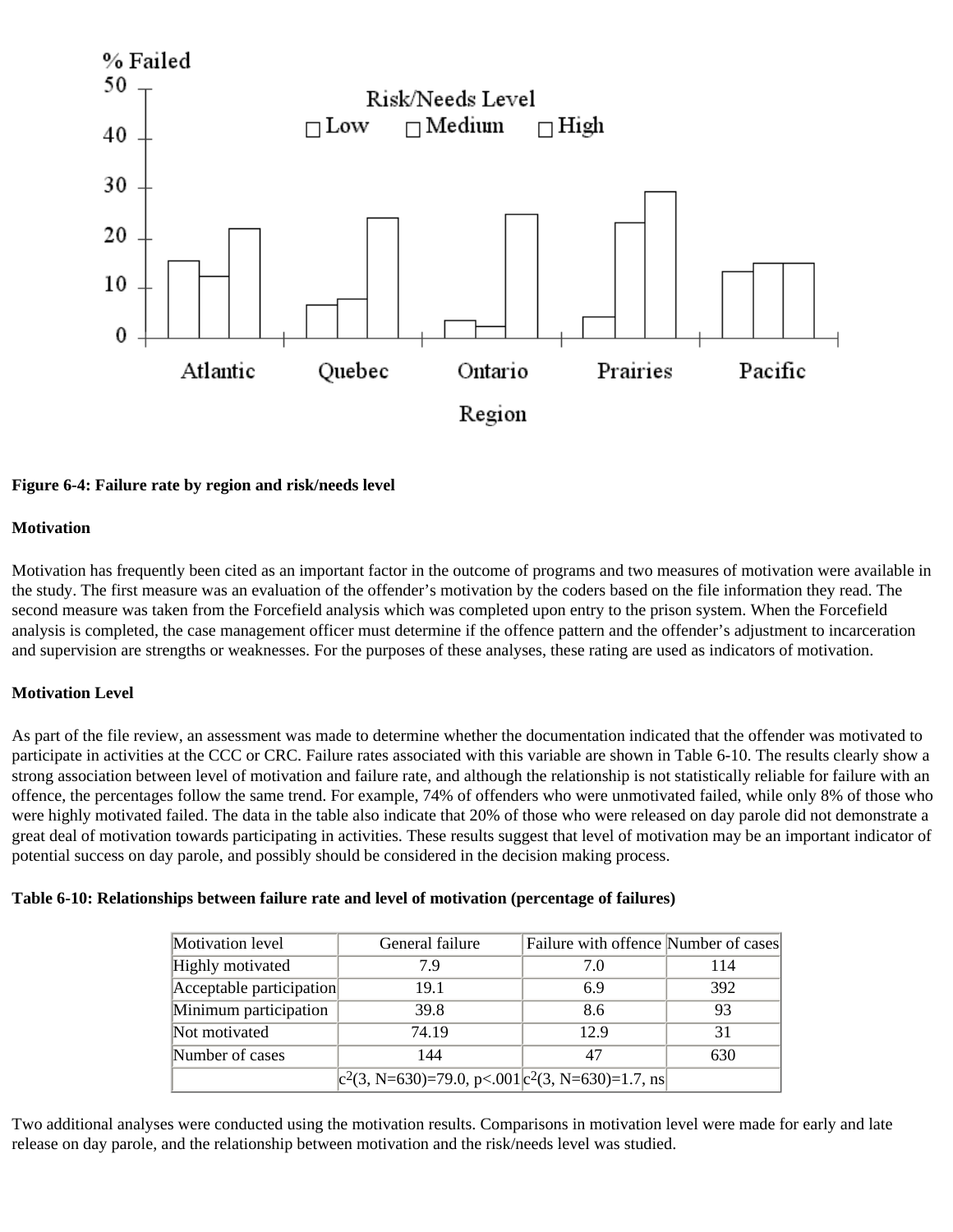**Figure 6-4: Failure rate by region and risk/needs level**

**Motivation**

Motivation has frequently been cited as an important factor in the outcome of programs and two measures of motivation were available in the study. The first measure was an evaluation of the offender's motivation by the coders based on the file information they read. The second measure was taken from the Forcefield analysis which was completed upon entry to the prison system. When the Forcefield analysis is completed, the case management officer must determine if the offence pattern and the offender's adjustment to incarceration and supervision are strengths or weaknesses. For the purposes of these analyses, these rating are used as indicators of motivation.

**Motivation Level**

As part of the file review, an assessment was made to determine whether the documentation indicated that the offender was motivated to participate in activities at the CCC or CRC. Failure rates associated with this variable are shown in Table 6-10. The results clearly show a strong association between level of motivation and failure rate, and although the relationship is not statistically reliable for failure with an offence, the percentages follow the same trend. For example, 74% of offenders who were unmotivated failed, while only 8% of those who were highly motivated failed. The data in the table also indicate that 20% of those who were released on day parole did not demonstrate a great deal of motivation towards participating in activities. These results suggest that level of motivation may be an important indicator of potential success on day parole, and possibly should be considered in the decision making process.

**Table 6-10: Relationships between failure rate and level of motivation (percentage of failures)**

| Motivation level | General failure | Failure with offence | Number of cases |
|---|---|---|---|
| Highly motivated | 7.9 | 7.0 | 114 |
| Acceptable participation | 19.1 | 6.9 | 392 |
| Minimum participation | 39.8 | 8.6 | 93 |
| Not motivated | 74.19 | 12.9 | 31 |
| Number of cases | 144 | 47 | 630 |
| | $c^2(3, N=630)=79.0, p<.001$ | $c^2(3, N=630)=1.7$, ns | |

Two additional analyses were conducted using the motivation results. Comparisons in motivation level were made for early and late release on day parole, and the relationship between motivation and the risk/needs level was studied.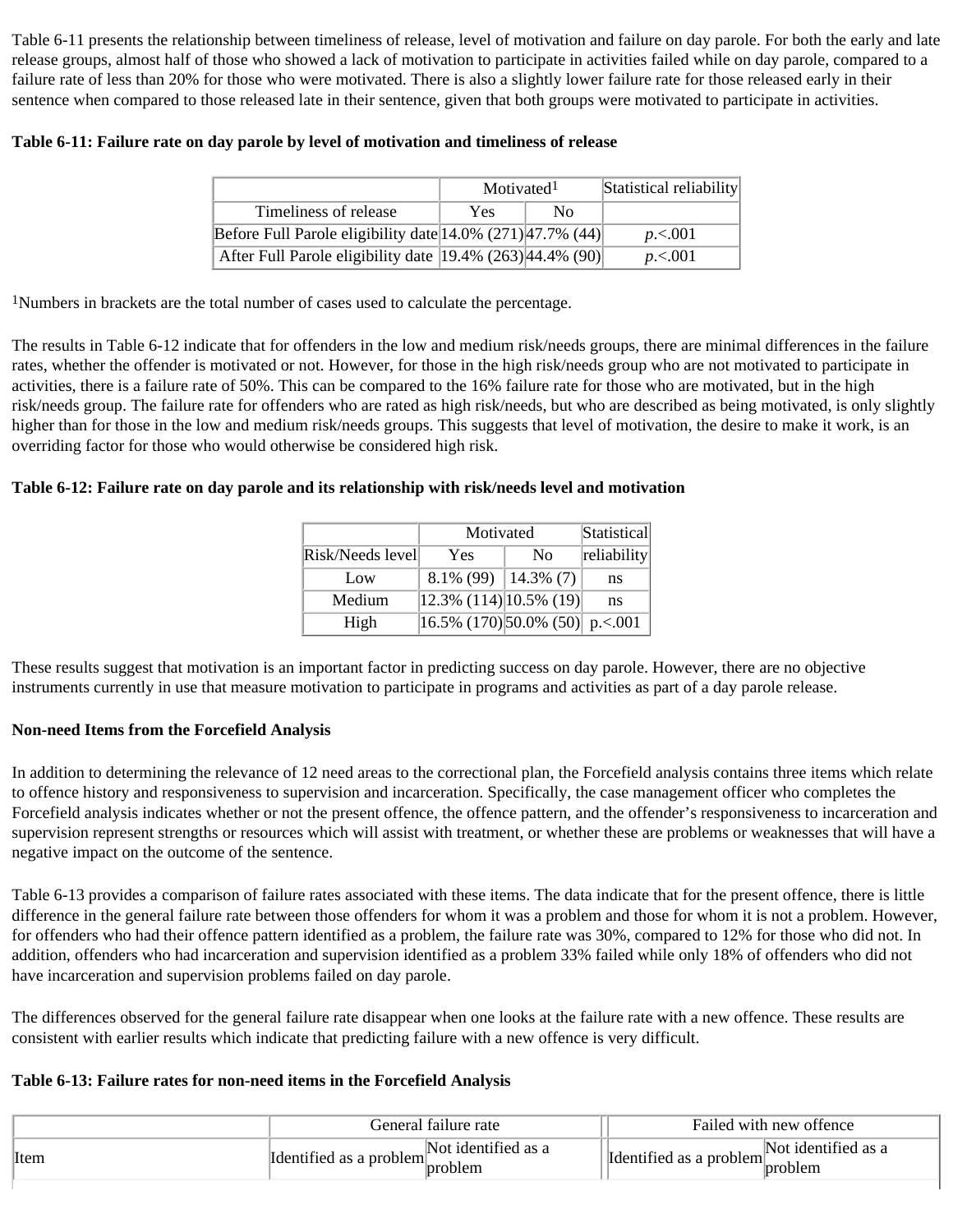Table 6-11 presents the relationship between timeliness of release, level of motivation and failure on day parole. For both the early and late release groups, almost half of those who showed a lack of motivation to participate in activities failed while on day parole, compared to a failure rate of less than 20% for those who were motivated. There is also a slightly lower failure rate for those released early in their sentence when compared to those released late in their sentence, given that both groups were motivated to participate in activities.

**Table 6-11: Failure rate on day parole by level of motivation and timeliness of release**

| | Motivated[1] | | Statistical reliability |
|---|---|---|---|
| Timeliness of release | Yes | No | |
| Before Full Parole eligibility date | 14.0% (271) | 47.7% (44) | *p*.<.001 |
| After Full Parole eligibility date | 19.4% (263) | 44.4% (90) | *p*.<.001 |

[1]Numbers in brackets are the total number of cases used to calculate the percentage.

The results in Table 6-12 indicate that for offenders in the low and medium risk/needs groups, there are minimal differences in the failure rates, whether the offender is motivated or not. However, for those in the high risk/needs group who are not motivated to participate in activities, there is a failure rate of 50%. This can be compared to the 16% failure rate for those who are motivated, but in the high risk/needs group. The failure rate for offenders who are rated as high risk/needs, but who are described as being motivated, is only slightly higher than for those in the low and medium risk/needs groups. This suggests that level of motivation, the desire to make it work, is an overriding factor for those who would otherwise be considered high risk.

**Table 6-12: Failure rate on day parole and its relationship with risk/needs level and motivation**

| | Motivated | | Statistical |
|---|---|---|---|
| Risk/Needs level | Yes | No | reliability |
| Low | 8.1% (99) | 14.3% (7) | ns |
| Medium | 12.3% (114) | 10.5% (19) | ns |
| High | 16.5% (170) | 50.0% (50) | p.<.001 |

These results suggest that motivation is an important factor in predicting success on day parole. However, there are no objective instruments currently in use that measure motivation to participate in programs and activities as part of a day parole release.

**Non-need Items from the Forcefield Analysis**

In addition to determining the relevance of 12 need areas to the correctional plan, the Forcefield analysis contains three items which relate to offence history and responsiveness to supervision and incarceration. Specifically, the case management officer who completes the Forcefield analysis indicates whether or not the present offence, the offence pattern, and the offender's responsiveness to incarceration and supervision represent strengths or resources which will assist with treatment, or whether these are problems or weaknesses that will have a negative impact on the outcome of the sentence.

Table 6-13 provides a comparison of failure rates associated with these items. The data indicate that for the present offence, there is little difference in the general failure rate between those offenders for whom it was a problem and those for whom it is not a problem. However, for offenders who had their offence pattern identified as a problem, the failure rate was 30%, compared to 12% for those who did not. In addition, offenders who had incarceration and supervision identified as a problem 33% failed while only 18% of offenders who did not have incarceration and supervision problems failed on day parole.

The differences observed for the general failure rate disappear when one looks at the failure rate with a new offence. These results are consistent with earlier results which indicate that predicting failure with a new offence is very difficult.

**Table 6-13: Failure rates for non-need items in the Forcefield Analysis**

| | General failure rate | | Failed with new offence | |
|---|---|---|---|---|
| Item | Identified as a problem | Not identified as a problem | Identified as a problem | Not identified as a problem |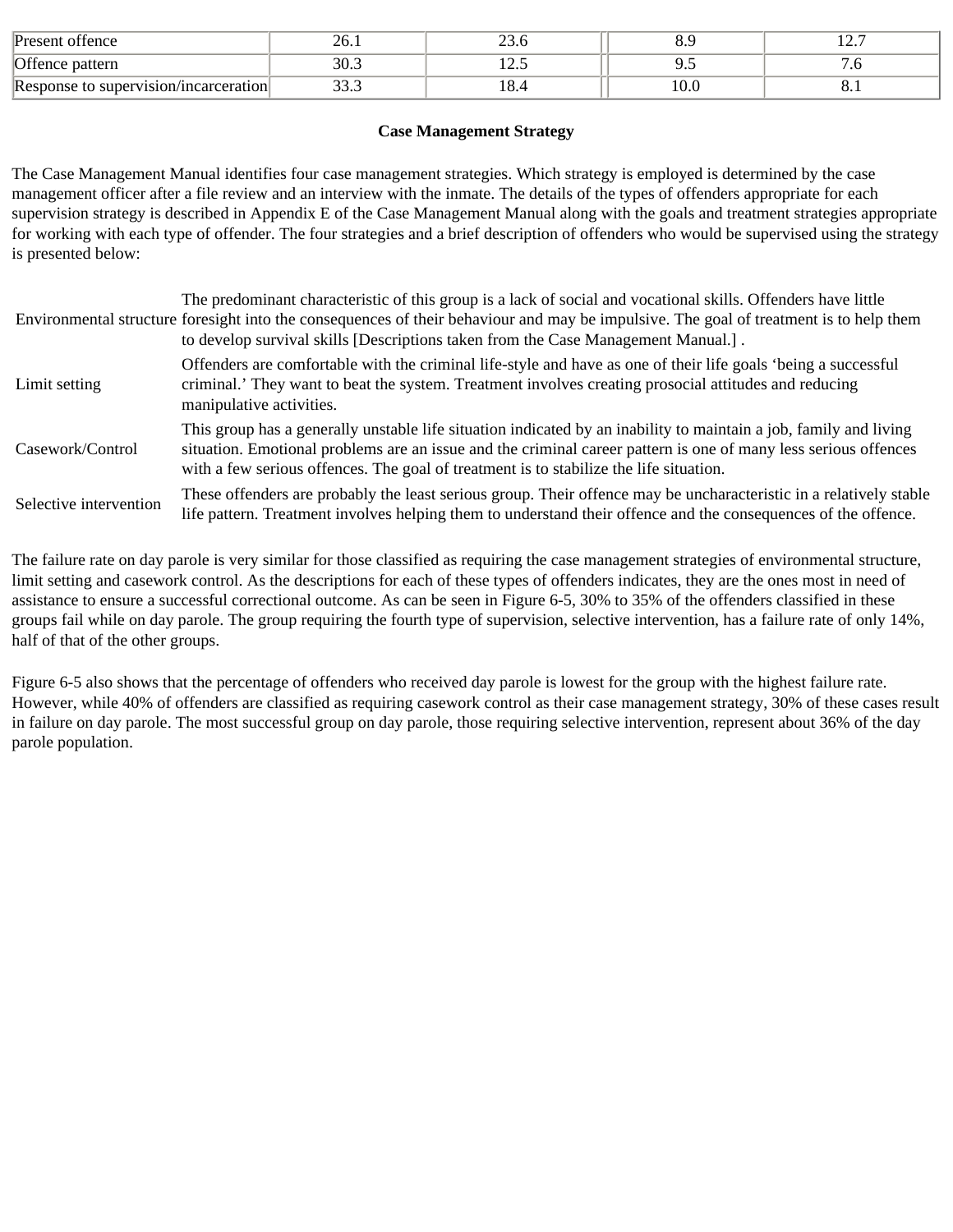| Present offence | 26.1 | 23.6 | 8.9 | 12.7 |
|---|---|---|---|---|
| Offence pattern | 30.3 | 12.5 | 9.5 | 7.6 |
| Response to supervision/incarceration | 33.3 | 18.4 | 10.0 | 8.1 |

### Case Management Strategy

The Case Management Manual identifies four case management strategies. Which strategy is employed is determined by the case management officer after a file review and an interview with the inmate. The details of the types of offenders appropriate for each supervision strategy is described in Appendix E of the Case Management Manual along with the goals and treatment strategies appropriate for working with each type of offender. The four strategies and a brief description of offenders who would be supervised using the strategy is presented below:

| | |
|---|---|
| Environmental structure | The predominant characteristic of this group is a lack of social and vocational skills. Offenders have little foresight into the consequences of their behaviour and may be impulsive. The goal of treatment is to help them to develop survival skills [Descriptions taken from the Case Management Manual.] . |
| Limit setting | Offenders are comfortable with the criminal life-style and have as one of their life goals 'being a successful criminal.' They want to beat the system. Treatment involves creating prosocial attitudes and reducing manipulative activities. |
| Casework/Control | This group has a generally unstable life situation indicated by an inability to maintain a job, family and living situation. Emotional problems are an issue and the criminal career pattern is one of many less serious offences with a few serious offences. The goal of treatment is to stabilize the life situation. |
| Selective intervention | These offenders are probably the least serious group. Their offence may be uncharacteristic in a relatively stable life pattern. Treatment involves helping them to understand their offence and the consequences of the offence. |

The failure rate on day parole is very similar for those classified as requiring the case management strategies of environmental structure, limit setting and casework control. As the descriptions for each of these types of offenders indicates, they are the ones most in need of assistance to ensure a successful correctional outcome. As can be seen in Figure 6-5, 30% to 35% of the offenders classified in these groups fail while on day parole. The group requiring the fourth type of supervision, selective intervention, has a failure rate of only 14%, half of that of the other groups.

Figure 6-5 also shows that the percentage of offenders who received day parole is lowest for the group with the highest failure rate. However, while 40% of offenders are classified as requiring casework control as their case management strategy, 30% of these cases result in failure on day parole. The most successful group on day parole, those requiring selective intervention, represent about 36% of the day parole population.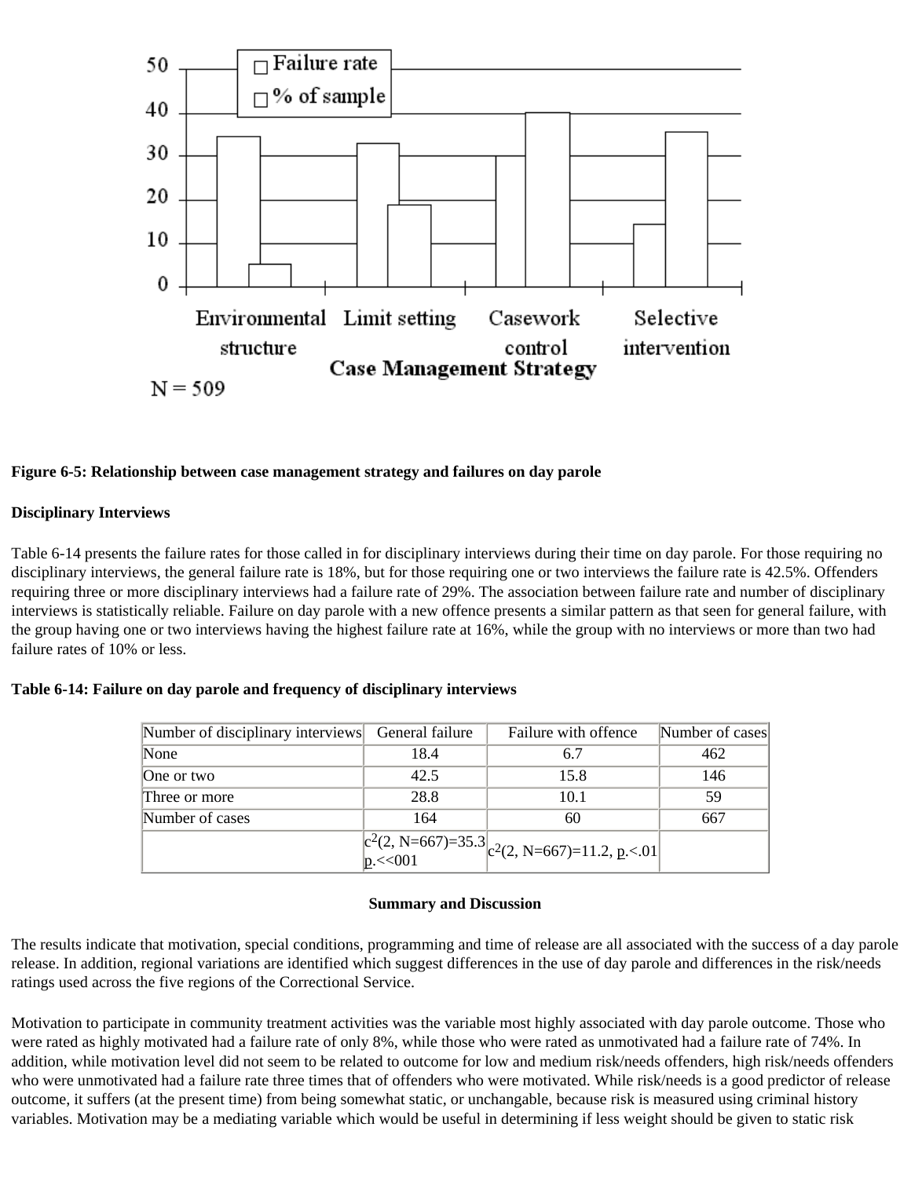**Figure 6-5: Relationship between case management strategy and failures on day parole**

**Disciplinary Interviews**

Table 6-14 presents the failure rates for those called in for disciplinary interviews during their time on day parole. For those requiring no disciplinary interviews, the general failure rate is 18%, but for those requiring one or two interviews the failure rate is 42.5%. Offenders requiring three or more disciplinary interviews had a failure rate of 29%. The association between failure rate and number of disciplinary interviews is statistically reliable. Failure on day parole with a new offence presents a similar pattern as that seen for general failure, with the group having one or two interviews having the highest failure rate at 16%, while the group with no interviews or more than two had failure rates of 10% or less.

**Table 6-14: Failure on day parole and frequency of disciplinary interviews**

| Number of disciplinary interviews | General failure | Failure with offence | Number of cases |
|---|---|---|---|
| None | 18.4 | 6.7 | 462 |
| One or two | 42.5 | 15.8 | 146 |
| Three or more | 28.8 | 10.1 | 59 |
| Number of cases | 164 | 60 | 667 |
| | $c^2(2, N=667)=35.3$ p.<<001 | $c^2(2, N=667)=11.2$, p.<.01 | |

**Summary and Discussion**

The results indicate that motivation, special conditions, programming and time of release are all associated with the success of a day parole release. In addition, regional variations are identified which suggest differences in the use of day parole and differences in the risk/needs ratings used across the five regions of the Correctional Service.

Motivation to participate in community treatment activities was the variable most highly associated with day parole outcome. Those who were rated as highly motivated had a failure rate of only 8%, while those who were rated as unmotivated had a failure rate of 74%. In addition, while motivation level did not seem to be related to outcome for low and medium risk/needs offenders, high risk/needs offenders who were unmotivated had a failure rate three times that of offenders who were motivated. While risk/needs is a good predictor of release outcome, it suffers (at the present time) from being somewhat static, or unchangable, because risk is measured using criminal history variables. Motivation may be a mediating variable which would be useful in determining if less weight should be given to static risk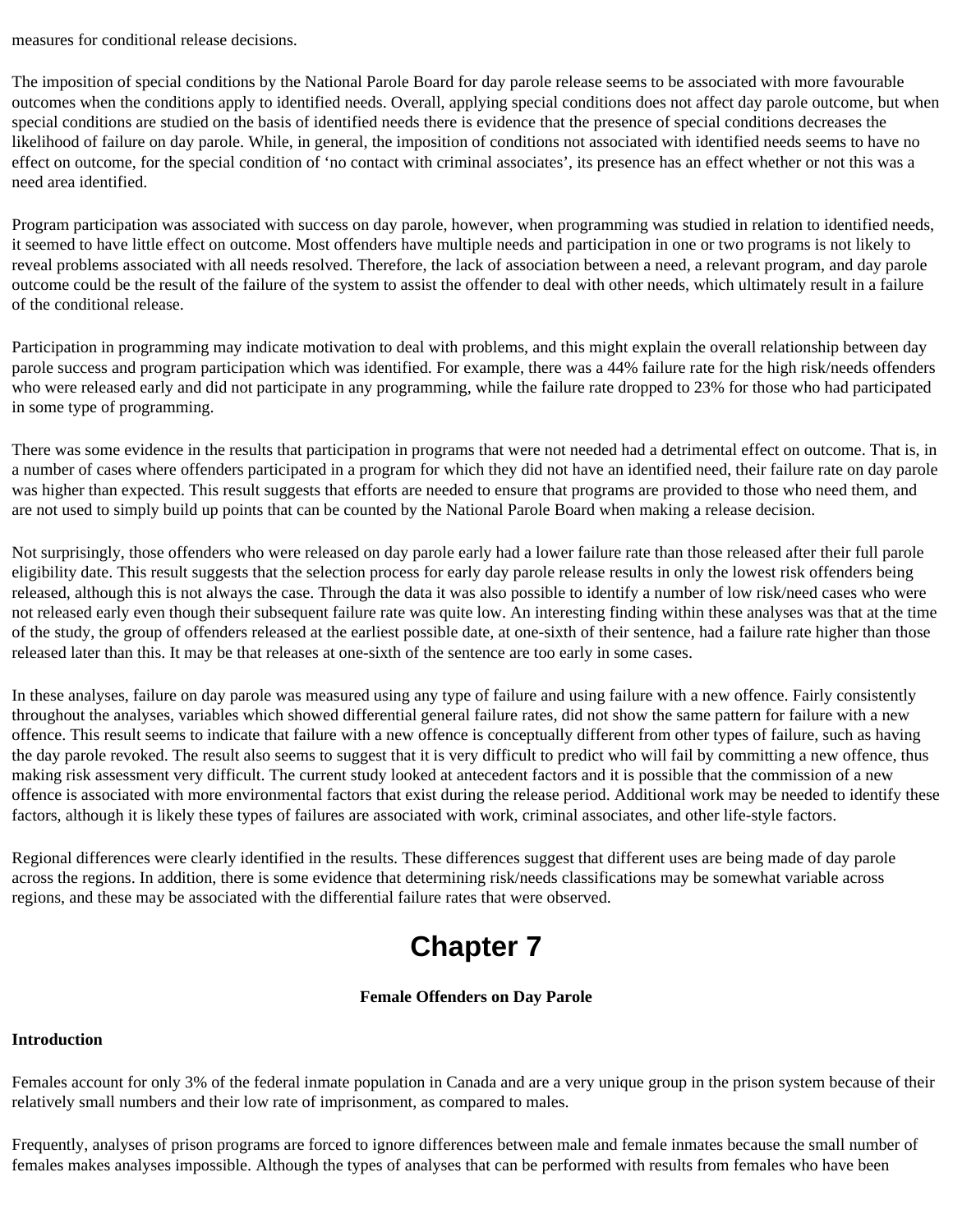measures for conditional release decisions.

The imposition of special conditions by the National Parole Board for day parole release seems to be associated with more favourable outcomes when the conditions apply to identified needs. Overall, applying special conditions does not affect day parole outcome, but when special conditions are studied on the basis of identified needs there is evidence that the presence of special conditions decreases the likelihood of failure on day parole. While, in general, the imposition of conditions not associated with identified needs seems to have no effect on outcome, for the special condition of 'no contact with criminal associates', its presence has an effect whether or not this was a need area identified.

Program participation was associated with success on day parole, however, when programming was studied in relation to identified needs, it seemed to have little effect on outcome. Most offenders have multiple needs and participation in one or two programs is not likely to reveal problems associated with all needs resolved. Therefore, the lack of association between a need, a relevant program, and day parole outcome could be the result of the failure of the system to assist the offender to deal with other needs, which ultimately result in a failure of the conditional release.

Participation in programming may indicate motivation to deal with problems, and this might explain the overall relationship between day parole success and program participation which was identified. For example, there was a 44% failure rate for the high risk/needs offenders who were released early and did not participate in any programming, while the failure rate dropped to 23% for those who had participated in some type of programming.

There was some evidence in the results that participation in programs that were not needed had a detrimental effect on outcome. That is, in a number of cases where offenders participated in a program for which they did not have an identified need, their failure rate on day parole was higher than expected. This result suggests that efforts are needed to ensure that programs are provided to those who need them, and are not used to simply build up points that can be counted by the National Parole Board when making a release decision.

Not surprisingly, those offenders who were released on day parole early had a lower failure rate than those released after their full parole eligibility date. This result suggests that the selection process for early day parole release results in only the lowest risk offenders being released, although this is not always the case. Through the data it was also possible to identify a number of low risk/need cases who were not released early even though their subsequent failure rate was quite low. An interesting finding within these analyses was that at the time of the study, the group of offenders released at the earliest possible date, at one-sixth of their sentence, had a failure rate higher than those released later than this. It may be that releases at one-sixth of the sentence are too early in some cases.

In these analyses, failure on day parole was measured using any type of failure and using failure with a new offence. Fairly consistently throughout the analyses, variables which showed differential general failure rates, did not show the same pattern for failure with a new offence. This result seems to indicate that failure with a new offence is conceptually different from other types of failure, such as having the day parole revoked. The result also seems to suggest that it is very difficult to predict who will fail by committing a new offence, thus making risk assessment very difficult. The current study looked at antecedent factors and it is possible that the commission of a new offence is associated with more environmental factors that exist during the release period. Additional work may be needed to identify these factors, although it is likely these types of failures are associated with work, criminal associates, and other life-style factors.

Regional differences were clearly identified in the results. These differences suggest that different uses are being made of day parole across the regions. In addition, there is some evidence that determining risk/needs classifications may be somewhat variable across regions, and these may be associated with the differential failure rates that were observed.

# Chapter 7

**Female Offenders on Day Parole**

**Introduction**

Females account for only 3% of the federal inmate population in Canada and are a very unique group in the prison system because of their relatively small numbers and their low rate of imprisonment, as compared to males.

Frequently, analyses of prison programs are forced to ignore differences between male and female inmates because the small number of females makes analyses impossible. Although the types of analyses that can be performed with results from females who have been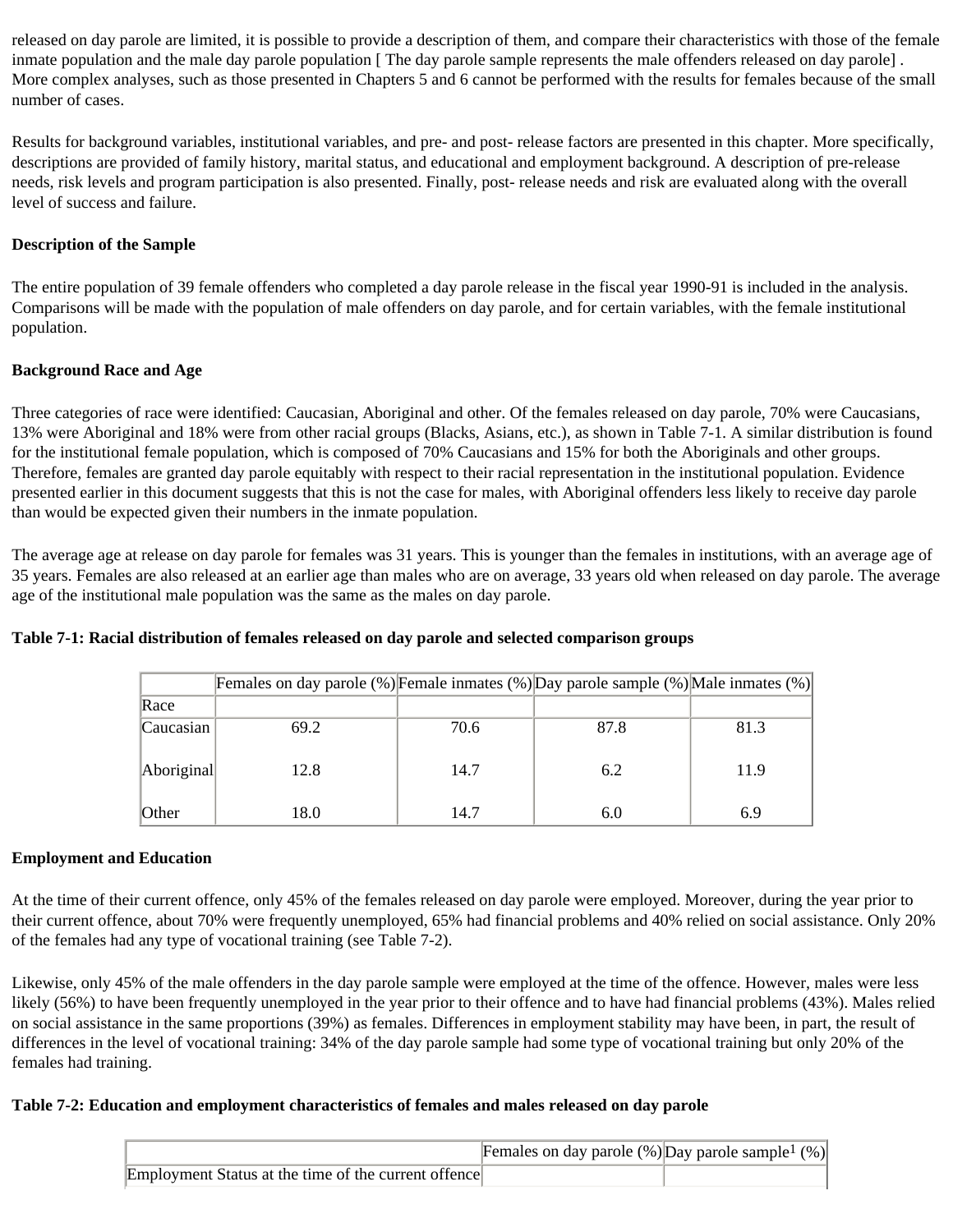released on day parole are limited, it is possible to provide a description of them, and compare their characteristics with those of the female inmate population and the male day parole population [ The day parole sample represents the male offenders released on day parole] . More complex analyses, such as those presented in Chapters 5 and 6 cannot be performed with the results for females because of the small number of cases.

Results for background variables, institutional variables, and pre- and post- release factors are presented in this chapter. More specifically, descriptions are provided of family history, marital status, and educational and employment background. A description of pre-release needs, risk levels and program participation is also presented. Finally, post- release needs and risk are evaluated along with the overall level of success and failure.

**Description of the Sample**

The entire population of 39 female offenders who completed a day parole release in the fiscal year 1990-91 is included in the analysis. Comparisons will be made with the population of male offenders on day parole, and for certain variables, with the female institutional population.

**Background Race and Age**

Three categories of race were identified: Caucasian, Aboriginal and other. Of the females released on day parole, 70% were Caucasians, 13% were Aboriginal and 18% were from other racial groups (Blacks, Asians, etc.), as shown in Table 7-1. A similar distribution is found for the institutional female population, which is composed of 70% Caucasians and 15% for both the Aboriginals and other groups. Therefore, females are granted day parole equitably with respect to their racial representation in the institutional population. Evidence presented earlier in this document suggests that this is not the case for males, with Aboriginal offenders less likely to receive day parole than would be expected given their numbers in the inmate population.

The average age at release on day parole for females was 31 years. This is younger than the females in institutions, with an average age of 35 years. Females are also released at an earlier age than males who are on average, 33 years old when released on day parole. The average age of the institutional male population was the same as the males on day parole.

**Table 7-1: Racial distribution of females released on day parole and selected comparison groups**

| | Females on day parole (%) | Female inmates (%) | Day parole sample (%) | Male inmates (%) |
|---|---|---|---|---|
| Race | | | | |
| Caucasian | 69.2 | 70.6 | 87.8 | 81.3 |
| Aboriginal | 12.8 | 14.7 | 6.2 | 11.9 |
| Other | 18.0 | 14.7 | 6.0 | 6.9 |

**Employment and Education**

At the time of their current offence, only 45% of the females released on day parole were employed. Moreover, during the year prior to their current offence, about 70% were frequently unemployed, 65% had financial problems and 40% relied on social assistance. Only 20% of the females had any type of vocational training (see Table 7-2).

Likewise, only 45% of the male offenders in the day parole sample were employed at the time of the offence. However, males were less likely (56%) to have been frequently unemployed in the year prior to their offence and to have had financial problems (43%). Males relied on social assistance in the same proportions (39%) as females. Differences in employment stability may have been, in part, the result of differences in the level of vocational training: 34% of the day parole sample had some type of vocational training but only 20% of the females had training.

**Table 7-2: Education and employment characteristics of females and males released on day parole**

| | Females on day parole (%) | Day parole sample[1] (%) |
|---|---|---|
| Employment Status at the time of the current offence | | |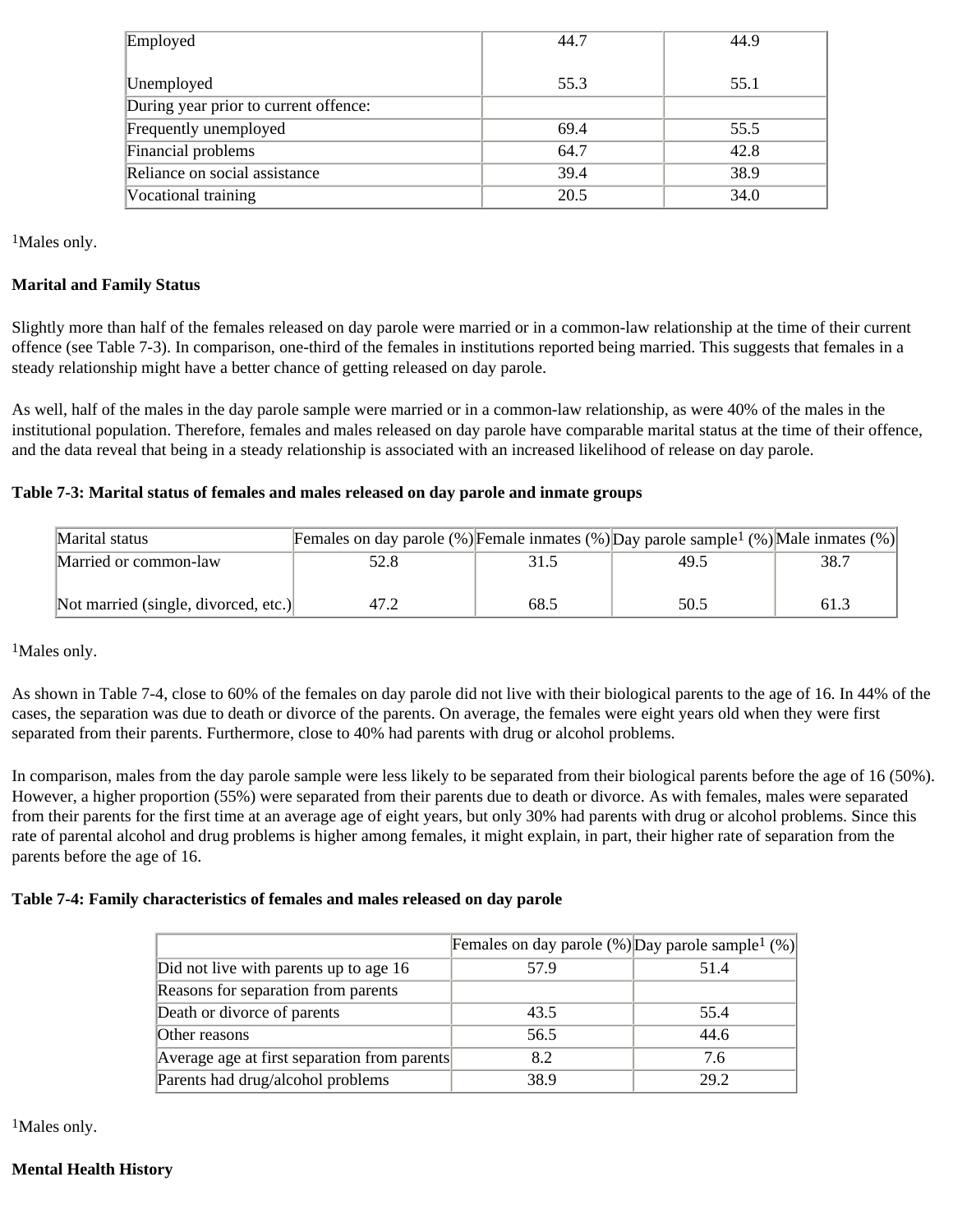| | | |
|---|---|---|
| Employed | 44.7 | 44.9 |
| Unemployed | 55.3 | 55.1 |
| During year prior to current offence: | | |
| Frequently unemployed | 69.4 | 55.5 |
| Financial problems | 64.7 | 42.8 |
| Reliance on social assistance | 39.4 | 38.9 |
| Vocational training | 20.5 | 34.0 |

[1]Males only.

**Marital and Family Status**

Slightly more than half of the females released on day parole were married or in a common-law relationship at the time of their current offence (see Table 7-3). In comparison, one-third of the females in institutions reported being married. This suggests that females in a steady relationship might have a better chance of getting released on day parole.

As well, half of the males in the day parole sample were married or in a common-law relationship, as were 40% of the males in the institutional population. Therefore, females and males released on day parole have comparable marital status at the time of their offence, and the data reveal that being in a steady relationship is associated with an increased likelihood of release on day parole.

**Table 7-3: Marital status of females and males released on day parole and inmate groups**

| Marital status | Females on day parole (%) | Female inmates (%) | Day parole sample[1] (%) | Male inmates (%) |
|---|---|---|---|---|
| Married or common-law | 52.8 | 31.5 | 49.5 | 38.7 |
| Not married (single, divorced, etc.) | 47.2 | 68.5 | 50.5 | 61.3 |

[1]Males only.

As shown in Table 7-4, close to 60% of the females on day parole did not live with their biological parents to the age of 16. In 44% of the cases, the separation was due to death or divorce of the parents. On average, the females were eight years old when they were first separated from their parents. Furthermore, close to 40% had parents with drug or alcohol problems.

In comparison, males from the day parole sample were less likely to be separated from their biological parents before the age of 16 (50%). However, a higher proportion (55%) were separated from their parents due to death or divorce. As with females, males were separated from their parents for the first time at an average age of eight years, but only 30% had parents with drug or alcohol problems. Since this rate of parental alcohol and drug problems is higher among females, it might explain, in part, their higher rate of separation from the parents before the age of 16.

**Table 7-4: Family characteristics of females and males released on day parole**

| | Females on day parole (%) | Day parole sample[1] (%) |
|---|---|---|
| Did not live with parents up to age 16 | 57.9 | 51.4 |
| Reasons for separation from parents | | |
| Death or divorce of parents | 43.5 | 55.4 |
| Other reasons | 56.5 | 44.6 |
| Average age at first separation from parents | 8.2 | 7.6 |
| Parents had drug/alcohol problems | 38.9 | 29.2 |

[1]Males only.

**Mental Health History**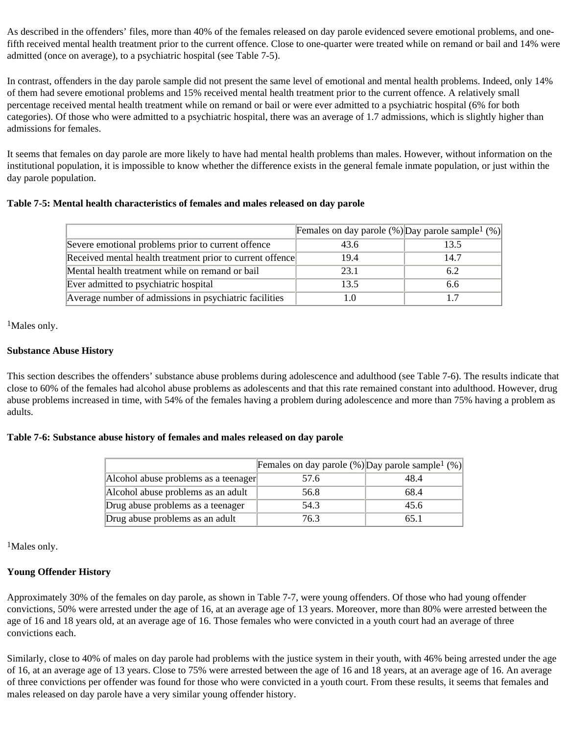As described in the offenders' files, more than 40% of the females released on day parole evidenced severe emotional problems, and one-fifth received mental health treatment prior to the current offence. Close to one-quarter were treated while on remand or bail and 14% were admitted (once on average), to a psychiatric hospital (see Table 7-5).

In contrast, offenders in the day parole sample did not present the same level of emotional and mental health problems. Indeed, only 14% of them had severe emotional problems and 15% received mental health treatment prior to the current offence. A relatively small percentage received mental health treatment while on remand or bail or were ever admitted to a psychiatric hospital (6% for both categories). Of those who were admitted to a psychiatric hospital, there was an average of 1.7 admissions, which is slightly higher than admissions for females.

It seems that females on day parole are more likely to have had mental health problems than males. However, without information on the institutional population, it is impossible to know whether the difference exists in the general female inmate population, or just within the day parole population.

**Table 7-5: Mental health characteristics of females and males released on day parole**

| | Females on day parole (%) | Day parole sample[1] (%) |
|---|---|---|
| Severe emotional problems prior to current offence | 43.6 | 13.5 |
| Received mental health treatment prior to current offence | 19.4 | 14.7 |
| Mental health treatment while on remand or bail | 23.1 | 6.2 |
| Ever admitted to psychiatric hospital | 13.5 | 6.6 |
| Average number of admissions in psychiatric facilities | 1.0 | 1.7 |

[1]Males only.

**Substance Abuse History**

This section describes the offenders' substance abuse problems during adolescence and adulthood (see Table 7-6). The results indicate that close to 60% of the females had alcohol abuse problems as adolescents and that this rate remained constant into adulthood. However, drug abuse problems increased in time, with 54% of the females having a problem during adolescence and more than 75% having a problem as adults.

**Table 7-6: Substance abuse history of females and males released on day parole**

| | Females on day parole (%) | Day parole sample[1] (%) |
|---|---|---|
| Alcohol abuse problems as a teenager | 57.6 | 48.4 |
| Alcohol abuse problems as an adult | 56.8 | 68.4 |
| Drug abuse problems as a teenager | 54.3 | 45.6 |
| Drug abuse problems as an adult | 76.3 | 65.1 |

[1]Males only.

**Young Offender History**

Approximately 30% of the females on day parole, as shown in Table 7-7, were young offenders. Of those who had young offender convictions, 50% were arrested under the age of 16, at an average age of 13 years. Moreover, more than 80% were arrested between the age of 16 and 18 years old, at an average age of 16. Those females who were convicted in a youth court had an average of three convictions each.

Similarly, close to 40% of males on day parole had problems with the justice system in their youth, with 46% being arrested under the age of 16, at an average age of 13 years. Close to 75% were arrested between the age of 16 and 18 years, at an average age of 16. An average of three convictions per offender was found for those who were convicted in a youth court. From these results, it seems that females and males released on day parole have a very similar young offender history.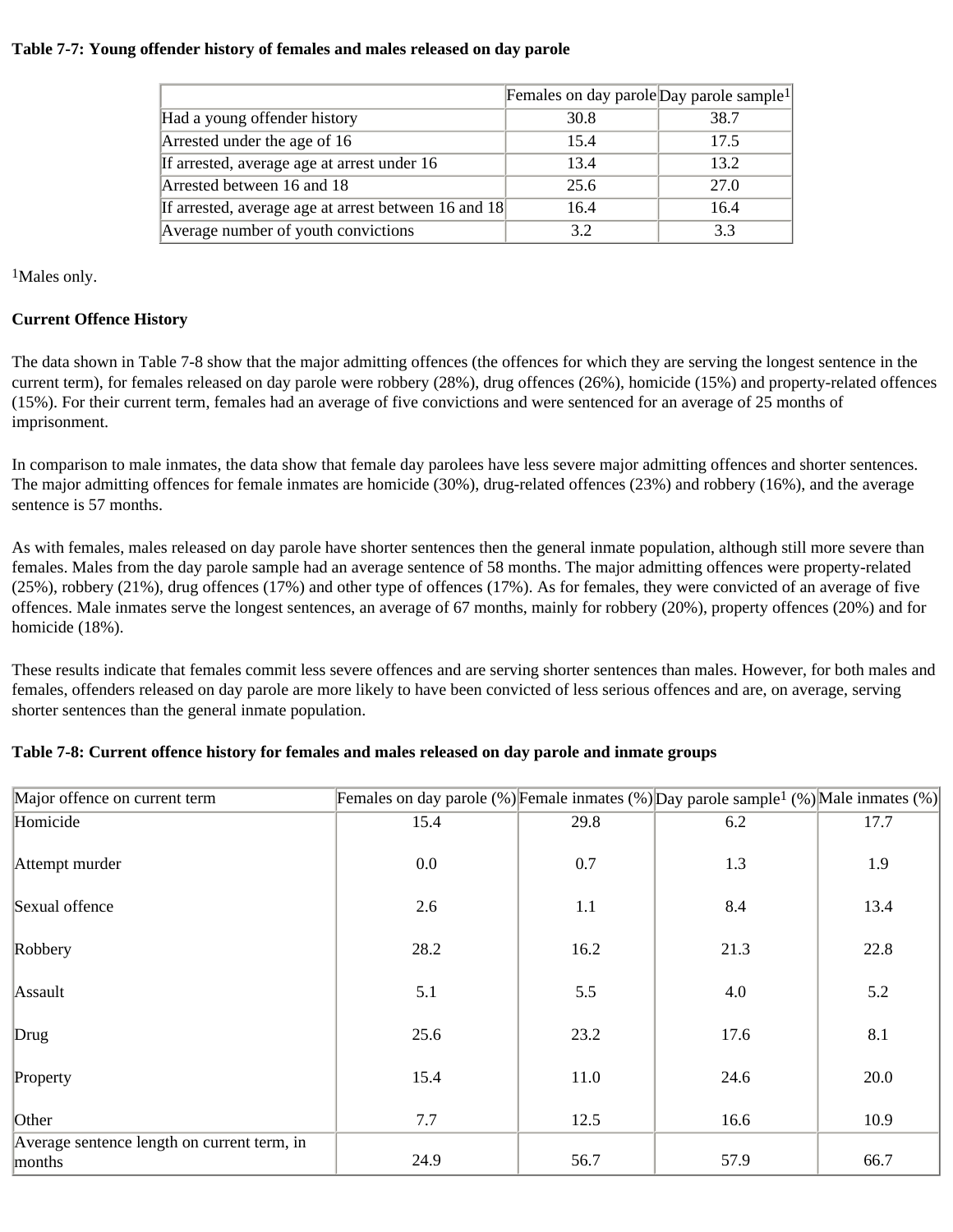**Table 7-7: Young offender history of females and males released on day parole**

| | Females on day parole | Day parole sample[1] |
|---|---|---|
| Had a young offender history | 30.8 | 38.7 |
| Arrested under the age of 16 | 15.4 | 17.5 |
| If arrested, average age at arrest under 16 | 13.4 | 13.2 |
| Arrested between 16 and 18 | 25.6 | 27.0 |
| If arrested, average age at arrest between 16 and 18 | 16.4 | 16.4 |
| Average number of youth convictions | 3.2 | 3.3 |

[1]Males only.

**Current Offence History**

The data shown in Table 7-8 show that the major admitting offences (the offences for which they are serving the longest sentence in the current term), for females released on day parole were robbery (28%), drug offences (26%), homicide (15%) and property-related offences (15%). For their current term, females had an average of five convictions and were sentenced for an average of 25 months of imprisonment.

In comparison to male inmates, the data show that female day parolees have less severe major admitting offences and shorter sentences. The major admitting offences for female inmates are homicide (30%), drug-related offences (23%) and robbery (16%), and the average sentence is 57 months.

As with females, males released on day parole have shorter sentences then the general inmate population, although still more severe than females. Males from the day parole sample had an average sentence of 58 months. The major admitting offences were property-related (25%), robbery (21%), drug offences (17%) and other type of offences (17%). As for females, they were convicted of an average of five offences. Male inmates serve the longest sentences, an average of 67 months, mainly for robbery (20%), property offences (20%) and for homicide (18%).

These results indicate that females commit less severe offences and are serving shorter sentences than males. However, for both males and females, offenders released on day parole are more likely to have been convicted of less serious offences and are, on average, serving shorter sentences than the general inmate population.

**Table 7-8: Current offence history for females and males released on day parole and inmate groups**

| Major offence on current term | Females on day parole (%) | Female inmates (%) | Day parole sample[1] (%) | Male inmates (%) |
|---|---|---|---|---|
| Homicide | 15.4 | 29.8 | 6.2 | 17.7 |
| Attempt murder | 0.0 | 0.7 | 1.3 | 1.9 |
| Sexual offence | 2.6 | 1.1 | 8.4 | 13.4 |
| Robbery | 28.2 | 16.2 | 21.3 | 22.8 |
| Assault | 5.1 | 5.5 | 4.0 | 5.2 |
| Drug | 25.6 | 23.2 | 17.6 | 8.1 |
| Property | 15.4 | 11.0 | 24.6 | 20.0 |
| Other | 7.7 | 12.5 | 16.6 | 10.9 |
| Average sentence length on current term, in months | 24.9 | 56.7 | 57.9 | 66.7 |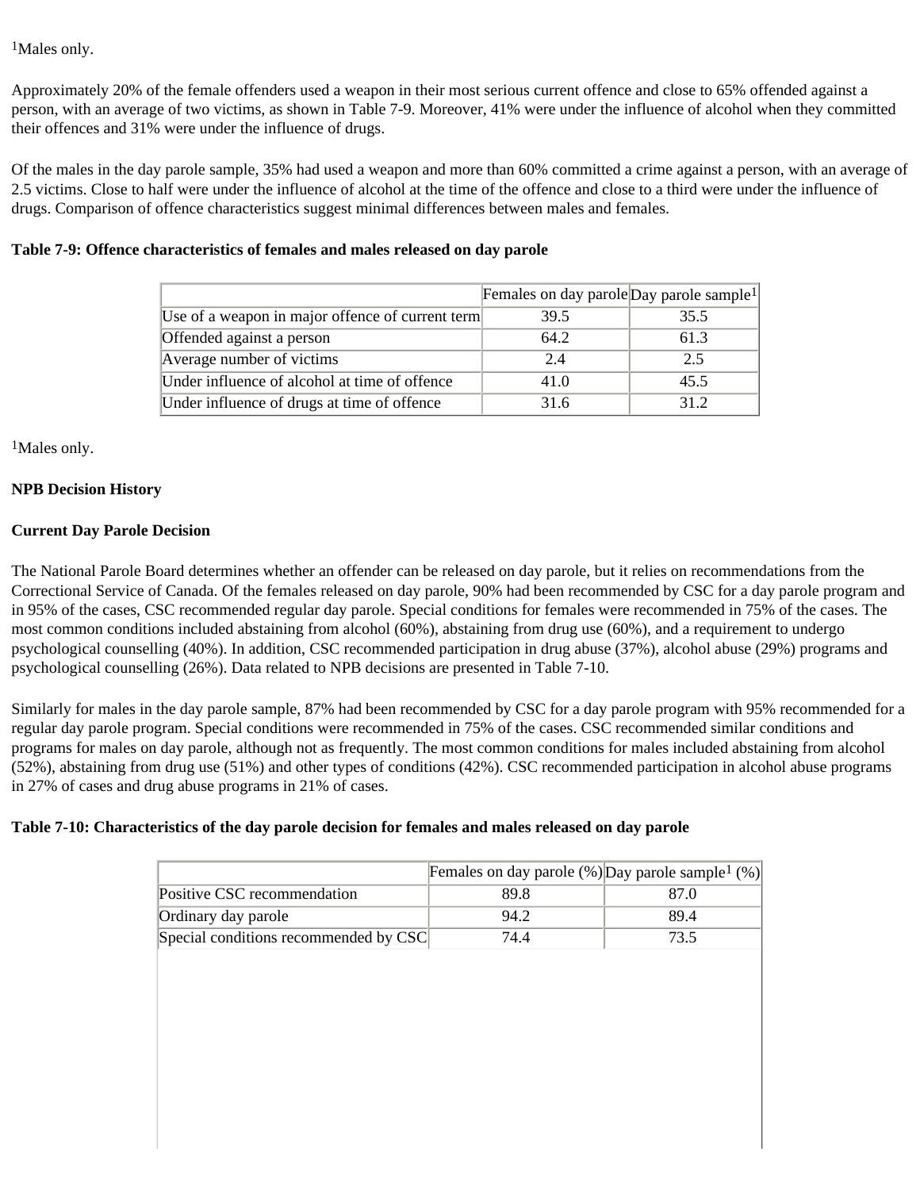[1]Males only.

Approximately 20% of the female offenders used a weapon in their most serious current offence and close to 65% offended against a person, with an average of two victims, as shown in Table 7-9. Moreover, 41% were under the influence of alcohol when they committed their offences and 31% were under the influence of drugs.

Of the males in the day parole sample, 35% had used a weapon and more than 60% committed a crime against a person, with an average of 2.5 victims. Close to half were under the influence of alcohol at the time of the offence and close to a third were under the influence of drugs. Comparison of offence characteristics suggest minimal differences between males and females.

**Table 7-9: Offence characteristics of females and males released on day parole**

| | Females on day parole | Day parole sample[1] |
|---|---|---|
| Use of a weapon in major offence of current term | 39.5 | 35.5 |
| Offended against a person | 64.2 | 61.3 |
| Average number of victims | 2.4 | 2.5 |
| Under influence of alcohol at time of offence | 41.0 | 45.5 |
| Under influence of drugs at time of offence | 31.6 | 31.2 |

[1]Males only.

**NPB Decision History**

**Current Day Parole Decision**

The National Parole Board determines whether an offender can be released on day parole, but it relies on recommendations from the Correctional Service of Canada. Of the females released on day parole, 90% had been recommended by CSC for a day parole program and in 95% of the cases, CSC recommended regular day parole. Special conditions for females were recommended in 75% of the cases. The most common conditions included abstaining from alcohol (60%), abstaining from drug use (60%), and a requirement to undergo psychological counselling (40%). In addition, CSC recommended participation in drug abuse (37%), alcohol abuse (29%) programs and psychological counselling (26%). Data related to NPB decisions are presented in Table 7-10.

Similarly for males in the day parole sample, 87% had been recommended by CSC for a day parole program with 95% recommended for a regular day parole program. Special conditions were recommended in 75% of the cases. CSC recommended similar conditions and programs for males on day parole, although not as frequently. The most common conditions for males included abstaining from alcohol (52%), abstaining from drug use (51%) and other types of conditions (42%). CSC recommended participation in alcohol abuse programs in 27% of cases and drug abuse programs in 21% of cases.

**Table 7-10: Characteristics of the day parole decision for females and males released on day parole**

| | Females on day parole (%) | Day parole sample[1] (%) |
|---|---|---|
| Positive CSC recommendation | 89.8 | 87.0 |
| Ordinary day parole | 94.2 | 89.4 |
| Special conditions recommended by CSC | 74.4 | 73.5 |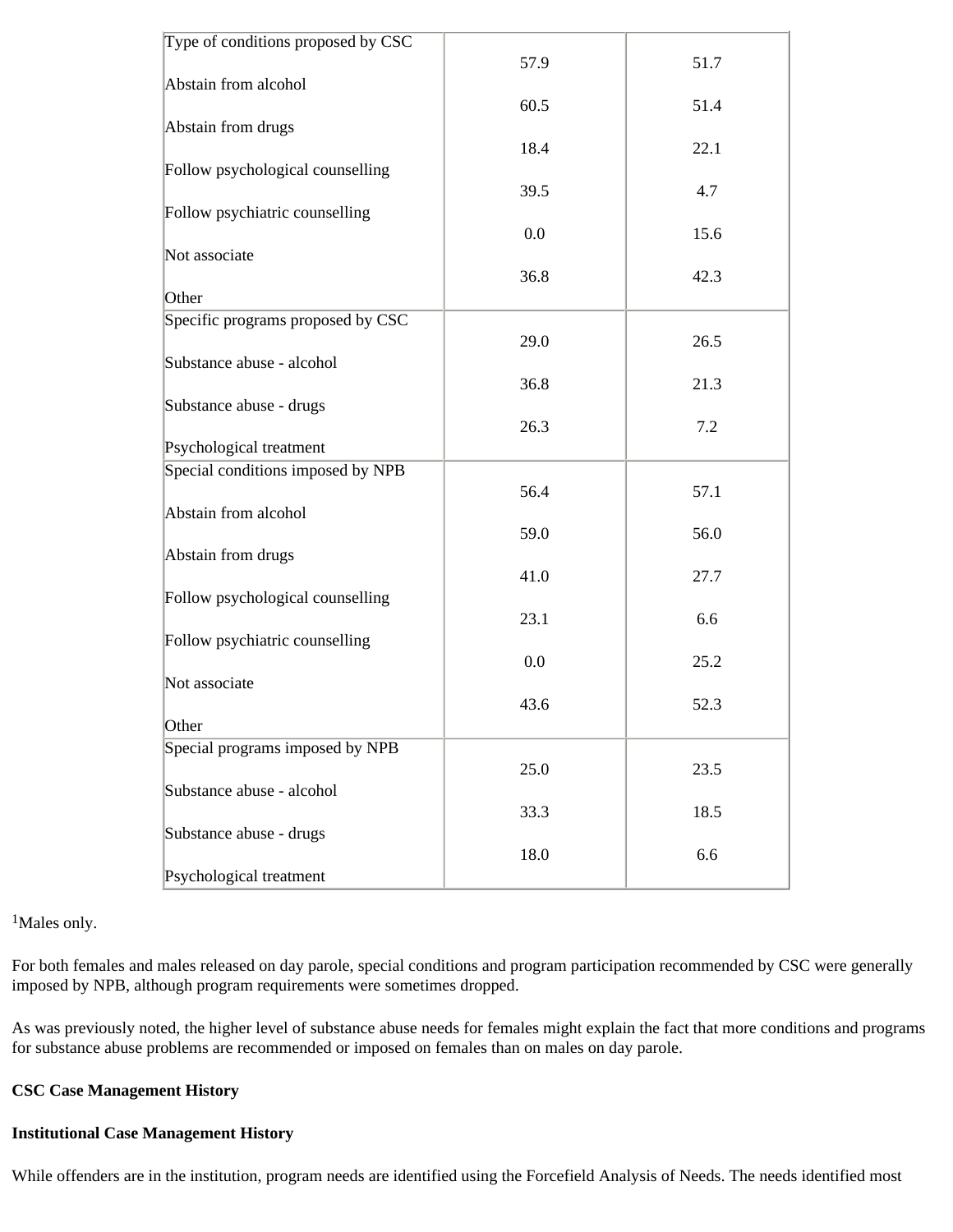| | | |
|---|---|---|
| **Type of conditions proposed by CSC** | | |
| Abstain from alcohol | 57.9 | 51.7 |
| Abstain from drugs | 60.5 | 51.4 |
| Follow psychological counselling | 18.4 | 22.1 |
| Follow psychiatric counselling | 39.5 | 4.7 |
| Not associate | 0.0 | 15.6 |
| Other | 36.8 | 42.3 |
| **Specific programs proposed by CSC** | | |
| Substance abuse - alcohol | 29.0 | 26.5 |
| Substance abuse - drugs | 36.8 | 21.3 |
| Psychological treatment | 26.3 | 7.2 |
| **Special conditions imposed by NPB** | | |
| Abstain from alcohol | 56.4 | 57.1 |
| Abstain from drugs | 59.0 | 56.0 |
| Follow psychological counselling | 41.0 | 27.7 |
| Follow psychiatric counselling | 23.1 | 6.6 |
| Not associate | 0.0 | 25.2 |
| Other | 43.6 | 52.3 |
| **Special programs imposed by NPB** | | |
| Substance abuse - alcohol | 25.0 | 23.5 |
| Substance abuse - drugs | 33.3 | 18.5 |
| Psychological treatment | 18.0 | 6.6 |

[1] Males only.

For both females and males released on day parole, special conditions and program participation recommended by CSC were generally imposed by NPB, although program requirements were sometimes dropped.

As was previously noted, the higher level of substance abuse needs for females might explain the fact that more conditions and programs for substance abuse problems are recommended or imposed on females than on males on day parole.

**CSC Case Management History**

**Institutional Case Management History**

While offenders are in the institution, program needs are identified using the Forcefield Analysis of Needs. The needs identified most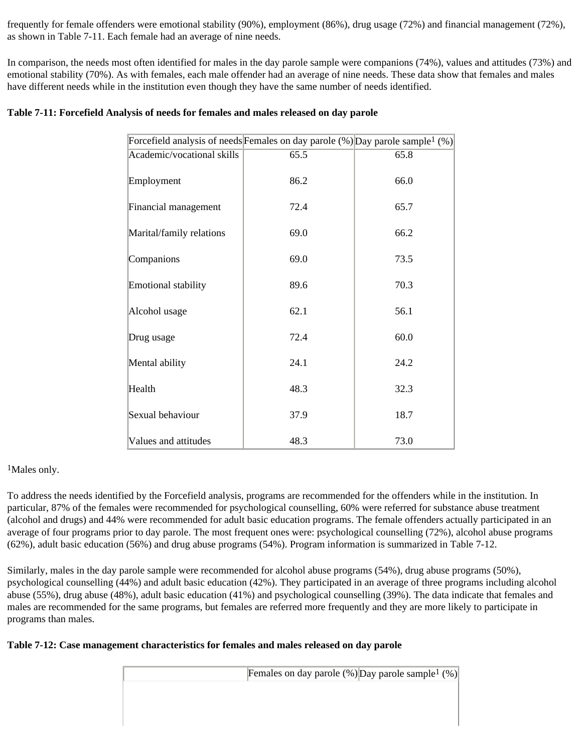frequently for female offenders were emotional stability (90%), employment (86%), drug usage (72%) and financial management (72%), as shown in Table 7-11. Each female had an average of nine needs.

In comparison, the needs most often identified for males in the day parole sample were companions (74%), values and attitudes (73%) and emotional stability (70%). As with females, each male offender had an average of nine needs. These data show that females and males have different needs while in the institution even though they have the same number of needs identified.

**Table 7-11: Forcefield Analysis of needs for females and males released on day parole**

| Forcefield analysis of needs | Females on day parole (%) | Day parole sample[1] (%) |
|---|---|---|
| Academic/vocational skills | 65.5 | 65.8 |
| Employment | 86.2 | 66.0 |
| Financial management | 72.4 | 65.7 |
| Marital/family relations | 69.0 | 66.2 |
| Companions | 69.0 | 73.5 |
| Emotional stability | 89.6 | 70.3 |
| Alcohol usage | 62.1 | 56.1 |
| Drug usage | 72.4 | 60.0 |
| Mental ability | 24.1 | 24.2 |
| Health | 48.3 | 32.3 |
| Sexual behaviour | 37.9 | 18.7 |
| Values and attitudes | 48.3 | 73.0 |

[1]Males only.

To address the needs identified by the Forcefield analysis, programs are recommended for the offenders while in the institution. In particular, 87% of the females were recommended for psychological counselling, 60% were referred for substance abuse treatment (alcohol and drugs) and 44% were recommended for adult basic education programs. The female offenders actually participated in an average of four programs prior to day parole. The most frequent ones were: psychological counselling (72%), alcohol abuse programs (62%), adult basic education (56%) and drug abuse programs (54%). Program information is summarized in Table 7-12.

Similarly, males in the day parole sample were recommended for alcohol abuse programs (54%), drug abuse programs (50%), psychological counselling (44%) and adult basic education (42%). They participated in an average of three programs including alcohol abuse (55%), drug abuse (48%), adult basic education (41%) and psychological counselling (39%). The data indicate that females and males are recommended for the same programs, but females are referred more frequently and they are more likely to participate in programs than males.

**Table 7-12: Case management characteristics for females and males released on day parole**

| | Females on day parole (%) | Day parole sample[1] (%) |
|---|---|---|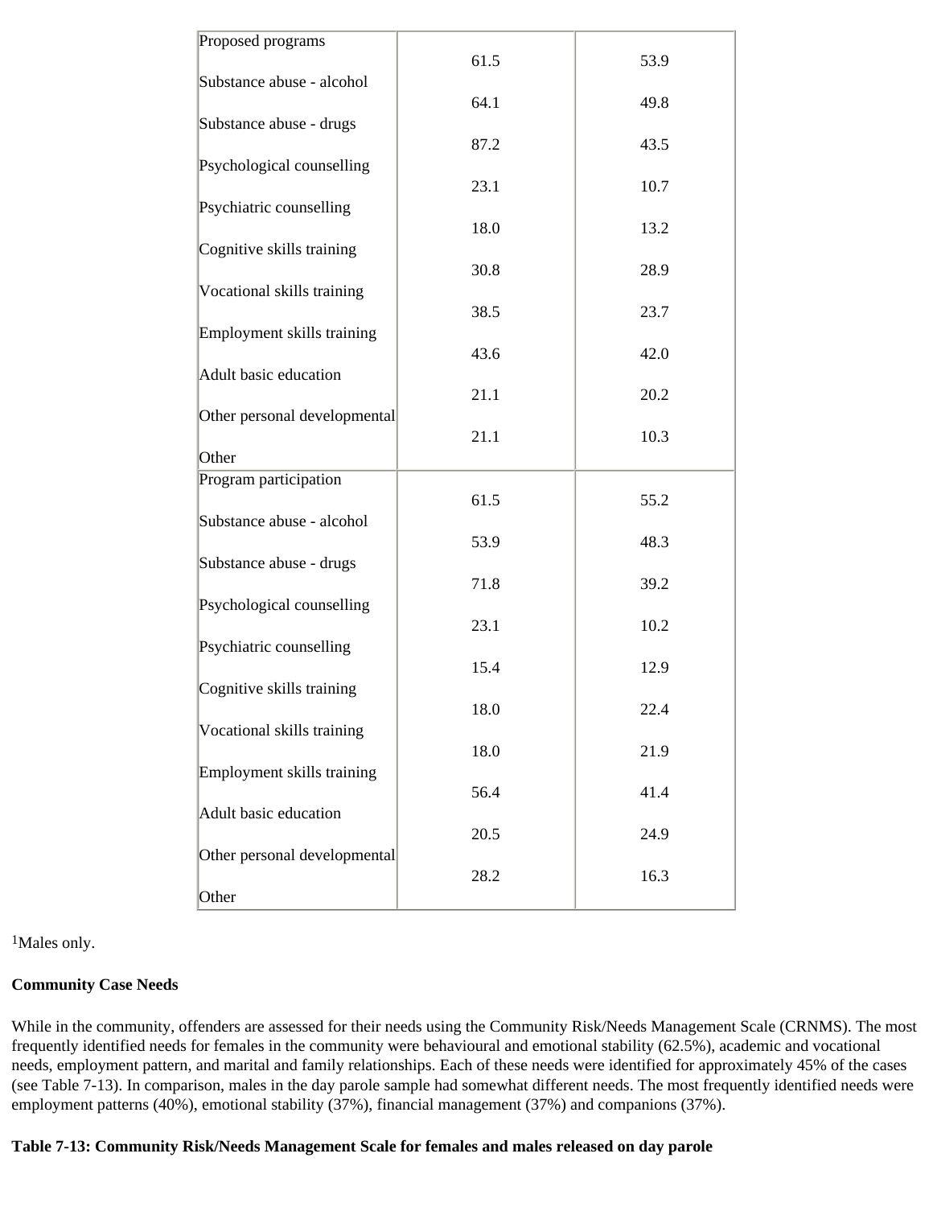| | | |
|---|---|---|
| **Proposed programs** | | |
| Substance abuse - alcohol | 61.5 | 53.9 |
| Substance abuse - drugs | 64.1 | 49.8 |
| Psychological counselling | 87.2 | 43.5 |
| Psychiatric counselling | 23.1 | 10.7 |
| Cognitive skills training | 18.0 | 13.2 |
| Vocational skills training | 30.8 | 28.9 |
| Employment skills training | 38.5 | 23.7 |
| Adult basic education | 43.6 | 42.0 |
| Other personal developmental | 21.1 | 20.2 |
| Other | 21.1 | 10.3 |
| **Program participation** | | |
| Substance abuse - alcohol | 61.5 | 55.2 |
| Substance abuse - drugs | 53.9 | 48.3 |
| Psychological counselling | 71.8 | 39.2 |
| Psychiatric counselling | 23.1 | 10.2 |
| Cognitive skills training | 15.4 | 12.9 |
| Vocational skills training | 18.0 | 22.4 |
| Employment skills training | 18.0 | 21.9 |
| Adult basic education | 56.4 | 41.4 |
| Other personal developmental | 20.5 | 24.9 |
| Other | 28.2 | 16.3 |

[1]Males only.

**Community Case Needs**

While in the community, offenders are assessed for their needs using the Community Risk/Needs Management Scale (CRNMS). The most frequently identified needs for females in the community were behavioural and emotional stability (62.5%), academic and vocational needs, employment pattern, and marital and family relationships. Each of these needs were identified for approximately 45% of the cases (see Table 7-13). In comparison, males in the day parole sample had somewhat different needs. The most frequently identified needs were employment patterns (40%), emotional stability (37%), financial management (37%) and companions (37%).

**Table 7-13: Community Risk/Needs Management Scale for females and males released on day parole**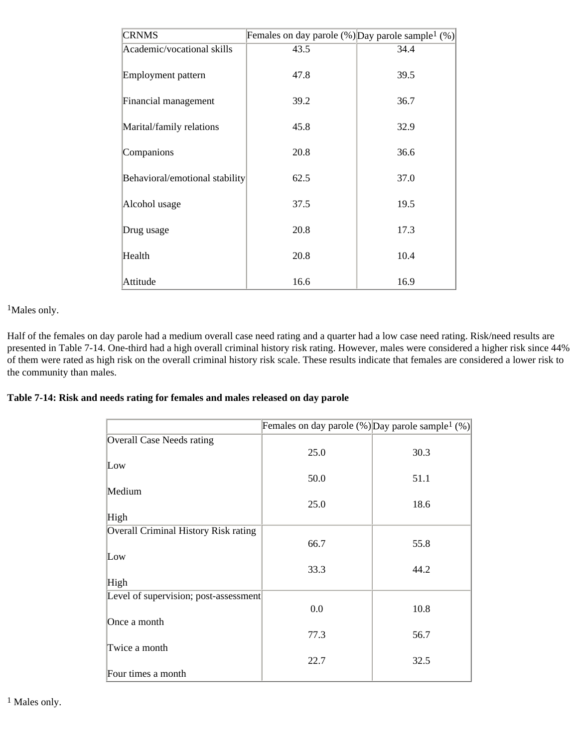| CRNMS | Females on day parole (%) | Day parole sample[1] (%) |
|---|---|---|
| Academic/vocational skills | 43.5 | 34.4 |
| Employment pattern | 47.8 | 39.5 |
| Financial management | 39.2 | 36.7 |
| Marital/family relations | 45.8 | 32.9 |
| Companions | 20.8 | 36.6 |
| Behavioral/emotional stability | 62.5 | 37.0 |
| Alcohol usage | 37.5 | 19.5 |
| Drug usage | 20.8 | 17.3 |
| Health | 20.8 | 10.4 |
| Attitude | 16.6 | 16.9 |

[1]Males only.

Half of the females on day parole had a medium overall case need rating and a quarter had a low case need rating. Risk/need results are presented in Table 7-14. One-third had a high overall criminal history risk rating. However, males were considered a higher risk since 44% of them were rated as high risk on the overall criminal history risk scale. These results indicate that females are considered a lower risk to the community than males.

**Table 7-14: Risk and needs rating for females and males released on day parole**

| | Females on day parole (%) | Day parole sample[1] (%) |
|---|---|---|
| Overall Case Needs rating | | |
| Low | 25.0 | 30.3 |
| Medium | 50.0 | 51.1 |
| High | 25.0 | 18.6 |
| Overall Criminal History Risk rating | | |
| Low | 66.7 | 55.8 |
| High | 33.3 | 44.2 |
| Level of supervision; post-assessment | | |
| Once a month | 0.0 | 10.8 |
| Twice a month | 77.3 | 56.7 |
| Four times a month | 22.7 | 32.5 |

[1] Males only.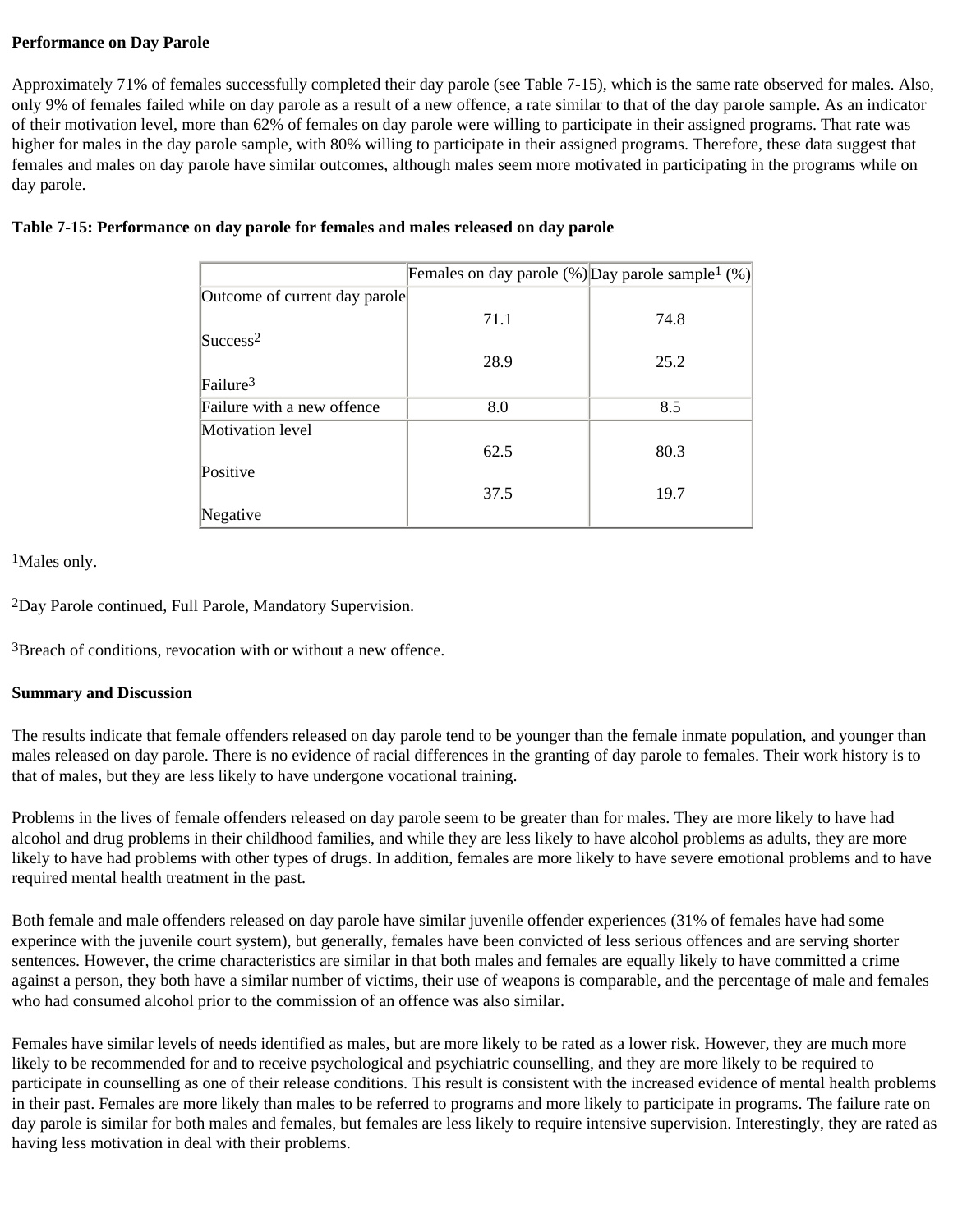**Performance on Day Parole**

Approximately 71% of females successfully completed their day parole (see Table 7-15), which is the same rate observed for males. Also, only 9% of females failed while on day parole as a result of a new offence, a rate similar to that of the day parole sample. As an indicator of their motivation level, more than 62% of females on day parole were willing to participate in their assigned programs. That rate was higher for males in the day parole sample, with 80% willing to participate in their assigned programs. Therefore, these data suggest that females and males on day parole have similar outcomes, although males seem more motivated in participating in the programs while on day parole.

**Table 7-15: Performance on day parole for females and males released on day parole**

| | Females on day parole (%) | Day parole sample[1] (%) |
|---|---|---|
| Outcome of current day parole | | |
| Success[2] | 71.1 | 74.8 |
| Failure[3] | 28.9 | 25.2 |
| Failure with a new offence | 8.0 | 8.5 |
| Motivation level | | |
| Positive | 62.5 | 80.3 |
| Negative | 37.5 | 19.7 |

[1]Males only.

[2]Day Parole continued, Full Parole, Mandatory Supervision.

[3]Breach of conditions, revocation with or without a new offence.

**Summary and Discussion**

The results indicate that female offenders released on day parole tend to be younger than the female inmate population, and younger than males released on day parole. There is no evidence of racial differences in the granting of day parole to females. Their work history is to that of males, but they are less likely to have undergone vocational training.

Problems in the lives of female offenders released on day parole seem to be greater than for males. They are more likely to have had alcohol and drug problems in their childhood families, and while they are less likely to have alcohol problems as adults, they are more likely to have had problems with other types of drugs. In addition, females are more likely to have severe emotional problems and to have required mental health treatment in the past.

Both female and male offenders released on day parole have similar juvenile offender experiences (31% of females have had some experince with the juvenile court system), but generally, females have been convicted of less serious offences and are serving shorter sentences. However, the crime characteristics are similar in that both males and females are equally likely to have committed a crime against a person, they both have a similar number of victims, their use of weapons is comparable, and the percentage of male and females who had consumed alcohol prior to the commission of an offence was also similar.

Females have similar levels of needs identified as males, but are more likely to be rated as a lower risk. However, they are much more likely to be recommended for and to receive psychological and psychiatric counselling, and they are more likely to be required to participate in counselling as one of their release conditions. This result is consistent with the increased evidence of mental health problems in their past. Females are more likely than males to be referred to programs and more likely to participate in programs. The failure rate on day parole is similar for both males and females, but females are less likely to require intensive supervision. Interestingly, they are rated as having less motivation in deal with their problems.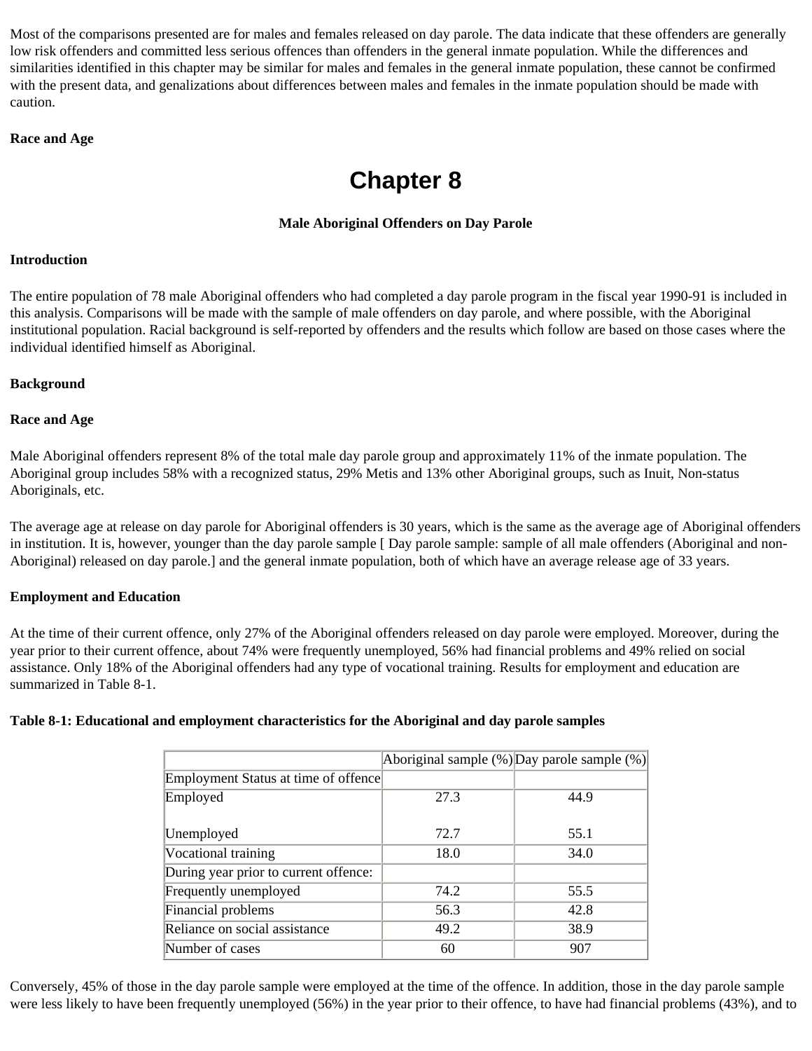Most of the comparisons presented are for males and females released on day parole. The data indicate that these offenders are generally low risk offenders and committed less serious offences than offenders in the general inmate population. While the differences and similarities identified in this chapter may be similar for males and females in the general inmate population, these cannot be confirmed with the present data, and genalizations about differences between males and females in the inmate population should be made with caution.

**Race and Age**

# Chapter 8

**Male Aboriginal Offenders on Day Parole**

**Introduction**

The entire population of 78 male Aboriginal offenders who had completed a day parole program in the fiscal year 1990-91 is included in this analysis. Comparisons will be made with the sample of male offenders on day parole, and where possible, with the Aboriginal institutional population. Racial background is self-reported by offenders and the results which follow are based on those cases where the individual identified himself as Aboriginal.

**Background**

**Race and Age**

Male Aboriginal offenders represent 8% of the total male day parole group and approximately 11% of the inmate population. The Aboriginal group includes 58% with a recognized status, 29% Metis and 13% other Aboriginal groups, such as Inuit, Non-status Aboriginals, etc.

The average age at release on day parole for Aboriginal offenders is 30 years, which is the same as the average age of Aboriginal offenders in institution. It is, however, younger than the day parole sample [ Day parole sample: sample of all male offenders (Aboriginal and non-Aboriginal) released on day parole.] and the general inmate population, both of which have an average release age of 33 years.

**Employment and Education**

At the time of their current offence, only 27% of the Aboriginal offenders released on day parole were employed. Moreover, during the year prior to their current offence, about 74% were frequently unemployed, 56% had financial problems and 49% relied on social assistance. Only 18% of the Aboriginal offenders had any type of vocational training. Results for employment and education are summarized in Table 8-1.

**Table 8-1: Educational and employment characteristics for the Aboriginal and day parole samples**

| | Aboriginal sample (%) | Day parole sample (%) |
|---|---|---|
| Employment Status at time of offence | | |
| Employed | 27.3 | 44.9 |
| Unemployed | 72.7 | 55.1 |
| Vocational training | 18.0 | 34.0 |
| During year prior to current offence: | | |
| Frequently unemployed | 74.2 | 55.5 |
| Financial problems | 56.3 | 42.8 |
| Reliance on social assistance | 49.2 | 38.9 |
| Number of cases | 60 | 907 |

Conversely, 45% of those in the day parole sample were employed at the time of the offence. In addition, those in the day parole sample were less likely to have been frequently unemployed (56%) in the year prior to their offence, to have had financial problems (43%), and to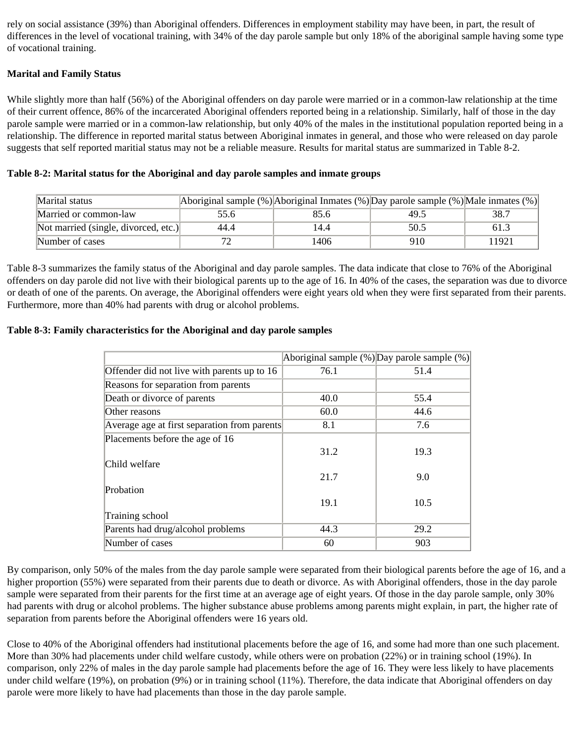rely on social assistance (39%) than Aboriginal offenders. Differences in employment stability may have been, in part, the result of differences in the level of vocational training, with 34% of the day parole sample but only 18% of the aboriginal sample having some type of vocational training.

**Marital and Family Status**

While slightly more than half (56%) of the Aboriginal offenders on day parole were married or in a common-law relationship at the time of their current offence, 86% of the incarcerated Aboriginal offenders reported being in a relationship. Similarly, half of those in the day parole sample were married or in a common-law relationship, but only 40% of the males in the institutional population reported being in a relationship. The difference in reported marital status between Aboriginal inmates in general, and those who were released on day parole suggests that self reported maritial status may not be a reliable measure. Results for marital status are summarized in Table 8-2.

**Table 8-2: Marital status for the Aboriginal and day parole samples and inmate groups**

| Marital status | Aboriginal sample (%) | Aboriginal Inmates (%) | Day parole sample (%) | Male inmates (%) |
|---|---|---|---|---|
| Married or common-law | 55.6 | 85.6 | 49.5 | 38.7 |
| Not married (single, divorced, etc.) | 44.4 | 14.4 | 50.5 | 61.3 |
| Number of cases | 72 | 1406 | 910 | 11921 |

Table 8-3 summarizes the family status of the Aboriginal and day parole samples. The data indicate that close to 76% of the Aboriginal offenders on day parole did not live with their biological parents up to the age of 16. In 40% of the cases, the separation was due to divorce or death of one of the parents. On average, the Aboriginal offenders were eight years old when they were first separated from their parents. Furthermore, more than 40% had parents with drug or alcohol problems.

**Table 8-3: Family characteristics for the Aboriginal and day parole samples**

| | Aboriginal sample (%) | Day parole sample (%) |
|---|---|---|
| Offender did not live with parents up to 16 | 76.1 | 51.4 |
| Reasons for separation from parents | | |
| Death or divorce of parents | 40.0 | 55.4 |
| Other reasons | 60.0 | 44.6 |
| Average age at first separation from parents | 8.1 | 7.6 |
| Placements before the age of 16 | | |
| Child welfare | 31.2 | 19.3 |
| Probation | 21.7 | 9.0 |
| Training school | 19.1 | 10.5 |
| Parents had drug/alcohol problems | 44.3 | 29.2 |
| Number of cases | 60 | 903 |

By comparison, only 50% of the males from the day parole sample were separated from their biological parents before the age of 16, and a higher proportion (55%) were separated from their parents due to death or divorce. As with Aboriginal offenders, those in the day parole sample were separated from their parents for the first time at an average age of eight years. Of those in the day parole sample, only 30% had parents with drug or alcohol problems. The higher substance abuse problems among parents might explain, in part, the higher rate of separation from parents before the Aboriginal offenders were 16 years old.

Close to 40% of the Aboriginal offenders had institutional placements before the age of 16, and some had more than one such placement. More than 30% had placements under child welfare custody, while others were on probation (22%) or in training school (19%). In comparison, only 22% of males in the day parole sample had placements before the age of 16. They were less likely to have placements under child welfare (19%), on probation (9%) or in training school (11%). Therefore, the data indicate that Aboriginal offenders on day parole were more likely to have had placements than those in the day parole sample.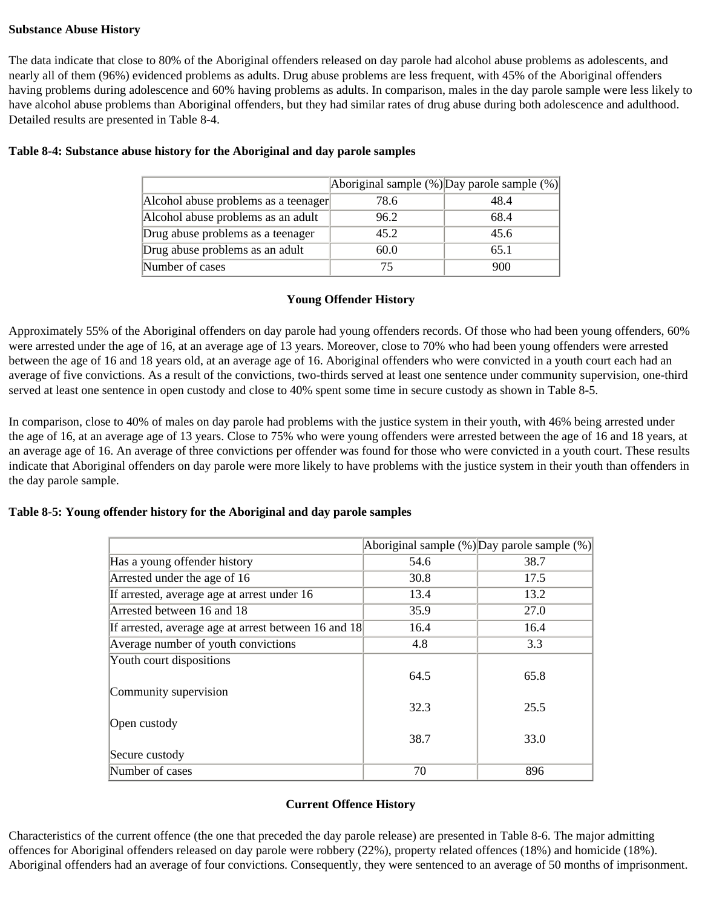**Substance Abuse History**

The data indicate that close to 80% of the Aboriginal offenders released on day parole had alcohol abuse problems as adolescents, and nearly all of them (96%) evidenced problems as adults. Drug abuse problems are less frequent, with 45% of the Aboriginal offenders having problems during adolescence and 60% having problems as adults. In comparison, males in the day parole sample were less likely to have alcohol abuse problems than Aboriginal offenders, but they had similar rates of drug abuse during both adolescence and adulthood. Detailed results are presented in Table 8-4.

**Table 8-4: Substance abuse history for the Aboriginal and day parole samples**

| | Aboriginal sample (%) | Day parole sample (%) |
|---|---|---|
| Alcohol abuse problems as a teenager | 78.6 | 48.4 |
| Alcohol abuse problems as an adult | 96.2 | 68.4 |
| Drug abuse problems as a teenager | 45.2 | 45.6 |
| Drug abuse problems as an adult | 60.0 | 65.1 |
| Number of cases | 75 | 900 |

**Young Offender History**

Approximately 55% of the Aboriginal offenders on day parole had young offenders records. Of those who had been young offenders, 60% were arrested under the age of 16, at an average age of 13 years. Moreover, close to 70% who had been young offenders were arrested between the age of 16 and 18 years old, at an average age of 16. Aboriginal offenders who were convicted in a youth court each had an average of five convictions. As a result of the convictions, two-thirds served at least one sentence under community supervision, one-third served at least one sentence in open custody and close to 40% spent some time in secure custody as shown in Table 8-5.

In comparison, close to 40% of males on day parole had problems with the justice system in their youth, with 46% being arrested under the age of 16, at an average age of 13 years. Close to 75% who were young offenders were arrested between the age of 16 and 18 years, at an average age of 16. An average of three convictions per offender was found for those who were convicted in a youth court. These results indicate that Aboriginal offenders on day parole were more likely to have problems with the justice system in their youth than offenders in the day parole sample.

**Table 8-5: Young offender history for the Aboriginal and day parole samples**

| | Aboriginal sample (%) | Day parole sample (%) |
|---|---|---|
| Has a young offender history | 54.6 | 38.7 |
| Arrested under the age of 16 | 30.8 | 17.5 |
| If arrested, average age at arrest under 16 | 13.4 | 13.2 |
| Arrested between 16 and 18 | 35.9 | 27.0 |
| If arrested, average age at arrest between 16 and 18 | 16.4 | 16.4 |
| Average number of youth convictions | 4.8 | 3.3 |
| Youth court dispositions | | |
| Community supervision | 64.5 | 65.8 |
| Open custody | 32.3 | 25.5 |
| Secure custody | 38.7 | 33.0 |
| Number of cases | 70 | 896 |

**Current Offence History**

Characteristics of the current offence (the one that preceded the day parole release) are presented in Table 8-6. The major admitting offences for Aboriginal offenders released on day parole were robbery (22%), property related offences (18%) and homicide (18%). Aboriginal offenders had an average of four convictions. Consequently, they were sentenced to an average of 50 months of imprisonment.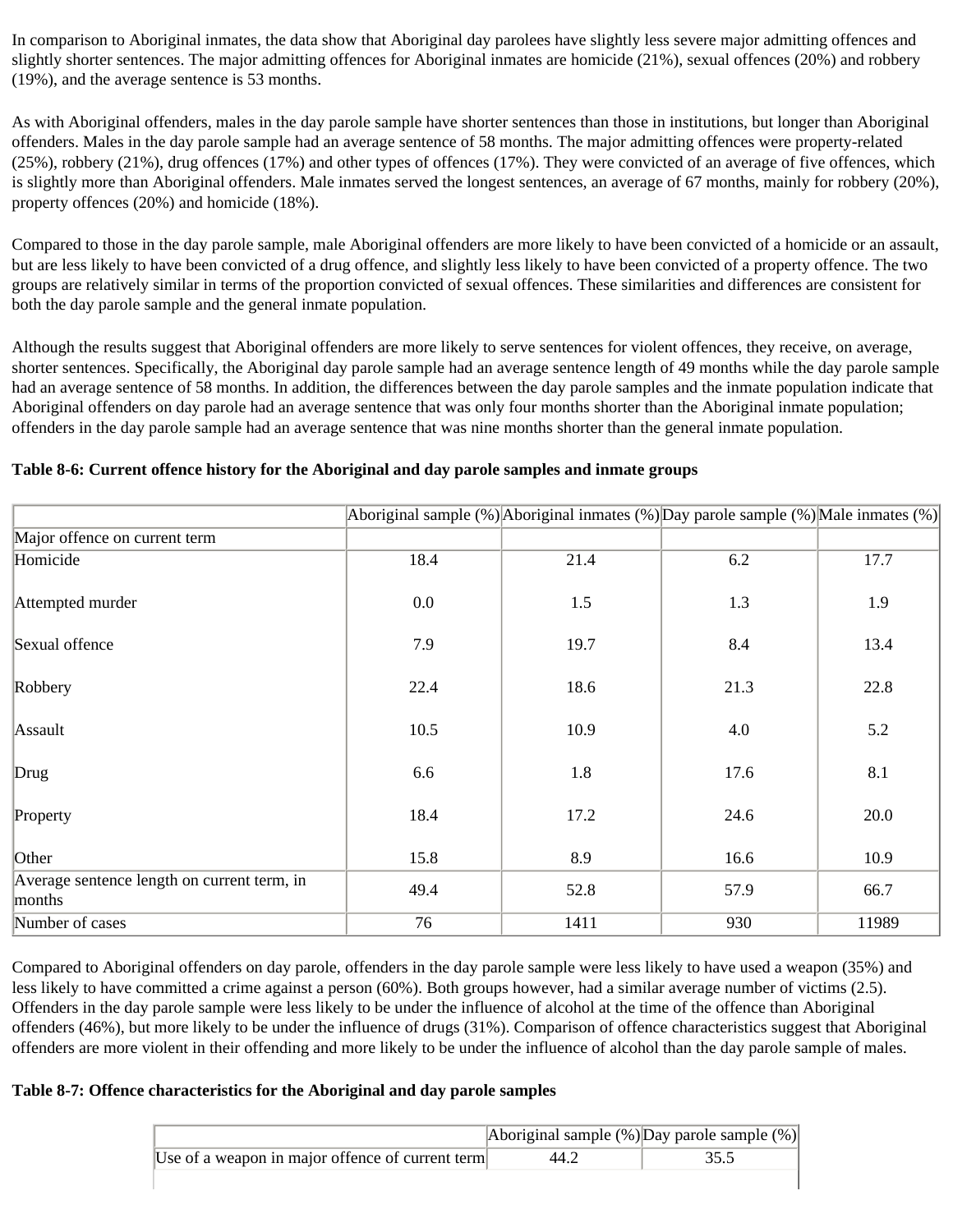In comparison to Aboriginal inmates, the data show that Aboriginal day parolees have slightly less severe major admitting offences and slightly shorter sentences. The major admitting offences for Aboriginal inmates are homicide (21%), sexual offences (20%) and robbery (19%), and the average sentence is 53 months.

As with Aboriginal offenders, males in the day parole sample have shorter sentences than those in institutions, but longer than Aboriginal offenders. Males in the day parole sample had an average sentence of 58 months. The major admitting offences were property-related (25%), robbery (21%), drug offences (17%) and other types of offences (17%). They were convicted of an average of five offences, which is slightly more than Aboriginal offenders. Male inmates served the longest sentences, an average of 67 months, mainly for robbery (20%), property offences (20%) and homicide (18%).

Compared to those in the day parole sample, male Aboriginal offenders are more likely to have been convicted of a homicide or an assault, but are less likely to have been convicted of a drug offence, and slightly less likely to have been convicted of a property offence. The two groups are relatively similar in terms of the proportion convicted of sexual offences. These similarities and differences are consistent for both the day parole sample and the general inmate population.

Although the results suggest that Aboriginal offenders are more likely to serve sentences for violent offences, they receive, on average, shorter sentences. Specifically, the Aboriginal day parole sample had an average sentence length of 49 months while the day parole sample had an average sentence of 58 months. In addition, the differences between the day parole samples and the inmate population indicate that Aboriginal offenders on day parole had an average sentence that was only four months shorter than the Aboriginal inmate population; offenders in the day parole sample had an average sentence that was nine months shorter than the general inmate population.

**Table 8-6: Current offence history for the Aboriginal and day parole samples and inmate groups**

| | Aboriginal sample (%) | Aboriginal inmates (%) | Day parole sample (%) | Male inmates (%) |
|---|---|---|---|---|
| Major offence on current term | | | | |
| Homicide | 18.4 | 21.4 | 6.2 | 17.7 |
| Attempted murder | 0.0 | 1.5 | 1.3 | 1.9 |
| Sexual offence | 7.9 | 19.7 | 8.4 | 13.4 |
| Robbery | 22.4 | 18.6 | 21.3 | 22.8 |
| Assault | 10.5 | 10.9 | 4.0 | 5.2 |
| Drug | 6.6 | 1.8 | 17.6 | 8.1 |
| Property | 18.4 | 17.2 | 24.6 | 20.0 |
| Other | 15.8 | 8.9 | 16.6 | 10.9 |
| Average sentence length on current term, in months | 49.4 | 52.8 | 57.9 | 66.7 |
| Number of cases | 76 | 1411 | 930 | 11989 |

Compared to Aboriginal offenders on day parole, offenders in the day parole sample were less likely to have used a weapon (35%) and less likely to have committed a crime against a person (60%). Both groups however, had a similar average number of victims (2.5). Offenders in the day parole sample were less likely to be under the influence of alcohol at the time of the offence than Aboriginal offenders (46%), but more likely to be under the influence of drugs (31%). Comparison of offence characteristics suggest that Aboriginal offenders are more violent in their offending and more likely to be under the influence of alcohol than the day parole sample of males.

**Table 8-7: Offence characteristics for the Aboriginal and day parole samples**

| | Aboriginal sample (%) | Day parole sample (%) |
|---|---|---|
| Use of a weapon in major offence of current term | 44.2 | 35.5 |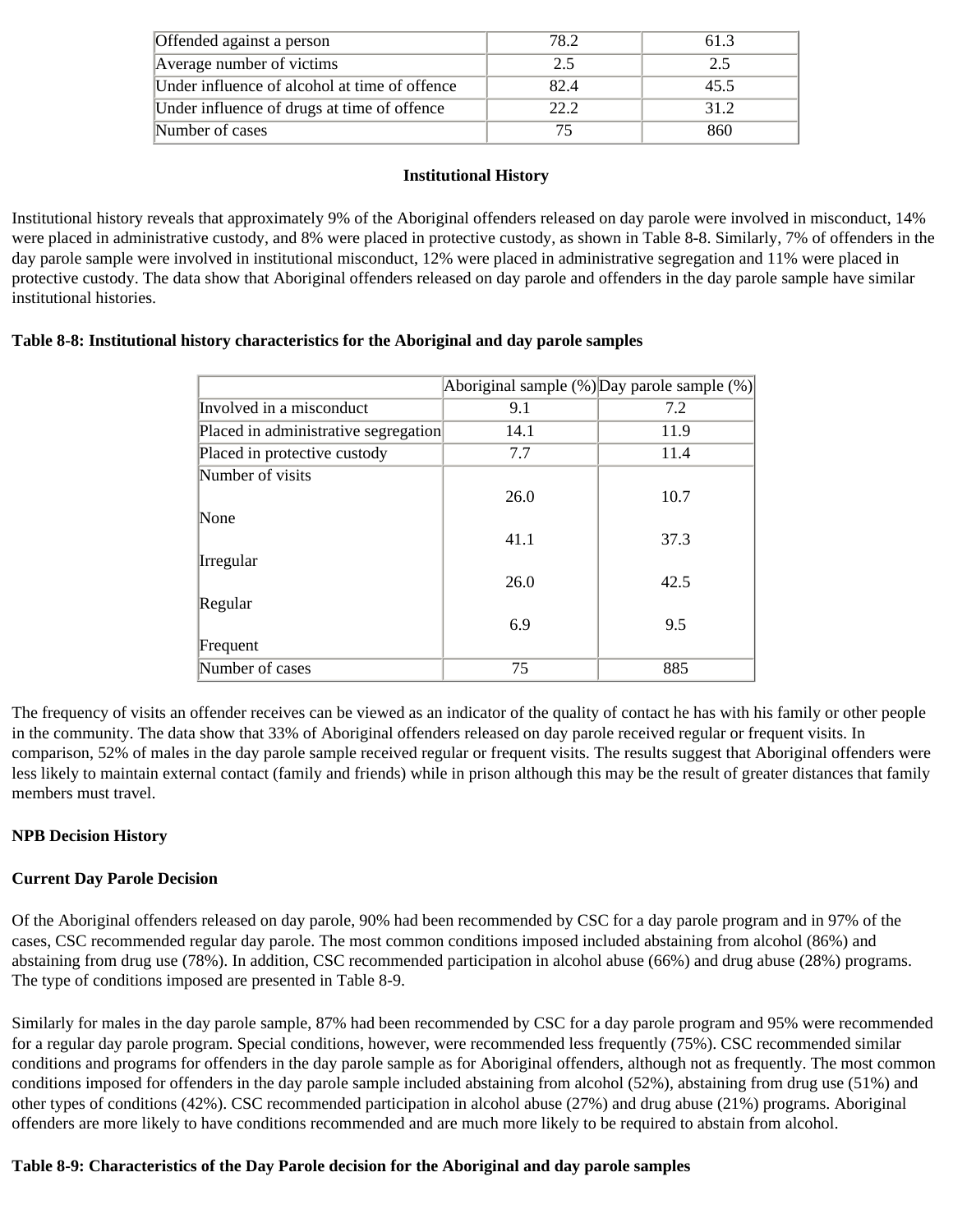| | | |
|---|---|---|
| Offended against a person | 78.2 | 61.3 |
| Average number of victims | 2.5 | 2.5 |
| Under influence of alcohol at time of offence | 82.4 | 45.5 |
| Under influence of drugs at time of offence | 22.2 | 31.2 |
| Number of cases | 75 | 860 |

**Institutional History**

Institutional history reveals that approximately 9% of the Aboriginal offenders released on day parole were involved in misconduct, 14% were placed in administrative custody, and 8% were placed in protective custody, as shown in Table 8-8. Similarly, 7% of offenders in the day parole sample were involved in institutional misconduct, 12% were placed in administrative segregation and 11% were placed in protective custody. The data show that Aboriginal offenders released on day parole and offenders in the day parole sample have similar institutional histories.

**Table 8-8: Institutional history characteristics for the Aboriginal and day parole samples**

| | Aboriginal sample (%) | Day parole sample (%) |
|---|---|---|
| Involved in a misconduct | 9.1 | 7.2 |
| Placed in administrative segregation | 14.1 | 11.9 |
| Placed in protective custody | 7.7 | 11.4 |
| Number of visits | | |
| None | 26.0 | 10.7 |
| Irregular | 41.1 | 37.3 |
| Regular | 26.0 | 42.5 |
| Frequent | 6.9 | 9.5 |
| Number of cases | 75 | 885 |

The frequency of visits an offender receives can be viewed as an indicator of the quality of contact he has with his family or other people in the community. The data show that 33% of Aboriginal offenders released on day parole received regular or frequent visits. In comparison, 52% of males in the day parole sample received regular or frequent visits. The results suggest that Aboriginal offenders were less likely to maintain external contact (family and friends) while in prison although this may be the result of greater distances that family members must travel.

**NPB Decision History**

**Current Day Parole Decision**

Of the Aboriginal offenders released on day parole, 90% had been recommended by CSC for a day parole program and in 97% of the cases, CSC recommended regular day parole. The most common conditions imposed included abstaining from alcohol (86%) and abstaining from drug use (78%). In addition, CSC recommended participation in alcohol abuse (66%) and drug abuse (28%) programs. The type of conditions imposed are presented in Table 8-9.

Similarly for males in the day parole sample, 87% had been recommended by CSC for a day parole program and 95% were recommended for a regular day parole program. Special conditions, however, were recommended less frequently (75%). CSC recommended similar conditions and programs for offenders in the day parole sample as for Aboriginal offenders, although not as frequently. The most common conditions imposed for offenders in the day parole sample included abstaining from alcohol (52%), abstaining from drug use (51%) and other types of conditions (42%). CSC recommended participation in alcohol abuse (27%) and drug abuse (21%) programs. Aboriginal offenders are more likely to have conditions recommended and are much more likely to be required to abstain from alcohol.

**Table 8-9: Characteristics of the Day Parole decision for the Aboriginal and day parole samples**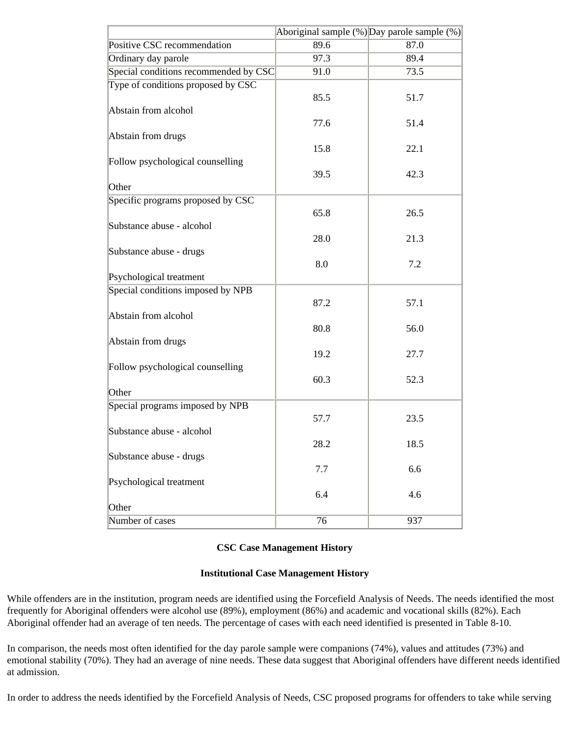| | Aboriginal sample (%) | Day parole sample (%) |
|---|---|---|
| Positive CSC recommendation | 89.6 | 87.0 |
| Ordinary day parole | 97.3 | 89.4 |
| Special conditions recommended by CSC | 91.0 | 73.5 |
| Type of conditions proposed by CSC | | |
| Abstain from alcohol | 85.5 | 51.7 |
| Abstain from drugs | 77.6 | 51.4 |
| Follow psychological counselling | 15.8 | 22.1 |
| Other | 39.5 | 42.3 |
| Specific programs proposed by CSC | | |
| Substance abuse - alcohol | 65.8 | 26.5 |
| Substance abuse - drugs | 28.0 | 21.3 |
| Psychological treatment | 8.0 | 7.2 |
| Special conditions imposed by NPB | | |
| Abstain from alcohol | 87.2 | 57.1 |
| Abstain from drugs | 80.8 | 56.0 |
| Follow psychological counselling | 19.2 | 27.7 |
| Other | 60.3 | 52.3 |
| Special programs imposed by NPB | | |
| Substance abuse - alcohol | 57.7 | 23.5 |
| Substance abuse - drugs | 28.2 | 18.5 |
| Psychological treatment | 7.7 | 6.6 |
| Other | 6.4 | 4.6 |
| Number of cases | 76 | 937 |

## CSC Case Management History

### Institutional Case Management History

While offenders are in the institution, program needs are identified using the Forcefield Analysis of Needs. The needs identified the most frequently for Aboriginal offenders were alcohol use (89%), employment (86%) and academic and vocational skills (82%). Each Aboriginal offender had an average of ten needs. The percentage of cases with each need identified is presented in Table 8-10.

In comparison, the needs most often identified for the day parole sample were companions (74%), values and attitudes (73%) and emotional stability (70%). They had an average of nine needs. These data suggest that Aboriginal offenders have different needs identified at admission.

In order to address the needs identified by the Forcefield Analysis of Needs, CSC proposed programs for offenders to take while serving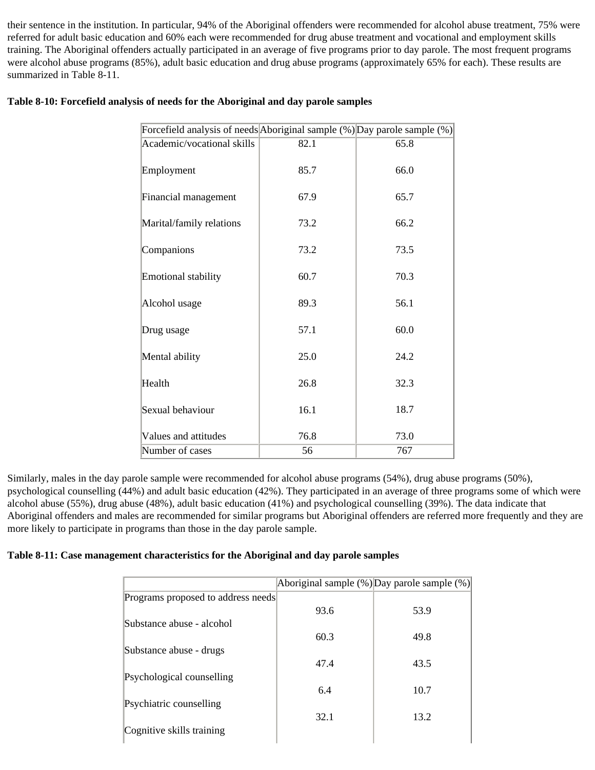their sentence in the institution. In particular, 94% of the Aboriginal offenders were recommended for alcohol abuse treatment, 75% were referred for adult basic education and 60% each were recommended for drug abuse treatment and vocational and employment skills training. The Aboriginal offenders actually participated in an average of five programs prior to day parole. The most frequent programs were alcohol abuse programs (85%), adult basic education and drug abuse programs (approximately 65% for each). These results are summarized in Table 8-11.

**Table 8-10: Forcefield analysis of needs for the Aboriginal and day parole samples**

| Forcefield analysis of needs | Aboriginal sample (%) | Day parole sample (%) |
|---|---|---|
| Academic/vocational skills | 82.1 | 65.8 |
| Employment | 85.7 | 66.0 |
| Financial management | 67.9 | 65.7 |
| Marital/family relations | 73.2 | 66.2 |
| Companions | 73.2 | 73.5 |
| Emotional stability | 60.7 | 70.3 |
| Alcohol usage | 89.3 | 56.1 |
| Drug usage | 57.1 | 60.0 |
| Mental ability | 25.0 | 24.2 |
| Health | 26.8 | 32.3 |
| Sexual behaviour | 16.1 | 18.7 |
| Values and attitudes | 76.8 | 73.0 |
| Number of cases | 56 | 767 |

Similarly, males in the day parole sample were recommended for alcohol abuse programs (54%), drug abuse programs (50%), psychological counselling (44%) and adult basic education (42%). They participated in an average of three programs some of which were alcohol abuse (55%), drug abuse (48%), adult basic education (41%) and psychological counselling (39%). The data indicate that Aboriginal offenders and males are recommended for similar programs but Aboriginal offenders are referred more frequently and they are more likely to participate in programs than those in the day parole sample.

**Table 8-11: Case management characteristics for the Aboriginal and day parole samples**

| | Aboriginal sample (%) | Day parole sample (%) |
|---|---|---|
| Programs proposed to address needs | | |
| Substance abuse - alcohol | 93.6 | 53.9 |
| Substance abuse - drugs | 60.3 | 49.8 |
| Psychological counselling | 47.4 | 43.5 |
| Psychiatric counselling | 6.4 | 10.7 |
| Cognitive skills training | 32.1 | 13.2 |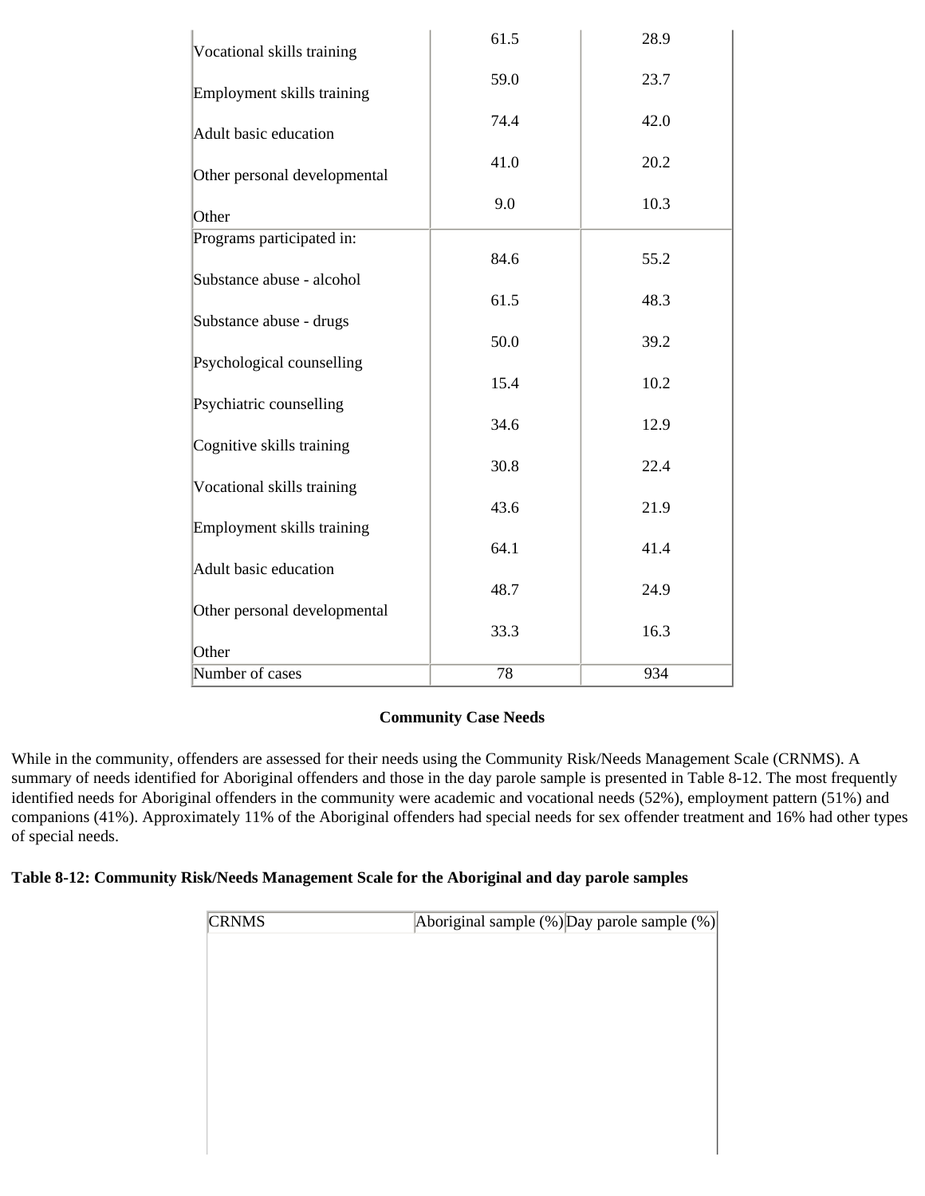| | | |
|---|---|---|
| Vocational skills training | 61.5 | 28.9 |
| Employment skills training | 59.0 | 23.7 |
| Adult basic education | 74.4 | 42.0 |
| Other personal developmental | 41.0 | 20.2 |
| Other | 9.0 | 10.3 |
| Programs participated in: | | |
| Substance abuse - alcohol | 84.6 | 55.2 |
| Substance abuse - drugs | 61.5 | 48.3 |
| Psychological counselling | 50.0 | 39.2 |
| Psychiatric counselling | 15.4 | 10.2 |
| Cognitive skills training | 34.6 | 12.9 |
| Vocational skills training | 30.8 | 22.4 |
| Employment skills training | 43.6 | 21.9 |
| Adult basic education | 64.1 | 41.4 |
| Other personal developmental | 48.7 | 24.9 |
| Other | 33.3 | 16.3 |
| Number of cases | 78 | 934 |

**Community Case Needs**

While in the community, offenders are assessed for their needs using the Community Risk/Needs Management Scale (CRNMS). A summary of needs identified for Aboriginal offenders and those in the day parole sample is presented in Table 8-12. The most frequently identified needs for Aboriginal offenders in the community were academic and vocational needs (52%), employment pattern (51%) and companions (41%). Approximately 11% of the Aboriginal offenders had special needs for sex offender treatment and 16% had other types of special needs.

**Table 8-12: Community Risk/Needs Management Scale for the Aboriginal and day parole samples**

| CRNMS | Aboriginal sample (%) | Day parole sample (%) |
|---|---|---|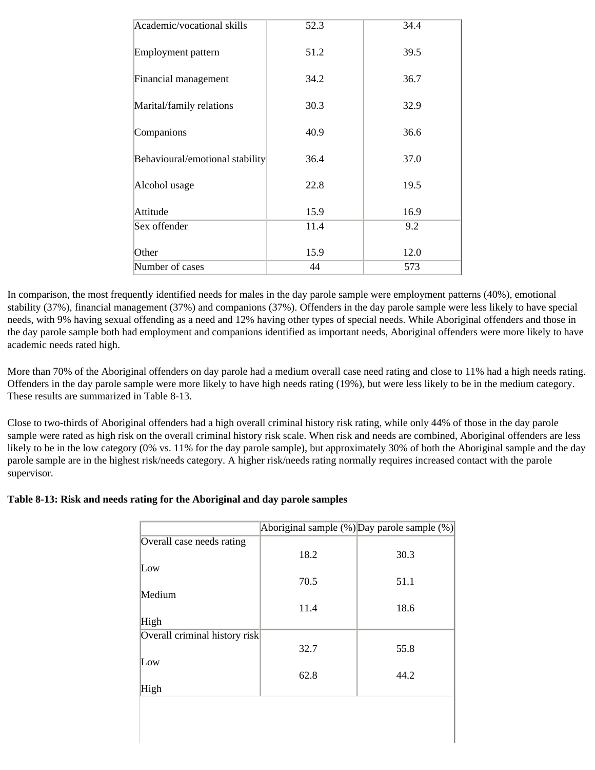| | | |
|---|---|---|
| Academic/vocational skills | 52.3 | 34.4 |
| Employment pattern | 51.2 | 39.5 |
| Financial management | 34.2 | 36.7 |
| Marital/family relations | 30.3 | 32.9 |
| Companions | 40.9 | 36.6 |
| Behavioural/emotional stability | 36.4 | 37.0 |
| Alcohol usage | 22.8 | 19.5 |
| Attitude | 15.9 | 16.9 |
| Sex offender | 11.4 | 9.2 |
| Other | 15.9 | 12.0 |
| Number of cases | 44 | 573 |

In comparison, the most frequently identified needs for males in the day parole sample were employment patterns (40%), emotional stability (37%), financial management (37%) and companions (37%). Offenders in the day parole sample were less likely to have special needs, with 9% having sexual offending as a need and 12% having other types of special needs. While Aboriginal offenders and those in the day parole sample both had employment and companions identified as important needs, Aboriginal offenders were more likely to have academic needs rated high.

More than 70% of the Aboriginal offenders on day parole had a medium overall case need rating and close to 11% had a high needs rating. Offenders in the day parole sample were more likely to have high needs rating (19%), but were less likely to be in the medium category. These results are summarized in Table 8-13.

Close to two-thirds of Aboriginal offenders had a high overall criminal history risk rating, while only 44% of those in the day parole sample were rated as high risk on the overall criminal history risk scale. When risk and needs are combined, Aboriginal offenders are less likely to be in the low category (0% vs. 11% for the day parole sample), but approximately 30% of both the Aboriginal sample and the day parole sample are in the highest risk/needs category. A higher risk/needs rating normally requires increased contact with the parole supervisor.

**Table 8-13: Risk and needs rating for the Aboriginal and day parole samples**

| | Aboriginal sample (%) | Day parole sample (%) |
|---|---|---|
| Overall case needs rating | | |
| Low | 18.2 | 30.3 |
| Medium | 70.5 | 51.1 |
| High | 11.4 | 18.6 |
| Overall criminal history risk | | |
| Low | 32.7 | 55.8 |
| High | 62.8 | 44.2 |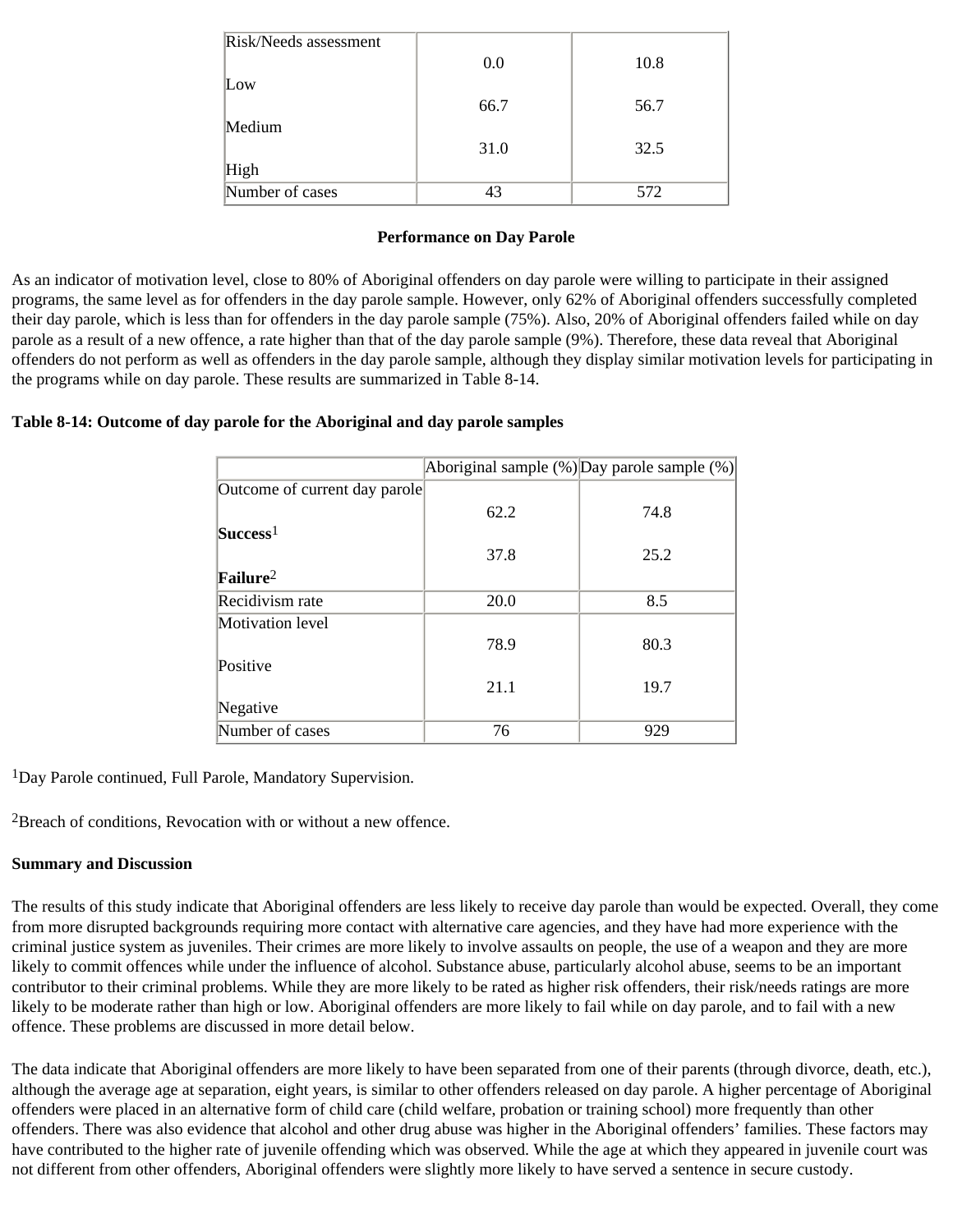| | | |
|---|---|---|
| Risk/Needs assessment | | |
| Low | 0.0 | 10.8 |
| Medium | 66.7 | 56.7 |
| High | 31.0 | 32.5 |
| Number of cases | 43 | 572 |

**Performance on Day Parole**

As an indicator of motivation level, close to 80% of Aboriginal offenders on day parole were willing to participate in their assigned programs, the same level as for offenders in the day parole sample. However, only 62% of Aboriginal offenders successfully completed their day parole, which is less than for offenders in the day parole sample (75%). Also, 20% of Aboriginal offenders failed while on day parole as a result of a new offence, a rate higher than that of the day parole sample (9%). Therefore, these data reveal that Aboriginal offenders do not perform as well as offenders in the day parole sample, although they display similar motivation levels for participating in the programs while on day parole. These results are summarized in Table 8-14.

**Table 8-14: Outcome of day parole for the Aboriginal and day parole samples**

| | Aboriginal sample (%) | Day parole sample (%) |
|---|---|---|
| Outcome of current day parole | | |
| **Success**[1] | 62.2 | 74.8 |
| **Failure**[2] | 37.8 | 25.2 |
| Recidivism rate | 20.0 | 8.5 |
| Motivation level | | |
| Positive | 78.9 | 80.3 |
| Negative | 21.1 | 19.7 |
| Number of cases | 76 | 929 |

[1]Day Parole continued, Full Parole, Mandatory Supervision.

[2]Breach of conditions, Revocation with or without a new offence.

**Summary and Discussion**

The results of this study indicate that Aboriginal offenders are less likely to receive day parole than would be expected. Overall, they come from more disrupted backgrounds requiring more contact with alternative care agencies, and they have had more experience with the criminal justice system as juveniles. Their crimes are more likely to involve assaults on people, the use of a weapon and they are more likely to commit offences while under the influence of alcohol. Substance abuse, particularly alcohol abuse, seems to be an important contributor to their criminal problems. While they are more likely to be rated as higher risk offenders, their risk/needs ratings are more likely to be moderate rather than high or low. Aboriginal offenders are more likely to fail while on day parole, and to fail with a new offence. These problems are discussed in more detail below.

The data indicate that Aboriginal offenders are more likely to have been separated from one of their parents (through divorce, death, etc.), although the average age at separation, eight years, is similar to other offenders released on day parole. A higher percentage of Aboriginal offenders were placed in an alternative form of child care (child welfare, probation or training school) more frequently than other offenders. There was also evidence that alcohol and other drug abuse was higher in the Aboriginal offenders' families. These factors may have contributed to the higher rate of juvenile offending which was observed. While the age at which they appeared in juvenile court was not different from other offenders, Aboriginal offenders were slightly more likely to have served a sentence in secure custody.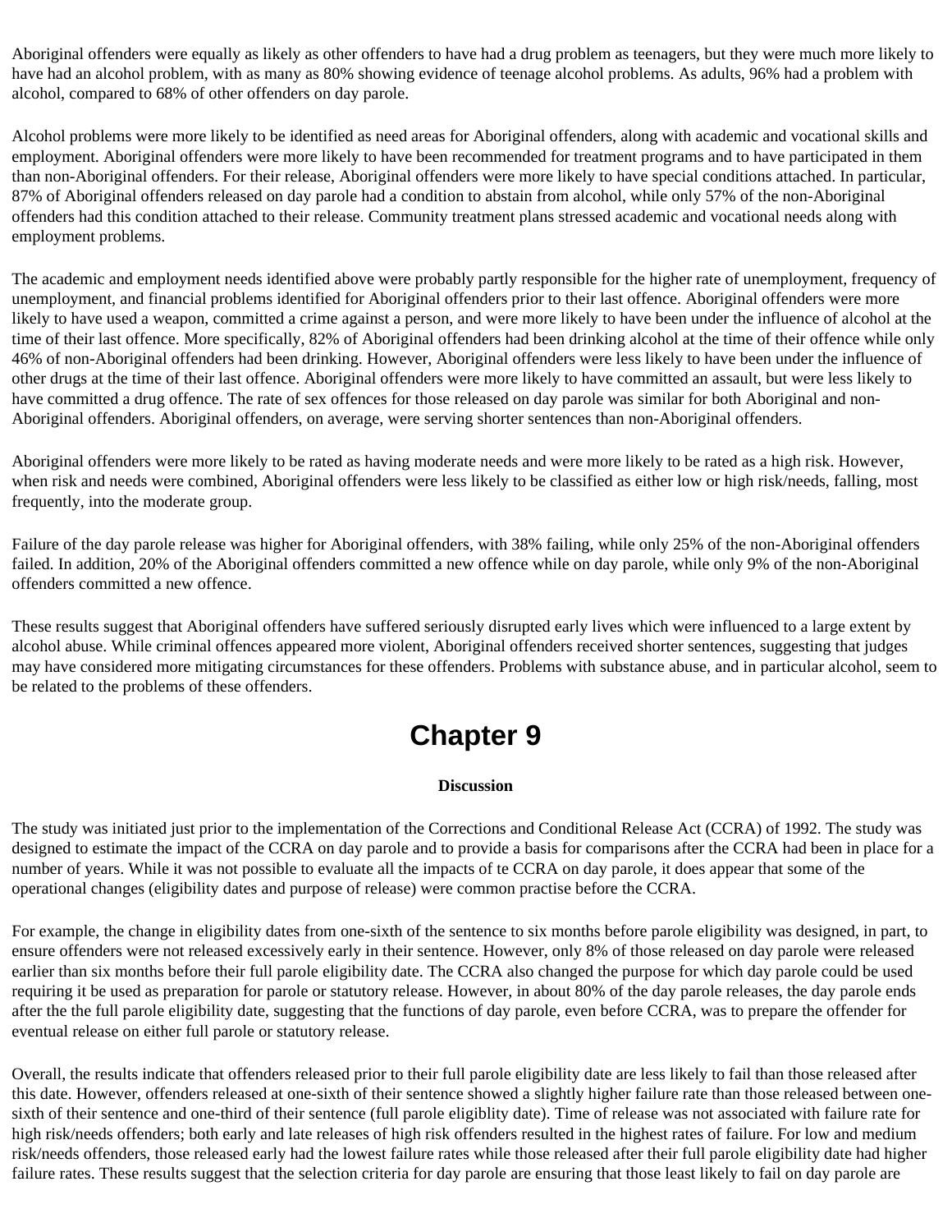Aboriginal offenders were equally as likely as other offenders to have had a drug problem as teenagers, but they were much more likely to have had an alcohol problem, with as many as 80% showing evidence of teenage alcohol problems. As adults, 96% had a problem with alcohol, compared to 68% of other offenders on day parole.

Alcohol problems were more likely to be identified as need areas for Aboriginal offenders, along with academic and vocational skills and employment. Aboriginal offenders were more likely to have been recommended for treatment programs and to have participated in them than non-Aboriginal offenders. For their release, Aboriginal offenders were more likely to have special conditions attached. In particular, 87% of Aboriginal offenders released on day parole had a condition to abstain from alcohol, while only 57% of the non-Aboriginal offenders had this condition attached to their release. Community treatment plans stressed academic and vocational needs along with employment problems.

The academic and employment needs identified above were probably partly responsible for the higher rate of unemployment, frequency of unemployment, and financial problems identified for Aboriginal offenders prior to their last offence. Aboriginal offenders were more likely to have used a weapon, committed a crime against a person, and were more likely to have been under the influence of alcohol at the time of their last offence. More specifically, 82% of Aboriginal offenders had been drinking alcohol at the time of their offence while only 46% of non-Aboriginal offenders had been drinking. However, Aboriginal offenders were less likely to have been under the influence of other drugs at the time of their last offence. Aboriginal offenders were more likely to have committed an assault, but were less likely to have committed a drug offence. The rate of sex offences for those released on day parole was similar for both Aboriginal and non-Aboriginal offenders. Aboriginal offenders, on average, were serving shorter sentences than non-Aboriginal offenders.

Aboriginal offenders were more likely to be rated as having moderate needs and were more likely to be rated as a high risk. However, when risk and needs were combined, Aboriginal offenders were less likely to be classified as either low or high risk/needs, falling, most frequently, into the moderate group.

Failure of the day parole release was higher for Aboriginal offenders, with 38% failing, while only 25% of the non-Aboriginal offenders failed. In addition, 20% of the Aboriginal offenders committed a new offence while on day parole, while only 9% of the non-Aboriginal offenders committed a new offence.

These results suggest that Aboriginal offenders have suffered seriously disrupted early lives which were influenced to a large extent by alcohol abuse. While criminal offences appeared more violent, Aboriginal offenders received shorter sentences, suggesting that judges may have considered more mitigating circumstances for these offenders. Problems with substance abuse, and in particular alcohol, seem to be related to the problems of these offenders.

# Chapter 9

**Discussion**

The study was initiated just prior to the implementation of the Corrections and Conditional Release Act (CCRA) of 1992. The study was designed to estimate the impact of the CCRA on day parole and to provide a basis for comparisons after the CCRA had been in place for a number of years. While it was not possible to evaluate all the impacts of te CCRA on day parole, it does appear that some of the operational changes (eligibility dates and purpose of release) were common practise before the CCRA.

For example, the change in eligibility dates from one-sixth of the sentence to six months before parole eligibility was designed, in part, to ensure offenders were not released excessively early in their sentence. However, only 8% of those released on day parole were released earlier than six months before their full parole eligibility date. The CCRA also changed the purpose for which day parole could be used requiring it be used as preparation for parole or statutory release. However, in about 80% of the day parole releases, the day parole ends after the the full parole eligibility date, suggesting that the functions of day parole, even before CCRA, was to prepare the offender for eventual release on either full parole or statutory release.

Overall, the results indicate that offenders released prior to their full parole eligibility date are less likely to fail than those released after this date. However, offenders released at one-sixth of their sentence showed a slightly higher failure rate than those released between one-sixth of their sentence and one-third of their sentence (full parole eligiblity date). Time of release was not associated with failure rate for high risk/needs offenders; both early and late releases of high risk offenders resulted in the highest rates of failure. For low and medium risk/needs offenders, those released early had the lowest failure rates while those released after their full parole eligibility date had higher failure rates. These results suggest that the selection criteria for day parole are ensuring that those least likely to fail on day parole are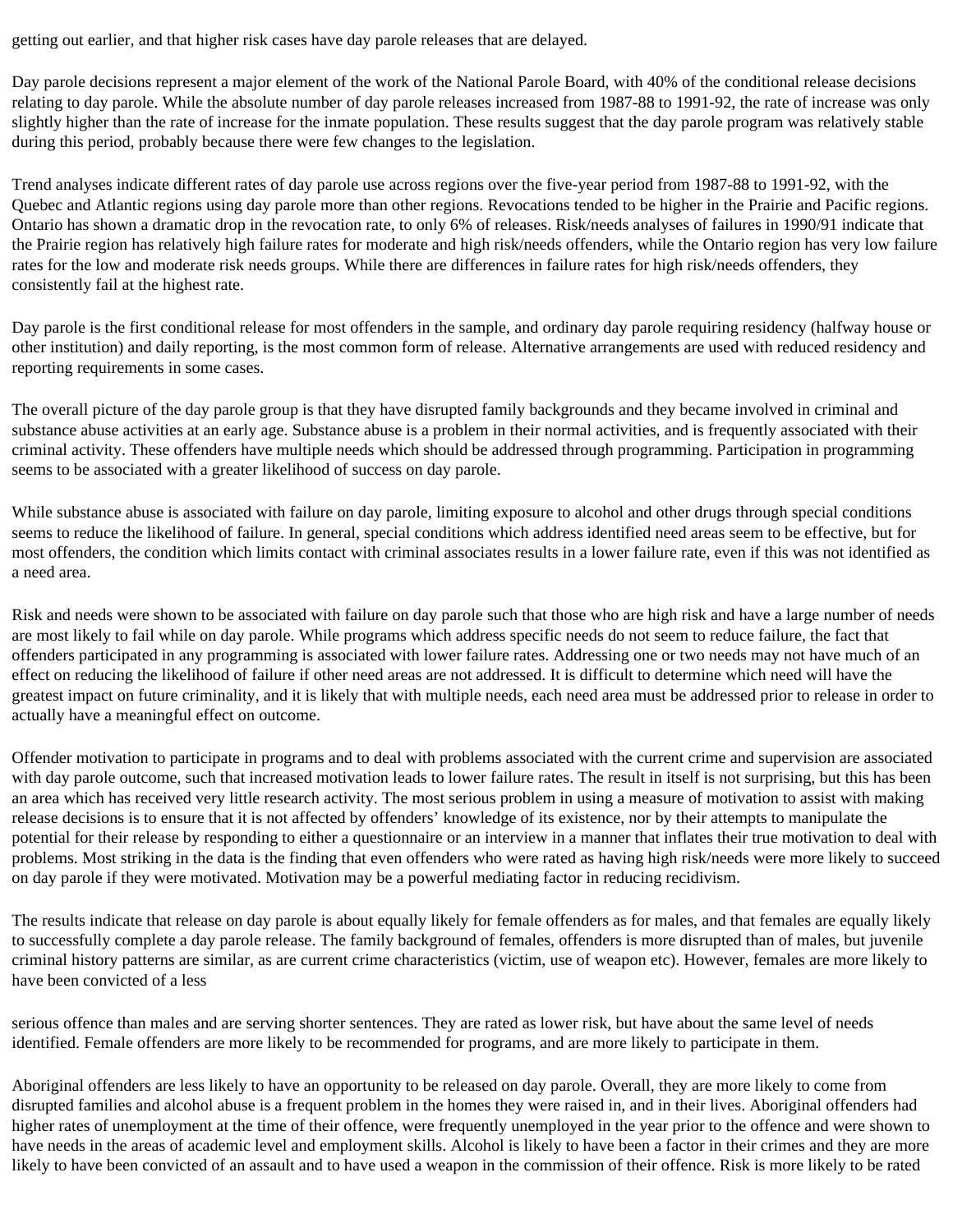getting out earlier, and that higher risk cases have day parole releases that are delayed.

Day parole decisions represent a major element of the work of the National Parole Board, with 40% of the conditional release decisions relating to day parole. While the absolute number of day parole releases increased from 1987-88 to 1991-92, the rate of increase was only slightly higher than the rate of increase for the inmate population. These results suggest that the day parole program was relatively stable during this period, probably because there were few changes to the legislation.

Trend analyses indicate different rates of day parole use across regions over the five-year period from 1987-88 to 1991-92, with the Quebec and Atlantic regions using day parole more than other regions. Revocations tended to be higher in the Prairie and Pacific regions. Ontario has shown a dramatic drop in the revocation rate, to only 6% of releases. Risk/needs analyses of failures in 1990/91 indicate that the Prairie region has relatively high failure rates for moderate and high risk/needs offenders, while the Ontario region has very low failure rates for the low and moderate risk needs groups. While there are differences in failure rates for high risk/needs offenders, they consistently fail at the highest rate.

Day parole is the first conditional release for most offenders in the sample, and ordinary day parole requiring residency (halfway house or other institution) and daily reporting, is the most common form of release. Alternative arrangements are used with reduced residency and reporting requirements in some cases.

The overall picture of the day parole group is that they have disrupted family backgrounds and they became involved in criminal and substance abuse activities at an early age. Substance abuse is a problem in their normal activities, and is frequently associated with their criminal activity. These offenders have multiple needs which should be addressed through programming. Participation in programming seems to be associated with a greater likelihood of success on day parole.

While substance abuse is associated with failure on day parole, limiting exposure to alcohol and other drugs through special conditions seems to reduce the likelihood of failure. In general, special conditions which address identified need areas seem to be effective, but for most offenders, the condition which limits contact with criminal associates results in a lower failure rate, even if this was not identified as a need area.

Risk and needs were shown to be associated with failure on day parole such that those who are high risk and have a large number of needs are most likely to fail while on day parole. While programs which address specific needs do not seem to reduce failure, the fact that offenders participated in any programming is associated with lower failure rates. Addressing one or two needs may not have much of an effect on reducing the likelihood of failure if other need areas are not addressed. It is difficult to determine which need will have the greatest impact on future criminality, and it is likely that with multiple needs, each need area must be addressed prior to release in order to actually have a meaningful effect on outcome.

Offender motivation to participate in programs and to deal with problems associated with the current crime and supervision are associated with day parole outcome, such that increased motivation leads to lower failure rates. The result in itself is not surprising, but this has been an area which has received very little research activity. The most serious problem in using a measure of motivation to assist with making release decisions is to ensure that it is not affected by offenders' knowledge of its existence, nor by their attempts to manipulate the potential for their release by responding to either a questionnaire or an interview in a manner that inflates their true motivation to deal with problems. Most striking in the data is the finding that even offenders who were rated as having high risk/needs were more likely to succeed on day parole if they were motivated. Motivation may be a powerful mediating factor in reducing recidivism.

The results indicate that release on day parole is about equally likely for female offenders as for males, and that females are equally likely to successfully complete a day parole release. The family background of females, offenders is more disrupted than of males, but juvenile criminal history patterns are similar, as are current crime characteristics (victim, use of weapon etc). However, females are more likely to have been convicted of a less serious offence than males and are serving shorter sentences. They are rated as lower risk, but have about the same level of needs identified. Female offenders are more likely to be recommended for programs, and are more likely to participate in them.

Aboriginal offenders are less likely to have an opportunity to be released on day parole. Overall, they are more likely to come from disrupted families and alcohol abuse is a frequent problem in the homes they were raised in, and in their lives. Aboriginal offenders had higher rates of unemployment at the time of their offence, were frequently unemployed in the year prior to the offence and were shown to have needs in the areas of academic level and employment skills. Alcohol is likely to have been a factor in their crimes and they are more likely to have been convicted of an assault and to have used a weapon in the commission of their offence. Risk is more likely to be rated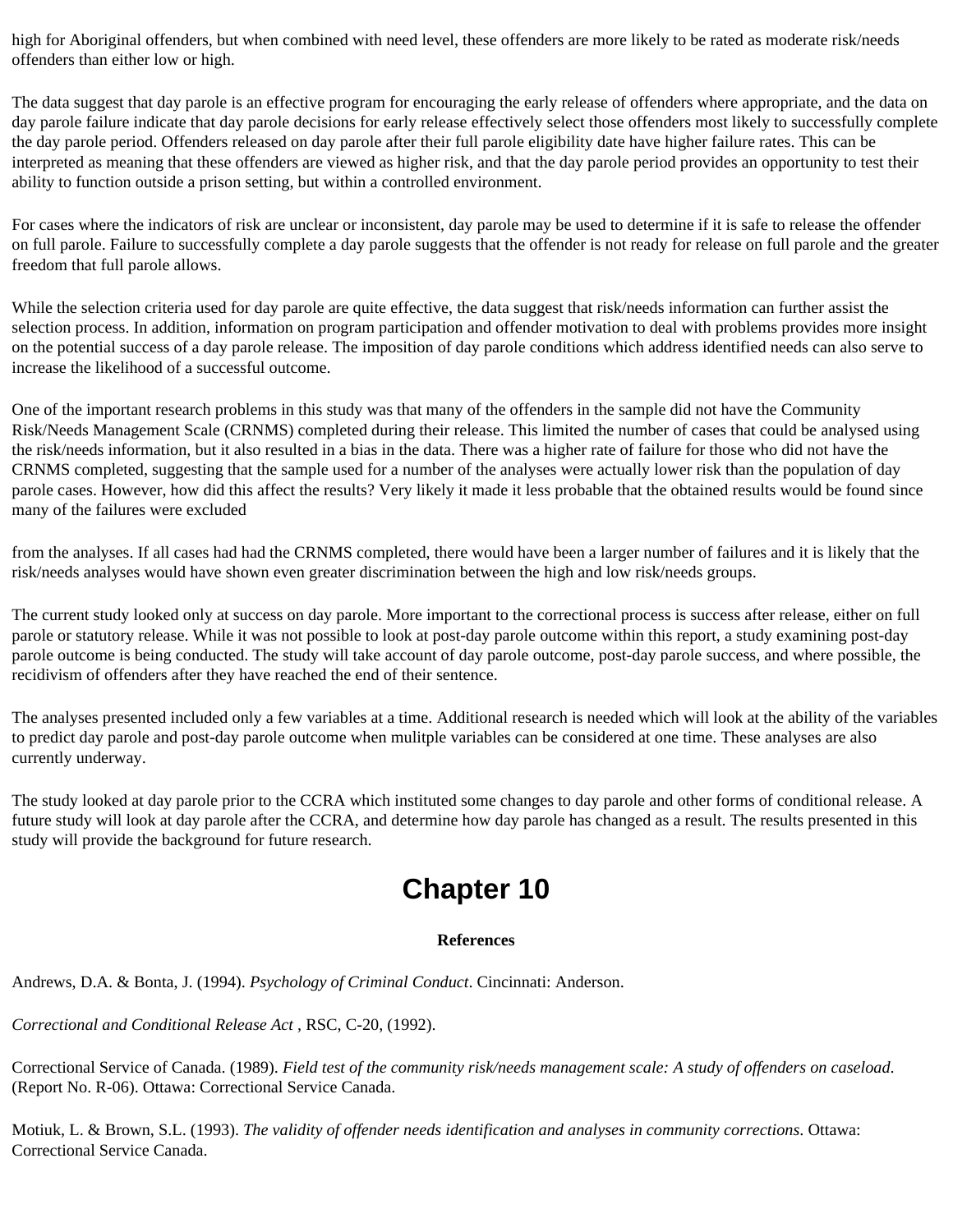high for Aboriginal offenders, but when combined with need level, these offenders are more likely to be rated as moderate risk/needs offenders than either low or high.

The data suggest that day parole is an effective program for encouraging the early release of offenders where appropriate, and the data on day parole failure indicate that day parole decisions for early release effectively select those offenders most likely to successfully complete the day parole period. Offenders released on day parole after their full parole eligibility date have higher failure rates. This can be interpreted as meaning that these offenders are viewed as higher risk, and that the day parole period provides an opportunity to test their ability to function outside a prison setting, but within a controlled environment.

For cases where the indicators of risk are unclear or inconsistent, day parole may be used to determine if it is safe to release the offender on full parole. Failure to successfully complete a day parole suggests that the offender is not ready for release on full parole and the greater freedom that full parole allows.

While the selection criteria used for day parole are quite effective, the data suggest that risk/needs information can further assist the selection process. In addition, information on program participation and offender motivation to deal with problems provides more insight on the potential success of a day parole release. The imposition of day parole conditions which address identified needs can also serve to increase the likelihood of a successful outcome.

One of the important research problems in this study was that many of the offenders in the sample did not have the Community Risk/Needs Management Scale (CRNMS) completed during their release. This limited the number of cases that could be analysed using the risk/needs information, but it also resulted in a bias in the data. There was a higher rate of failure for those who did not have the CRNMS completed, suggesting that the sample used for a number of the analyses were actually lower risk than the population of day parole cases. However, how did this affect the results? Very likely it made it less probable that the obtained results would be found since many of the failures were excluded from the analyses. If all cases had had the CRNMS completed, there would have been a larger number of failures and it is likely that the risk/needs analyses would have shown even greater discrimination between the high and low risk/needs groups.

The current study looked only at success on day parole. More important to the correctional process is success after release, either on full parole or statutory release. While it was not possible to look at post-day parole outcome within this report, a study examining post-day parole outcome is being conducted. The study will take account of day parole outcome, post-day parole success, and where possible, the recidivism of offenders after they have reached the end of their sentence.

The analyses presented included only a few variables at a time. Additional research is needed which will look at the ability of the variables to predict day parole and post-day parole outcome when mulitple variables can be considered at one time. These analyses are also currently underway.

The study looked at day parole prior to the CCRA which instituted some changes to day parole and other forms of conditional release. A future study will look at day parole after the CCRA, and determine how day parole has changed as a result. The results presented in this study will provide the background for future research.

# Chapter 10

**References**

Andrews, D.A. & Bonta, J. (1994). *Psychology of Criminal Conduct*. Cincinnati: Anderson.

*Correctional and Conditional Release Act* , RSC, C-20, (1992).

Correctional Service of Canada. (1989). *Field test of the community risk/needs management scale: A study of offenders on caseload*. (Report No. R-06). Ottawa: Correctional Service Canada.

Motiuk, L. & Brown, S.L. (1993). *The validity of offender needs identification and analyses in community corrections*. Ottawa: Correctional Service Canada.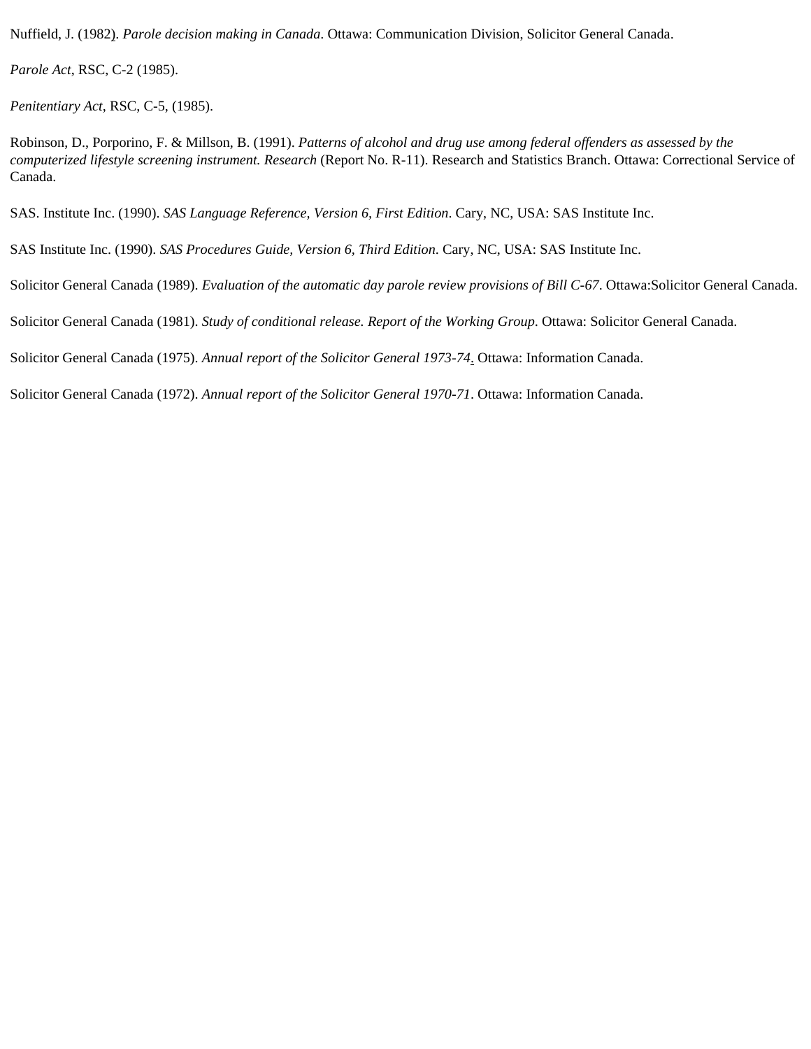Nuffield, J. (1982). *Parole decision making in Canada*. Ottawa: Communication Division, Solicitor General Canada.

*Parole Act*, RSC, C-2 (1985).

*Penitentiary Act*, RSC, C-5, (1985).

Robinson, D., Porporino, F. & Millson, B. (1991). *Patterns of alcohol and drug use among federal offenders as assessed by the computerized lifestyle screening instrument. Research* (Report No. R-11). Research and Statistics Branch. Ottawa: Correctional Service of Canada.

SAS. Institute Inc. (1990). *SAS Language Reference, Version 6, First Edition*. Cary, NC, USA: SAS Institute Inc.

SAS Institute Inc. (1990). *SAS Procedures Guide, Version 6, Third Edition*. Cary, NC, USA: SAS Institute Inc.

Solicitor General Canada (1989). *Evaluation of the automatic day parole review provisions of Bill C-67*. Ottawa:Solicitor General Canada.

Solicitor General Canada (1981). *Study of conditional release. Report of the Working Group*. Ottawa: Solicitor General Canada.

Solicitor General Canada (1975). *Annual report of the Solicitor General 1973-74*. Ottawa: Information Canada.

Solicitor General Canada (1972). *Annual report of the Solicitor General 1970-71*. Ottawa: Information Canada.